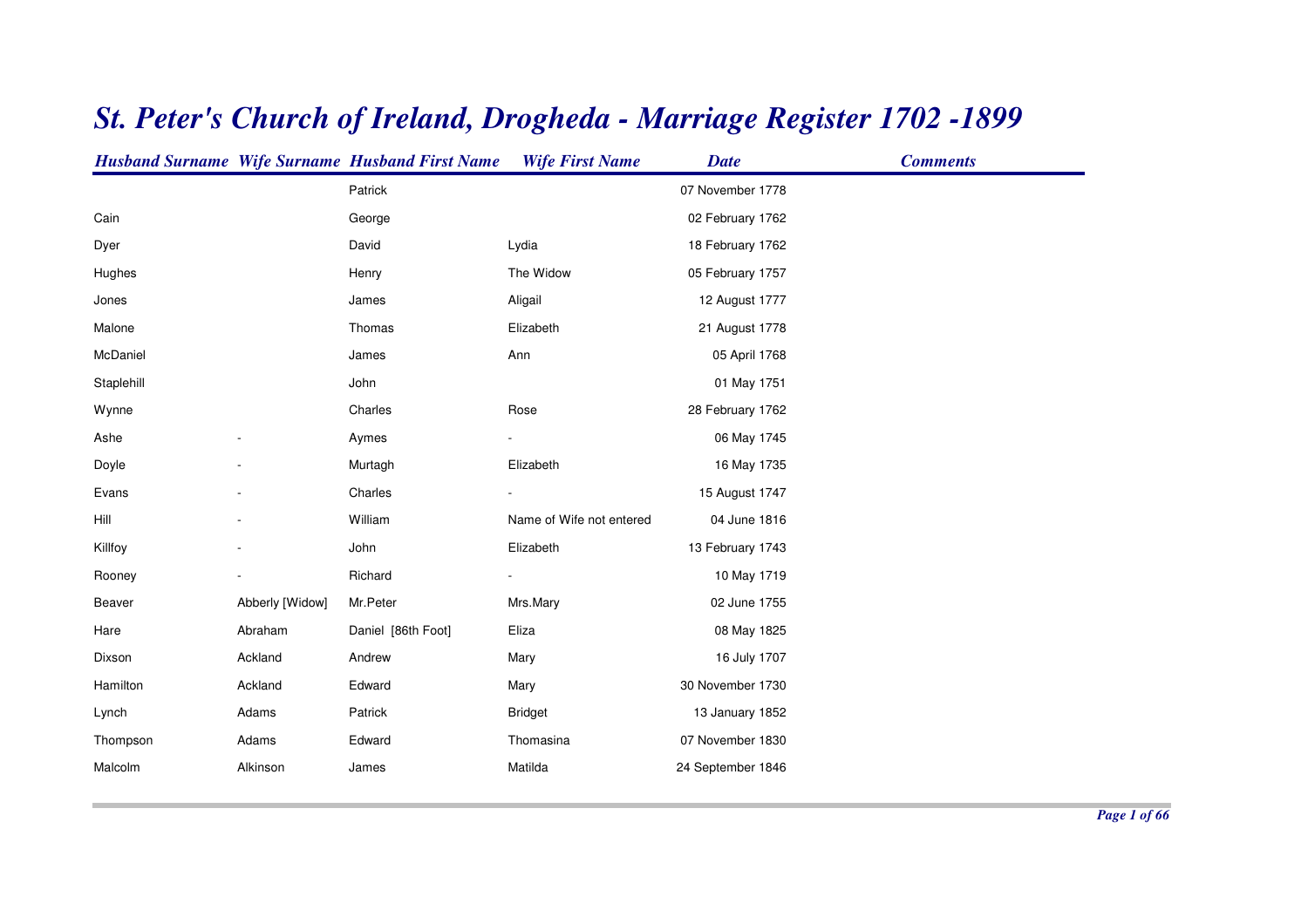# St. Peter's Church of Ireland, Drogheda - Marriage Register 1702 -1899

| Husband Surname | Wife Surname | Husband First Name | Wife First Name | Date | Comments |
|---|---|---|---|---|---|
| | | Patrick | | 07 November 1778 | |
| Cain | | George | | 02 February 1762 | |
| Dyer | | David | Lydia | 18 February 1762 | |
| Hughes | | Henry | The Widow | 05 February 1757 | |
| Jones | | James | Aligail | 12 August 1777 | |
| Malone | | Thomas | Elizabeth | 21 August 1778 | |
| McDaniel | | James | Ann | 05 April 1768 | |
| Staplehill | | John | | 01 May 1751 | |
| Wynne | | Charles | Rose | 28 February 1762 | |
| Ashe | - | Aymes | - | 06 May 1745 | |
| Doyle | - | Murtagh | Elizabeth | 16 May 1735 | |
| Evans | - | Charles | - | 15 August 1747 | |
| Hill | - | William | Name of Wife not entered | 04 June 1816 | |
| Killfoy | - | John | Elizabeth | 13 February 1743 | |
| Rooney | - | Richard | - | 10 May 1719 | |
| Beaver | Abberly [Widow] | Mr.Peter | Mrs.Mary | 02 June 1755 | |
| Hare | Abraham | Daniel [86th Foot] | Eliza | 08 May 1825 | |
| Dixson | Ackland | Andrew | Mary | 16 July 1707 | |
| Hamilton | Ackland | Edward | Mary | 30 November 1730 | |
| Lynch | Adams | Patrick | Bridget | 13 January 1852 | |
| Thompson | Adams | Edward | Thomasina | 07 November 1830 | |
| Malcolm | Alkinson | James | Matilda | 24 September 1846 | |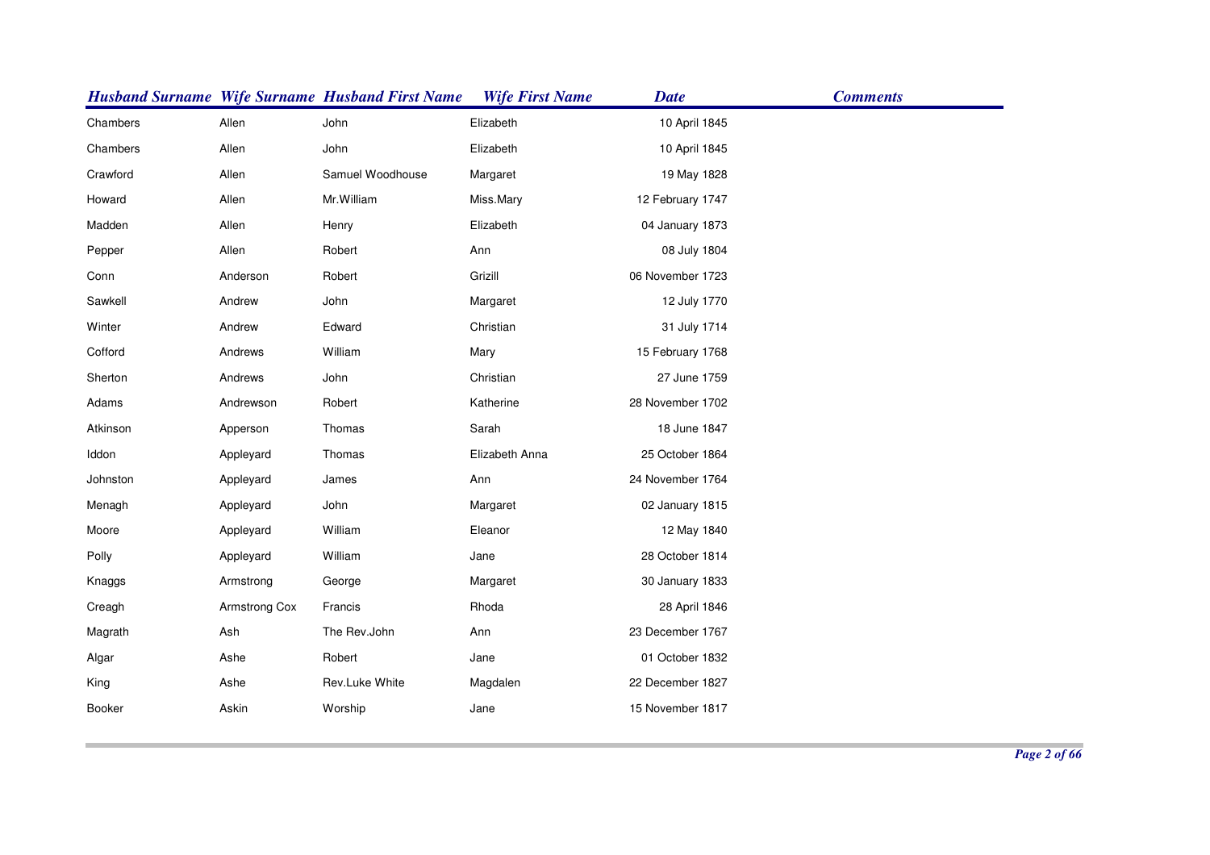| Husband Surname | Wife Surname | Husband First Name | Wife First Name | Date | Comments |
|---|---|---|---|---|---|
| Chambers | Allen | John | Elizabeth | 10 April 1845 | |
| Chambers | Allen | John | Elizabeth | 10 April 1845 | |
| Crawford | Allen | Samuel Woodhouse | Margaret | 19 May 1828 | |
| Howard | Allen | Mr.William | Miss.Mary | 12 February 1747 | |
| Madden | Allen | Henry | Elizabeth | 04 January 1873 | |
| Pepper | Allen | Robert | Ann | 08 July 1804 | |
| Conn | Anderson | Robert | Grizill | 06 November 1723 | |
| Sawkell | Andrew | John | Margaret | 12 July 1770 | |
| Winter | Andrew | Edward | Christian | 31 July 1714 | |
| Cofford | Andrews | William | Mary | 15 February 1768 | |
| Sherton | Andrews | John | Christian | 27 June 1759 | |
| Adams | Andrewson | Robert | Katherine | 28 November 1702 | |
| Atkinson | Apperson | Thomas | Sarah | 18 June 1847 | |
| Iddon | Appleyard | Thomas | Elizabeth Anna | 25 October 1864 | |
| Johnston | Appleyard | James | Ann | 24 November 1764 | |
| Menagh | Appleyard | John | Margaret | 02 January 1815 | |
| Moore | Appleyard | William | Eleanor | 12 May 1840 | |
| Polly | Appleyard | William | Jane | 28 October 1814 | |
| Knaggs | Armstrong | George | Margaret | 30 January 1833 | |
| Creagh | Armstrong Cox | Francis | Rhoda | 28 April 1846 | |
| Magrath | Ash | The Rev.John | Ann | 23 December 1767 | |
| Algar | Ashe | Robert | Jane | 01 October 1832 | |
| King | Ashe | Rev.Luke White | Magdalen | 22 December 1827 | |
| Booker | Askin | Worship | Jane | 15 November 1817 | |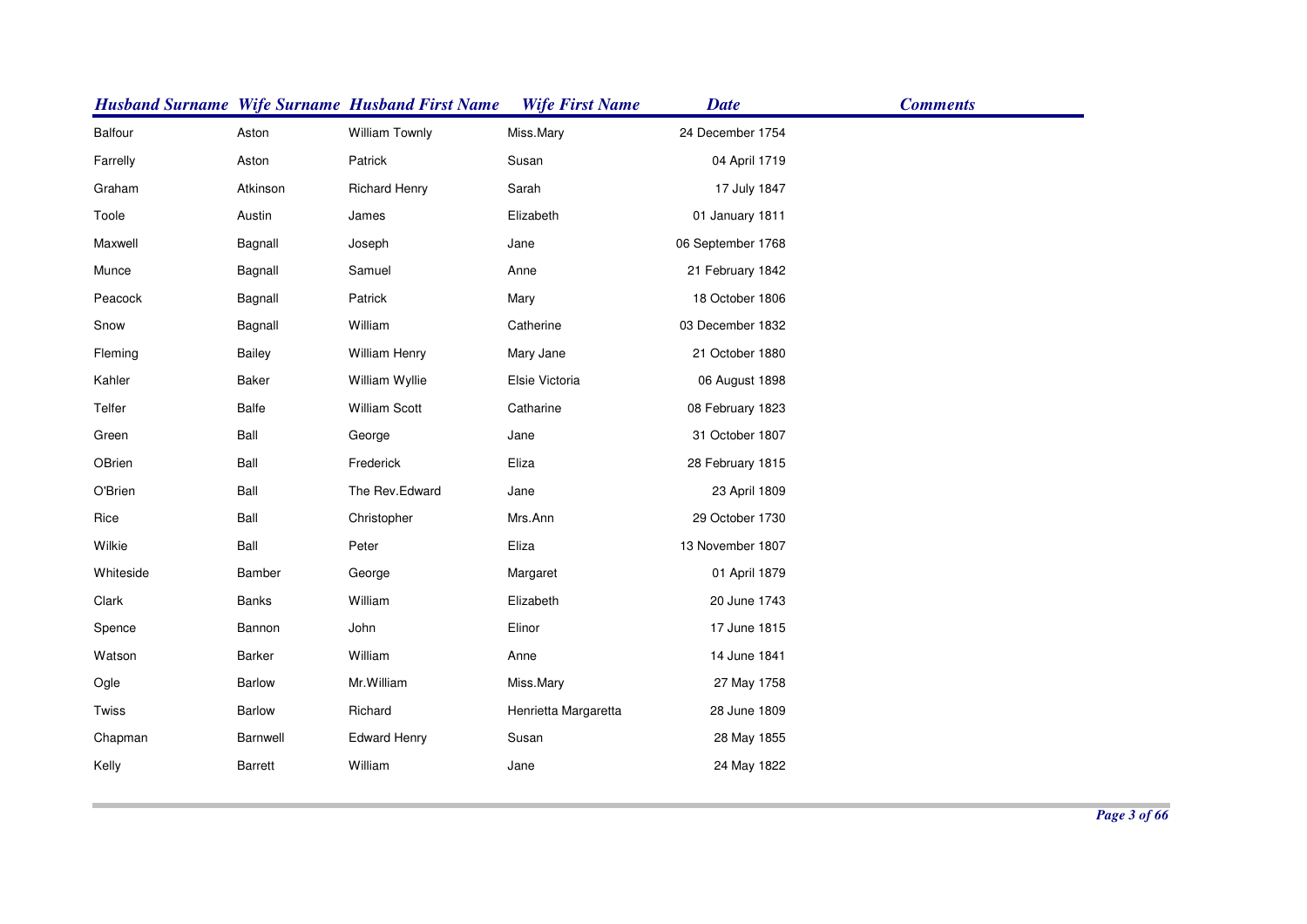| Husband Surname | Wife Surname | Husband First Name | Wife First Name | Date | Comments |
|---|---|---|---|---|---|
| Balfour | Aston | William Townly | Miss.Mary | 24 December 1754 | |
| Farrelly | Aston | Patrick | Susan | 04 April 1719 | |
| Graham | Atkinson | Richard Henry | Sarah | 17 July 1847 | |
| Toole | Austin | James | Elizabeth | 01 January 1811 | |
| Maxwell | Bagnall | Joseph | Jane | 06 September 1768 | |
| Munce | Bagnall | Samuel | Anne | 21 February 1842 | |
| Peacock | Bagnall | Patrick | Mary | 18 October 1806 | |
| Snow | Bagnall | William | Catherine | 03 December 1832 | |
| Fleming | Bailey | William Henry | Mary Jane | 21 October 1880 | |
| Kahler | Baker | William Wyllie | Elsie Victoria | 06 August 1898 | |
| Telfer | Balfe | William Scott | Catharine | 08 February 1823 | |
| Green | Ball | George | Jane | 31 October 1807 | |
| OBrien | Ball | Frederick | Eliza | 28 February 1815 | |
| O'Brien | Ball | The Rev.Edward | Jane | 23 April 1809 | |
| Rice | Ball | Christopher | Mrs.Ann | 29 October 1730 | |
| Wilkie | Ball | Peter | Eliza | 13 November 1807 | |
| Whiteside | Bamber | George | Margaret | 01 April 1879 | |
| Clark | Banks | William | Elizabeth | 20 June 1743 | |
| Spence | Bannon | John | Elinor | 17 June 1815 | |
| Watson | Barker | William | Anne | 14 June 1841 | |
| Ogle | Barlow | Mr.William | Miss.Mary | 27 May 1758 | |
| Twiss | Barlow | Richard | Henrietta Margaretta | 28 June 1809 | |
| Chapman | Barnwell | Edward Henry | Susan | 28 May 1855 | |
| Kelly | Barrett | William | Jane | 24 May 1822 | |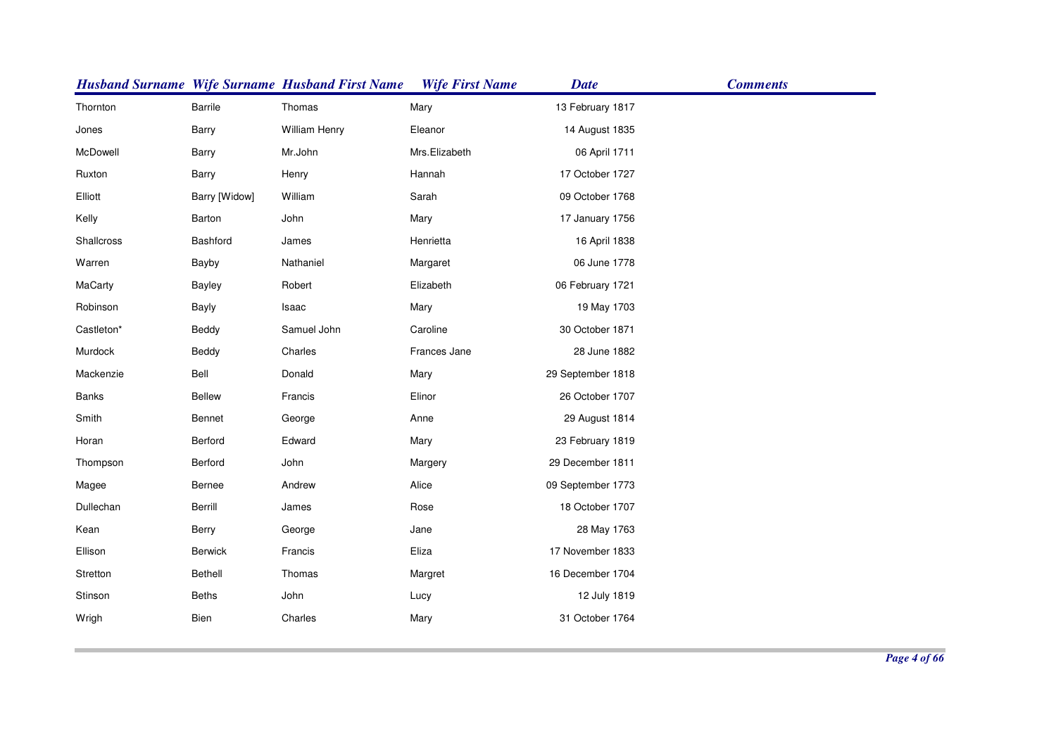| Husband Surname | Wife Surname | Husband First Name | Wife First Name | Date | Comments |
| --- | --- | --- | --- | --- | --- |
| Thornton | Barrile | Thomas | Mary | 13 February 1817 | |
| Jones | Barry | William Henry | Eleanor | 14 August 1835 | |
| McDowell | Barry | Mr.John | Mrs.Elizabeth | 06 April 1711 | |
| Ruxton | Barry | Henry | Hannah | 17 October 1727 | |
| Elliott | Barry [Widow] | William | Sarah | 09 October 1768 | |
| Kelly | Barton | John | Mary | 17 January 1756 | |
| Shallcross | Bashford | James | Henrietta | 16 April 1838 | |
| Warren | Bayby | Nathaniel | Margaret | 06 June 1778 | |
| MaCarty | Bayley | Robert | Elizabeth | 06 February 1721 | |
| Robinson | Bayly | Isaac | Mary | 19 May 1703 | |
| Castleton* | Beddy | Samuel John | Caroline | 30 October 1871 | |
| Murdock | Beddy | Charles | Frances Jane | 28 June 1882 | |
| Mackenzie | Bell | Donald | Mary | 29 September 1818 | |
| Banks | Bellew | Francis | Elinor | 26 October 1707 | |
| Smith | Bennet | George | Anne | 29 August 1814 | |
| Horan | Berford | Edward | Mary | 23 February 1819 | |
| Thompson | Berford | John | Margery | 29 December 1811 | |
| Magee | Bernee | Andrew | Alice | 09 September 1773 | |
| Dullechan | Berrill | James | Rose | 18 October 1707 | |
| Kean | Berry | George | Jane | 28 May 1763 | |
| Ellison | Berwick | Francis | Eliza | 17 November 1833 | |
| Stretton | Bethell | Thomas | Margret | 16 December 1704 | |
| Stinson | Beths | John | Lucy | 12 July 1819 | |
| Wrigh | Bien | Charles | Mary | 31 October 1764 | |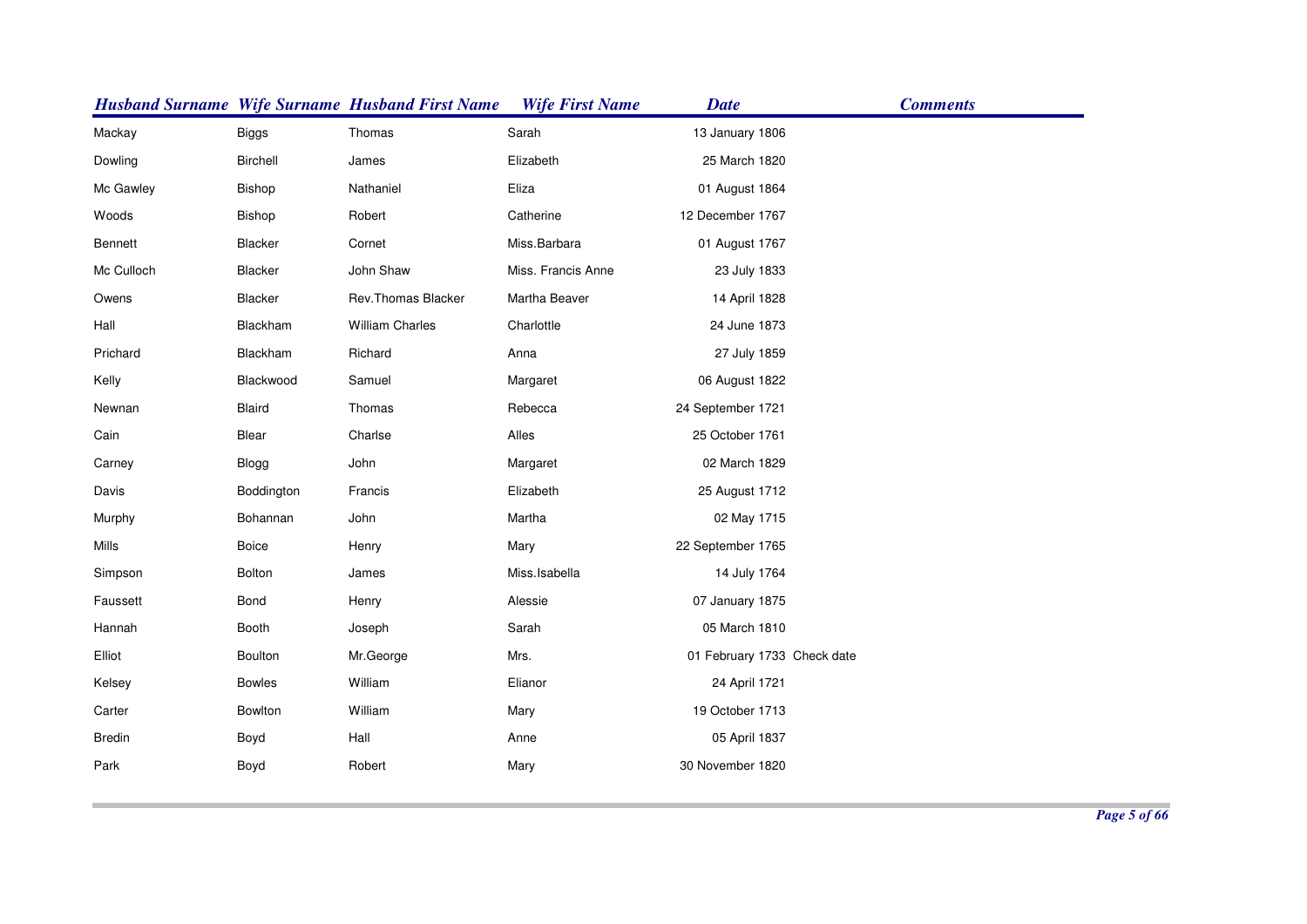| Husband Surname | Wife Surname | Husband First Name | Wife First Name | Date | Comments |
|---|---|---|---|---|---|
| Mackay | Biggs | Thomas | Sarah | 13 January 1806 | |
| Dowling | Birchell | James | Elizabeth | 25 March 1820 | |
| Mc Gawley | Bishop | Nathaniel | Eliza | 01 August 1864 | |
| Woods | Bishop | Robert | Catherine | 12 December 1767 | |
| Bennett | Blacker | Cornet | Miss.Barbara | 01 August 1767 | |
| Mc Culloch | Blacker | John Shaw | Miss. Francis Anne | 23 July 1833 | |
| Owens | Blacker | Rev.Thomas Blacker | Martha Beaver | 14 April 1828 | |
| Hall | Blackham | William Charles | Charlottle | 24 June 1873 | |
| Prichard | Blackham | Richard | Anna | 27 July 1859 | |
| Kelly | Blackwood | Samuel | Margaret | 06 August 1822 | |
| Newnan | Blaird | Thomas | Rebecca | 24 September 1721 | |
| Cain | Blear | Charlse | Alles | 25 October 1761 | |
| Carney | Blogg | John | Margaret | 02 March 1829 | |
| Davis | Boddington | Francis | Elizabeth | 25 August 1712 | |
| Murphy | Bohannan | John | Martha | 02 May 1715 | |
| Mills | Boice | Henry | Mary | 22 September 1765 | |
| Simpson | Bolton | James | Miss.Isabella | 14 July 1764 | |
| Faussett | Bond | Henry | Alessie | 07 January 1875 | |
| Hannah | Booth | Joseph | Sarah | 05 March 1810 | |
| Elliot | Boulton | Mr.George | Mrs. | 01 February 1733 | Check date |
| Kelsey | Bowles | William | Elianor | 24 April 1721 | |
| Carter | Bowlton | William | Mary | 19 October 1713 | |
| Bredin | Boyd | Hall | Anne | 05 April 1837 | |
| Park | Boyd | Robert | Mary | 30 November 1820 | |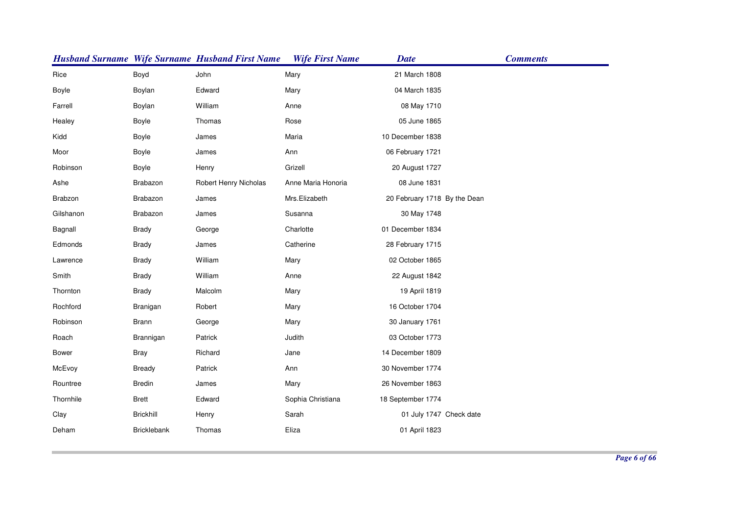| Husband Surname | Wife Surname | Husband First Name | Wife First Name | Date | Comments |
|---|---|---|---|---|---|
| Rice | Boyd | John | Mary | 21 March 1808 | |
| Boyle | Boylan | Edward | Mary | 04 March 1835 | |
| Farrell | Boylan | William | Anne | 08 May 1710 | |
| Healey | Boyle | Thomas | Rose | 05 June 1865 | |
| Kidd | Boyle | James | Maria | 10 December 1838 | |
| Moor | Boyle | James | Ann | 06 February 1721 | |
| Robinson | Boyle | Henry | Grizell | 20 August 1727 | |
| Ashe | Brabazon | Robert Henry Nicholas | Anne Maria Honoria | 08 June 1831 | |
| Brabzon | Brabazon | James | Mrs.Elizabeth | 20 February 1718 | By the Dean |
| Gilshanon | Brabazon | James | Susanna | 30 May 1748 | |
| Bagnall | Brady | George | Charlotte | 01 December 1834 | |
| Edmonds | Brady | James | Catherine | 28 February 1715 | |
| Lawrence | Brady | William | Mary | 02 October 1865 | |
| Smith | Brady | William | Anne | 22 August 1842 | |
| Thornton | Brady | Malcolm | Mary | 19 April 1819 | |
| Rochford | Branigan | Robert | Mary | 16 October 1704 | |
| Robinson | Brann | George | Mary | 30 January 1761 | |
| Roach | Brannigan | Patrick | Judith | 03 October 1773 | |
| Bower | Bray | Richard | Jane | 14 December 1809 | |
| McEvoy | Bready | Patrick | Ann | 30 November 1774 | |
| Rountree | Bredin | James | Mary | 26 November 1863 | |
| Thornhile | Brett | Edward | Sophia Christiana | 18 September 1774 | |
| Clay | Brickhill | Henry | Sarah | 01 July 1747 | Check date |
| Deham | Bricklebank | Thomas | Eliza | 01 April 1823 | |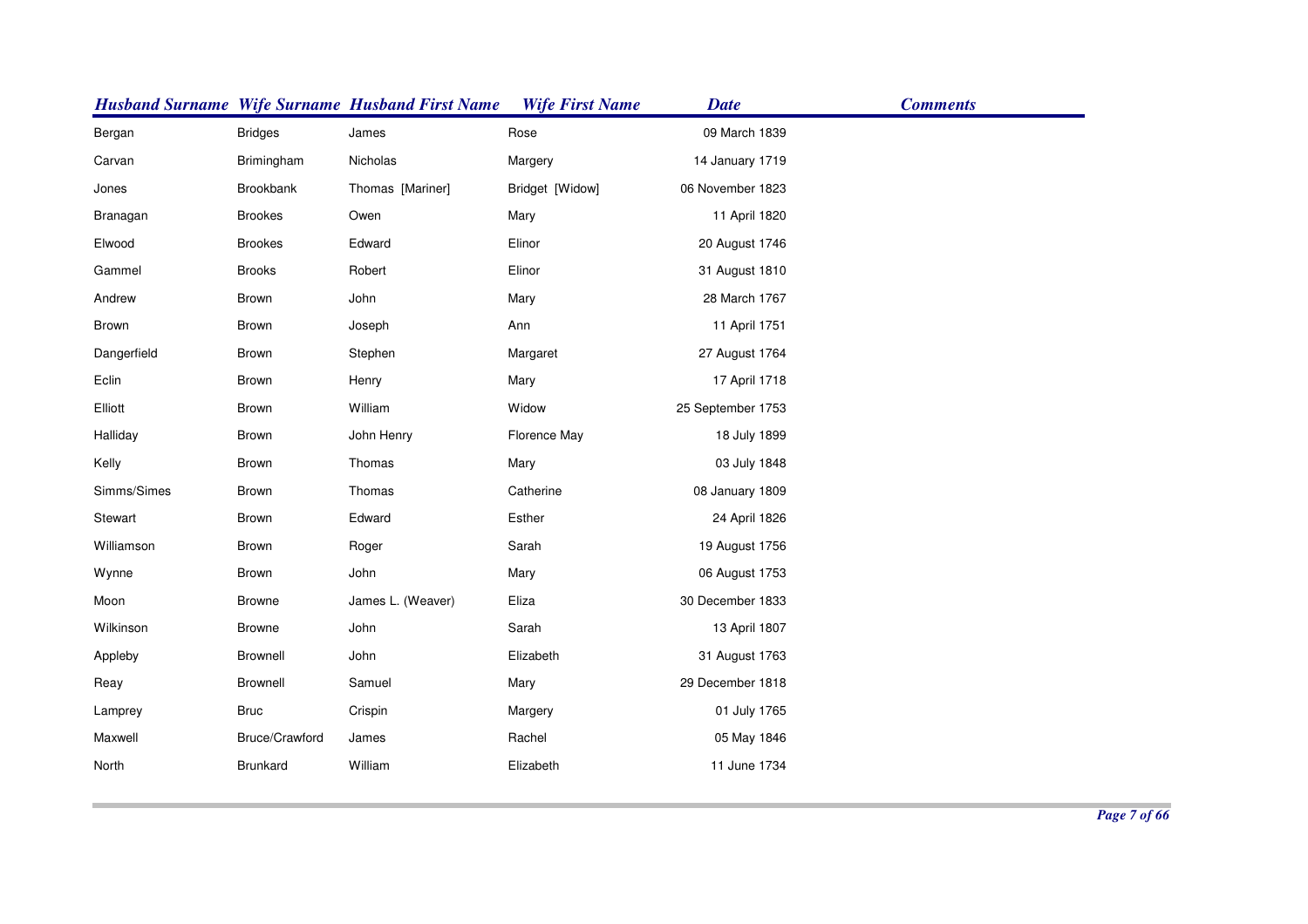| Husband Surname | Wife Surname | Husband First Name | Wife First Name | Date | Comments |
|---|---|---|---|---|---|
| Bergan | Bridges | James | Rose | 09 March 1839 | |
| Carvan | Brimingham | Nicholas | Margery | 14 January 1719 | |
| Jones | Brookbank | Thomas [Mariner] | Bridget [Widow] | 06 November 1823 | |
| Branagan | Brookes | Owen | Mary | 11 April 1820 | |
| Elwood | Brookes | Edward | Elinor | 20 August 1746 | |
| Gammel | Brooks | Robert | Elinor | 31 August 1810 | |
| Andrew | Brown | John | Mary | 28 March 1767 | |
| Brown | Brown | Joseph | Ann | 11 April 1751 | |
| Dangerfield | Brown | Stephen | Margaret | 27 August 1764 | |
| Eclin | Brown | Henry | Mary | 17 April 1718 | |
| Elliott | Brown | William | Widow | 25 September 1753 | |
| Halliday | Brown | John Henry | Florence May | 18 July 1899 | |
| Kelly | Brown | Thomas | Mary | 03 July 1848 | |
| Simms/Simes | Brown | Thomas | Catherine | 08 January 1809 | |
| Stewart | Brown | Edward | Esther | 24 April 1826 | |
| Williamson | Brown | Roger | Sarah | 19 August 1756 | |
| Wynne | Brown | John | Mary | 06 August 1753 | |
| Moon | Browne | James L. (Weaver) | Eliza | 30 December 1833 | |
| Wilkinson | Browne | John | Sarah | 13 April 1807 | |
| Appleby | Brownell | John | Elizabeth | 31 August 1763 | |
| Reay | Brownell | Samuel | Mary | 29 December 1818 | |
| Lamprey | Bruc | Crispin | Margery | 01 July 1765 | |
| Maxwell | Bruce/Crawford | James | Rachel | 05 May 1846 | |
| North | Brunkard | William | Elizabeth | 11 June 1734 | |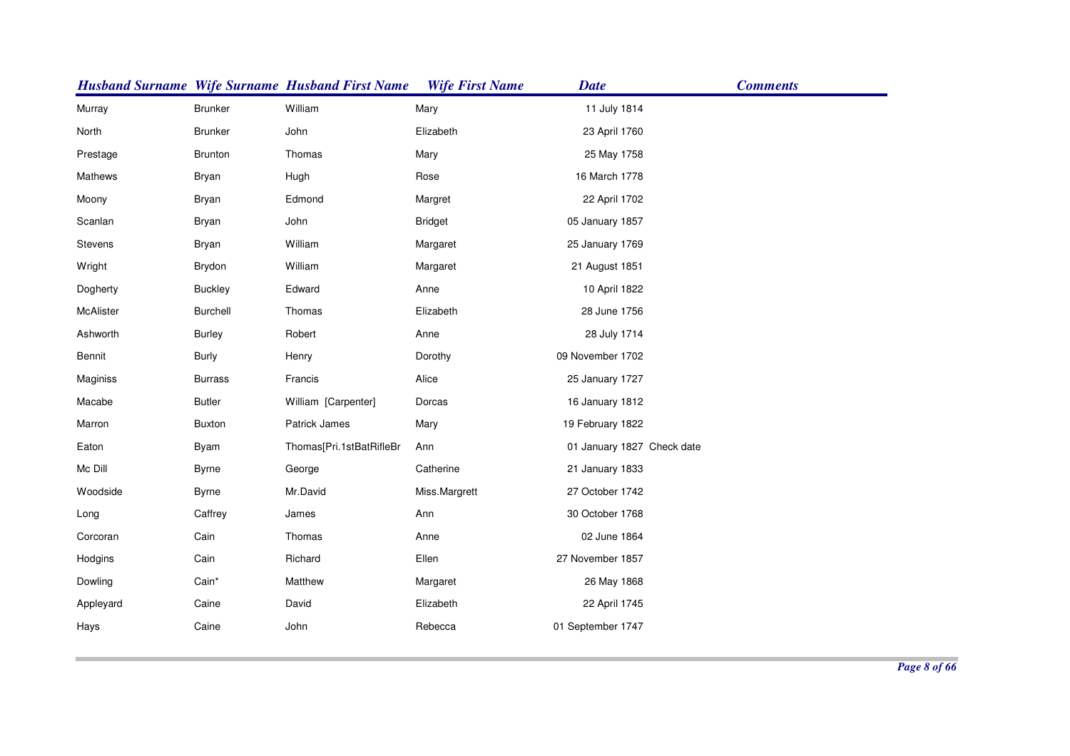| Husband Surname | Wife Surname | Husband First Name | Wife First Name | Date | Comments |
|---|---|---|---|---|---|
| Murray | Brunker | William | Mary | 11 July 1814 | |
| North | Brunker | John | Elizabeth | 23 April 1760 | |
| Prestage | Brunton | Thomas | Mary | 25 May 1758 | |
| Mathews | Bryan | Hugh | Rose | 16 March 1778 | |
| Moony | Bryan | Edmond | Margret | 22 April 1702 | |
| Scanlan | Bryan | John | Bridget | 05 January 1857 | |
| Stevens | Bryan | William | Margaret | 25 January 1769 | |
| Wright | Brydon | William | Margaret | 21 August 1851 | |
| Dogherty | Buckley | Edward | Anne | 10 April 1822 | |
| McAlister | Burchell | Thomas | Elizabeth | 28 June 1756 | |
| Ashworth | Burley | Robert | Anne | 28 July 1714 | |
| Bennit | Burly | Henry | Dorothy | 09 November 1702 | |
| Maginiss | Burrass | Francis | Alice | 25 January 1727 | |
| Macabe | Butler | William [Carpenter] | Dorcas | 16 January 1812 | |
| Marron | Buxton | Patrick James | Mary | 19 February 1822 | |
| Eaton | Byam | Thomas[Pri.1stBatRifleBr | Ann | 01 January 1827 | Check date |
| Mc Dill | Byrne | George | Catherine | 21 January 1833 | |
| Woodside | Byrne | Mr.David | Miss.Margrett | 27 October 1742 | |
| Long | Caffrey | James | Ann | 30 October 1768 | |
| Corcoran | Cain | Thomas | Anne | 02 June 1864 | |
| Hodgins | Cain | Richard | Ellen | 27 November 1857 | |
| Dowling | Cain* | Matthew | Margaret | 26 May 1868 | |
| Appleyard | Caine | David | Elizabeth | 22 April 1745 | |
| Hays | Caine | John | Rebecca | 01 September 1747 | |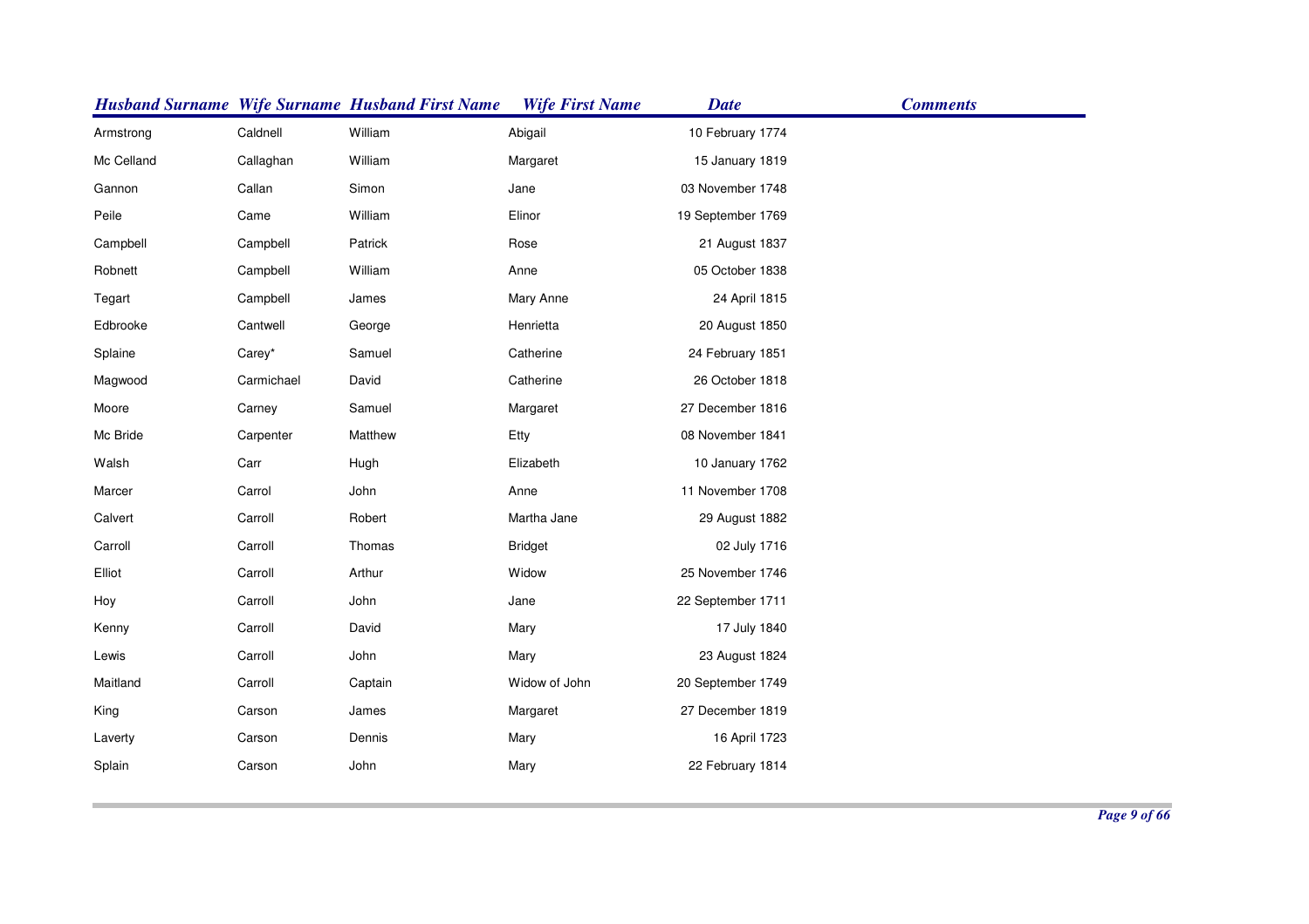| Husband Surname | Wife Surname | Husband First Name | Wife First Name | Date | Comments |
|---|---|---|---|---|---|
| Armstrong | Caldnell | William | Abigail | 10 February 1774 | |
| Mc Celland | Callaghan | William | Margaret | 15 January 1819 | |
| Gannon | Callan | Simon | Jane | 03 November 1748 | |
| Peile | Came | William | Elinor | 19 September 1769 | |
| Campbell | Campbell | Patrick | Rose | 21 August 1837 | |
| Robnett | Campbell | William | Anne | 05 October 1838 | |
| Tegart | Campbell | James | Mary Anne | 24 April 1815 | |
| Edbrooke | Cantwell | George | Henrietta | 20 August 1850 | |
| Splaine | Carey* | Samuel | Catherine | 24 February 1851 | |
| Magwood | Carmichael | David | Catherine | 26 October 1818 | |
| Moore | Carney | Samuel | Margaret | 27 December 1816 | |
| Mc Bride | Carpenter | Matthew | Etty | 08 November 1841 | |
| Walsh | Carr | Hugh | Elizabeth | 10 January 1762 | |
| Marcer | Carrol | John | Anne | 11 November 1708 | |
| Calvert | Carroll | Robert | Martha Jane | 29 August 1882 | |
| Carroll | Carroll | Thomas | Bridget | 02 July 1716 | |
| Elliot | Carroll | Arthur | Widow | 25 November 1746 | |
| Hoy | Carroll | John | Jane | 22 September 1711 | |
| Kenny | Carroll | David | Mary | 17 July 1840 | |
| Lewis | Carroll | John | Mary | 23 August 1824 | |
| Maitland | Carroll | Captain | Widow of John | 20 September 1749 | |
| King | Carson | James | Margaret | 27 December 1819 | |
| Laverty | Carson | Dennis | Mary | 16 April 1723 | |
| Splain | Carson | John | Mary | 22 February 1814 | |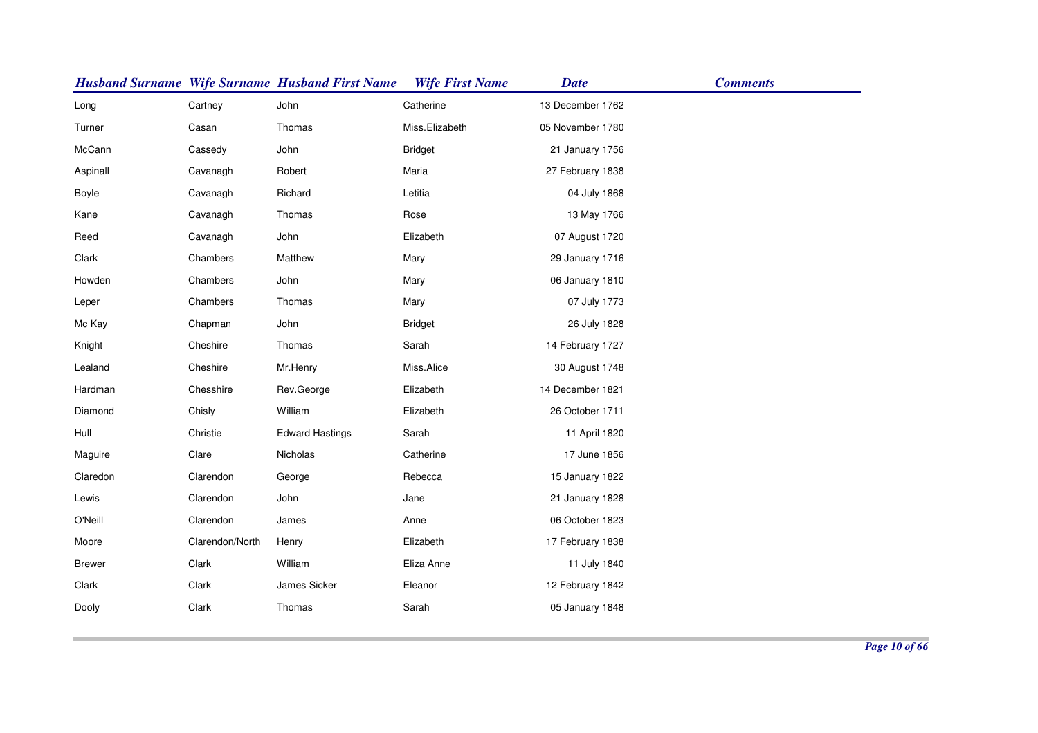| Husband Surname | Wife Surname | Husband First Name | Wife First Name | Date | Comments |
|---|---|---|---|---|---|
| Long | Cartney | John | Catherine | 13 December 1762 | |
| Turner | Casan | Thomas | Miss.Elizabeth | 05 November 1780 | |
| McCann | Cassedy | John | Bridget | 21 January 1756 | |
| Aspinall | Cavanagh | Robert | Maria | 27 February 1838 | |
| Boyle | Cavanagh | Richard | Letitia | 04 July 1868 | |
| Kane | Cavanagh | Thomas | Rose | 13 May 1766 | |
| Reed | Cavanagh | John | Elizabeth | 07 August 1720 | |
| Clark | Chambers | Matthew | Mary | 29 January 1716 | |
| Howden | Chambers | John | Mary | 06 January 1810 | |
| Leper | Chambers | Thomas | Mary | 07 July 1773 | |
| Mc Kay | Chapman | John | Bridget | 26 July 1828 | |
| Knight | Cheshire | Thomas | Sarah | 14 February 1727 | |
| Lealand | Cheshire | Mr.Henry | Miss.Alice | 30 August 1748 | |
| Hardman | Chesshire | Rev.George | Elizabeth | 14 December 1821 | |
| Diamond | Chisly | William | Elizabeth | 26 October 1711 | |
| Hull | Christie | Edward Hastings | Sarah | 11 April 1820 | |
| Maguire | Clare | Nicholas | Catherine | 17 June 1856 | |
| Claredon | Clarendon | George | Rebecca | 15 January 1822 | |
| Lewis | Clarendon | John | Jane | 21 January 1828 | |
| O'Neill | Clarendon | James | Anne | 06 October 1823 | |
| Moore | Clarendon/North | Henry | Elizabeth | 17 February 1838 | |
| Brewer | Clark | William | Eliza Anne | 11 July 1840 | |
| Clark | Clark | James Sicker | Eleanor | 12 February 1842 | |
| Dooly | Clark | Thomas | Sarah | 05 January 1848 | |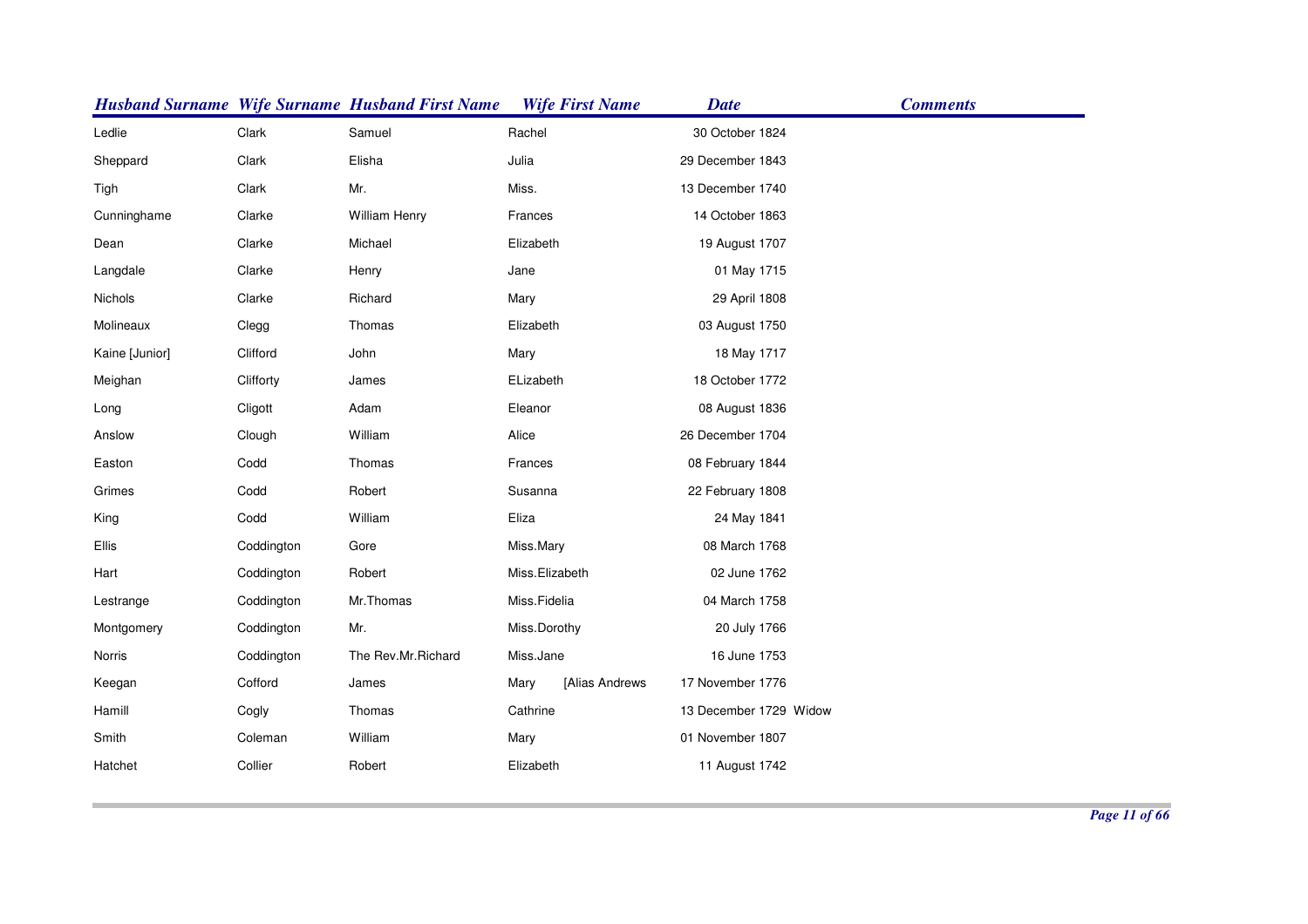| Husband Surname | Wife Surname | Husband First Name | Wife First Name | Date | Comments |
| --- | --- | --- | --- | --- | --- |
| Ledlie | Clark | Samuel | Rachel | 30 October 1824 | |
| Sheppard | Clark | Elisha | Julia | 29 December 1843 | |
| Tigh | Clark | Mr. | Miss. | 13 December 1740 | |
| Cunninghame | Clarke | William Henry | Frances | 14 October 1863 | |
| Dean | Clarke | Michael | Elizabeth | 19 August 1707 | |
| Langdale | Clarke | Henry | Jane | 01 May 1715 | |
| Nichols | Clarke | Richard | Mary | 29 April 1808 | |
| Molineaux | Clegg | Thomas | Elizabeth | 03 August 1750 | |
| Kaine [Junior] | Clifford | John | Mary | 18 May 1717 | |
| Meighan | Clifforty | James | ELizabeth | 18 October 1772 | |
| Long | Cligott | Adam | Eleanor | 08 August 1836 | |
| Anslow | Clough | William | Alice | 26 December 1704 | |
| Easton | Codd | Thomas | Frances | 08 February 1844 | |
| Grimes | Codd | Robert | Susanna | 22 February 1808 | |
| King | Codd | William | Eliza | 24 May 1841 | |
| Ellis | Coddington | Gore | Miss.Mary | 08 March 1768 | |
| Hart | Coddington | Robert | Miss.Elizabeth | 02 June 1762 | |
| Lestrange | Coddington | Mr.Thomas | Miss.Fidelia | 04 March 1758 | |
| Montgomery | Coddington | Mr. | Miss.Dorothy | 20 July 1766 | |
| Norris | Coddington | The Rev.Mr.Richard | Miss.Jane | 16 June 1753 | |
| Keegan | Cofford | James | Mary [Alias Andrews | 17 November 1776 | |
| Hamill | Cogly | Thomas | Cathrine | 13 December 1729 | Widow |
| Smith | Coleman | William | Mary | 01 November 1807 | |
| Hatchet | Collier | Robert | Elizabeth | 11 August 1742 | |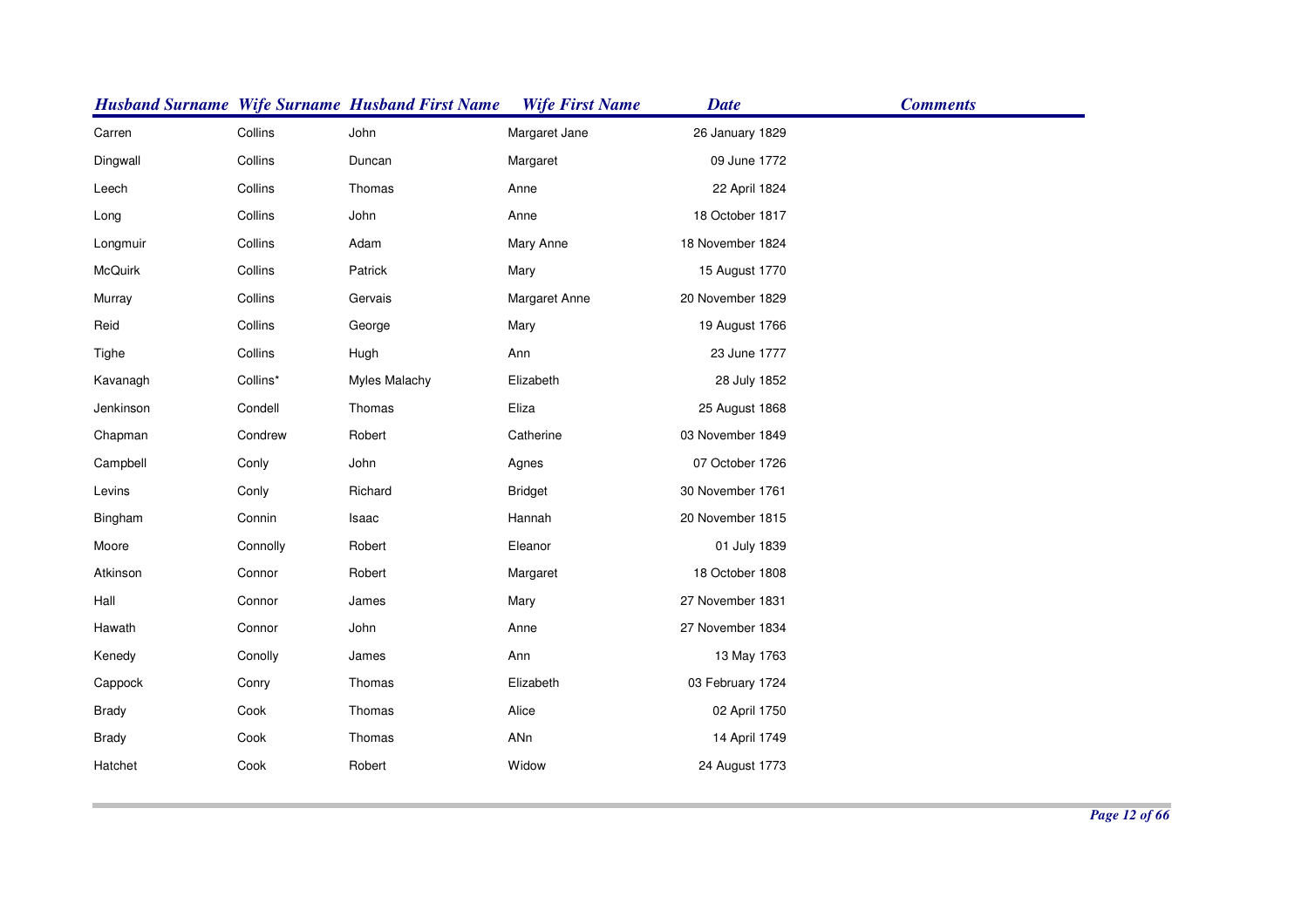| Husband Surname | Wife Surname | Husband First Name | Wife First Name | Date | Comments |
|---|---|---|---|---|---|
| Carren | Collins | John | Margaret Jane | 26 January 1829 | |
| Dingwall | Collins | Duncan | Margaret | 09 June 1772 | |
| Leech | Collins | Thomas | Anne | 22 April 1824 | |
| Long | Collins | John | Anne | 18 October 1817 | |
| Longmuir | Collins | Adam | Mary Anne | 18 November 1824 | |
| McQuirk | Collins | Patrick | Mary | 15 August 1770 | |
| Murray | Collins | Gervais | Margaret Anne | 20 November 1829 | |
| Reid | Collins | George | Mary | 19 August 1766 | |
| Tighe | Collins | Hugh | Ann | 23 June 1777 | |
| Kavanagh | Collins* | Myles Malachy | Elizabeth | 28 July 1852 | |
| Jenkinson | Condell | Thomas | Eliza | 25 August 1868 | |
| Chapman | Condrew | Robert | Catherine | 03 November 1849 | |
| Campbell | Conly | John | Agnes | 07 October 1726 | |
| Levins | Conly | Richard | Bridget | 30 November 1761 | |
| Bingham | Connin | Isaac | Hannah | 20 November 1815 | |
| Moore | Connolly | Robert | Eleanor | 01 July 1839 | |
| Atkinson | Connor | Robert | Margaret | 18 October 1808 | |
| Hall | Connor | James | Mary | 27 November 1831 | |
| Hawath | Connor | John | Anne | 27 November 1834 | |
| Kenedy | Conolly | James | Ann | 13 May 1763 | |
| Cappock | Conry | Thomas | Elizabeth | 03 February 1724 | |
| Brady | Cook | Thomas | Alice | 02 April 1750 | |
| Brady | Cook | Thomas | ANn | 14 April 1749 | |
| Hatchet | Cook | Robert | Widow | 24 August 1773 | |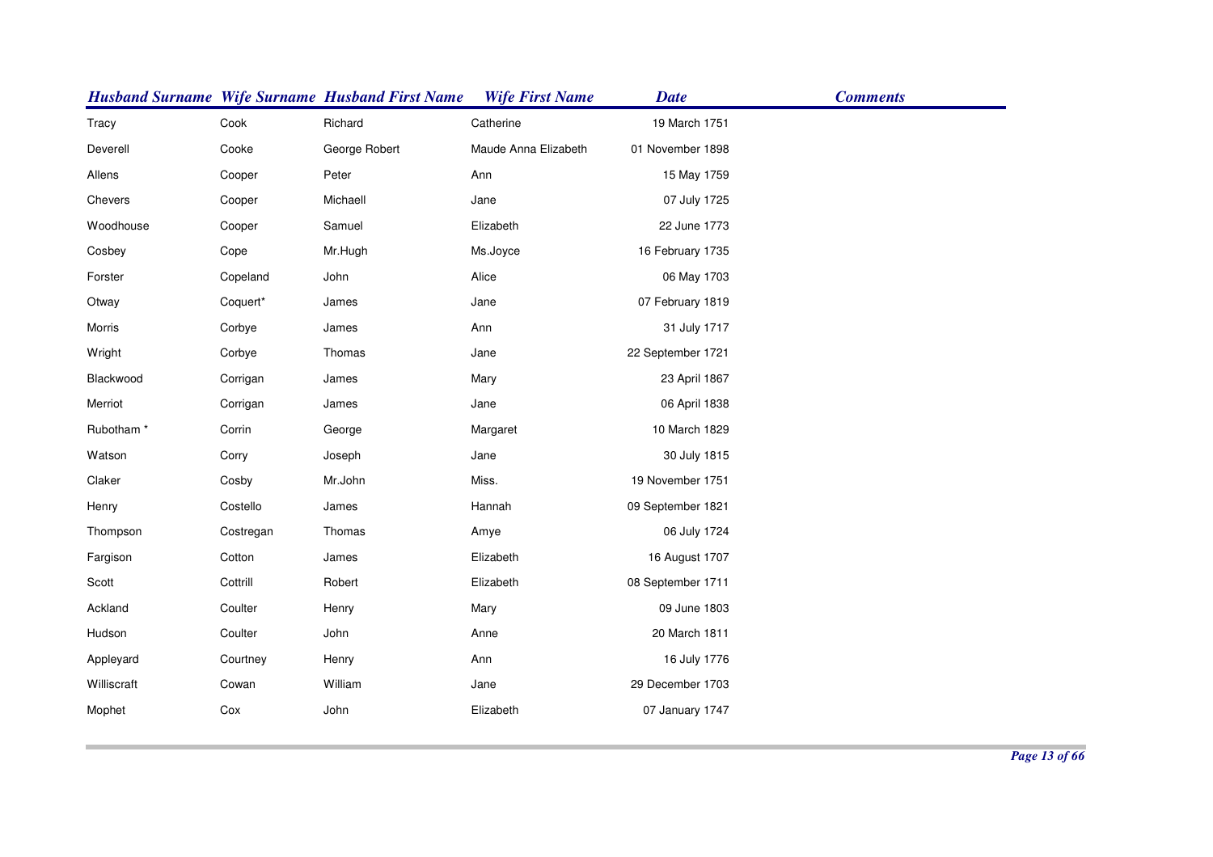| Husband Surname | Wife Surname | Husband First Name | Wife First Name | Date | Comments |
|---|---|---|---|---|---|
| Tracy | Cook | Richard | Catherine | 19 March 1751 | |
| Deverell | Cooke | George Robert | Maude Anna Elizabeth | 01 November 1898 | |
| Allens | Cooper | Peter | Ann | 15 May 1759 | |
| Chevers | Cooper | Michaell | Jane | 07 July 1725 | |
| Woodhouse | Cooper | Samuel | Elizabeth | 22 June 1773 | |
| Cosbey | Cope | Mr.Hugh | Ms.Joyce | 16 February 1735 | |
| Forster | Copeland | John | Alice | 06 May 1703 | |
| Otway | Coquert* | James | Jane | 07 February 1819 | |
| Morris | Corbye | James | Ann | 31 July 1717 | |
| Wright | Corbye | Thomas | Jane | 22 September 1721 | |
| Blackwood | Corrigan | James | Mary | 23 April 1867 | |
| Merriot | Corrigan | James | Jane | 06 April 1838 | |
| Rubotham * | Corrin | George | Margaret | 10 March 1829 | |
| Watson | Corry | Joseph | Jane | 30 July 1815 | |
| Claker | Cosby | Mr.John | Miss. | 19 November 1751 | |
| Henry | Costello | James | Hannah | 09 September 1821 | |
| Thompson | Costregan | Thomas | Amye | 06 July 1724 | |
| Fargison | Cotton | James | Elizabeth | 16 August 1707 | |
| Scott | Cottrill | Robert | Elizabeth | 08 September 1711 | |
| Ackland | Coulter | Henry | Mary | 09 June 1803 | |
| Hudson | Coulter | John | Anne | 20 March 1811 | |
| Appleyard | Courtney | Henry | Ann | 16 July 1776 | |
| Williscraft | Cowan | William | Jane | 29 December 1703 | |
| Mophet | Cox | John | Elizabeth | 07 January 1747 | |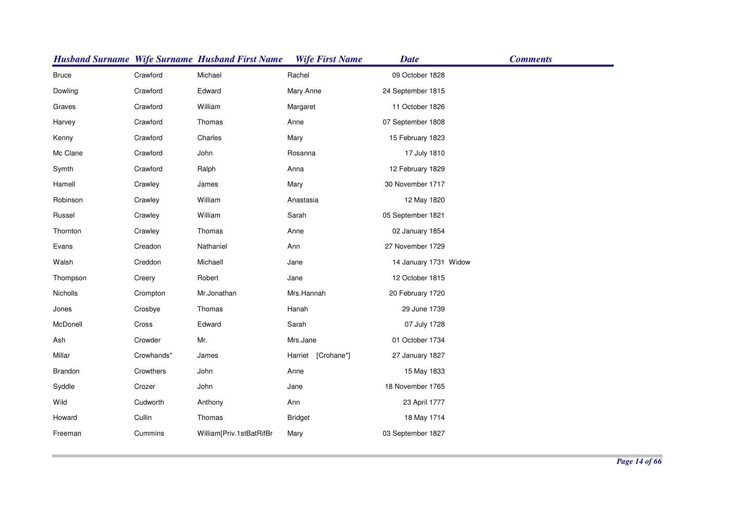| Husband Surname | Wife Surname | Husband First Name | Wife First Name | Date | Comments |
|---|---|---|---|---|---|
| Bruce | Crawford | Michael | Rachel | 09 October 1828 | |
| Dowling | Crawford | Edward | Mary Anne | 24 September 1815 | |
| Graves | Crawford | William | Margaret | 11 October 1826 | |
| Harvey | Crawford | Thomas | Anne | 07 September 1808 | |
| Kenny | Crawford | Charles | Mary | 15 February 1823 | |
| Mc Clane | Crawford | John | Rosanna | 17 July 1810 | |
| Symth | Crawford | Ralph | Anna | 12 February 1829 | |
| Hamell | Crawley | James | Mary | 30 November 1717 | |
| Robinson | Crawley | William | Anastasia | 12 May 1820 | |
| Russel | Crawley | William | Sarah | 05 September 1821 | |
| Thornton | Crawley | Thomas | Anne | 02 January 1854 | |
| Evans | Creadon | Nathaniel | Ann | 27 November 1729 | |
| Walsh | Creddon | Michaell | Jane | 14 January 1731 | Widow |
| Thompson | Creery | Robert | Jane | 12 October 1815 | |
| Nicholls | Crompton | Mr.Jonathan | Mrs.Hannah | 20 February 1720 | |
| Jones | Crosbye | Thomas | Hanah | 29 June 1739 | |
| McDonell | Cross | Edward | Sarah | 07 July 1728 | |
| Ash | Crowder | Mr. | Mrs.Jane | 01 October 1734 | |
| Millar | Crowhands* | James | Harriet [Crohane*] | 27 January 1827 | |
| Brandon | Crowthers | John | Anne | 15 May 1833 | |
| Syddle | Crozer | John | Jane | 18 November 1765 | |
| Wild | Cudworth | Anthony | Ann | 23 April 1777 | |
| Howard | Cullin | Thomas | Bridget | 18 May 1714 | |
| Freeman | Cummins | William[Priv.1stBatRifBr | Mary | 03 September 1827 | |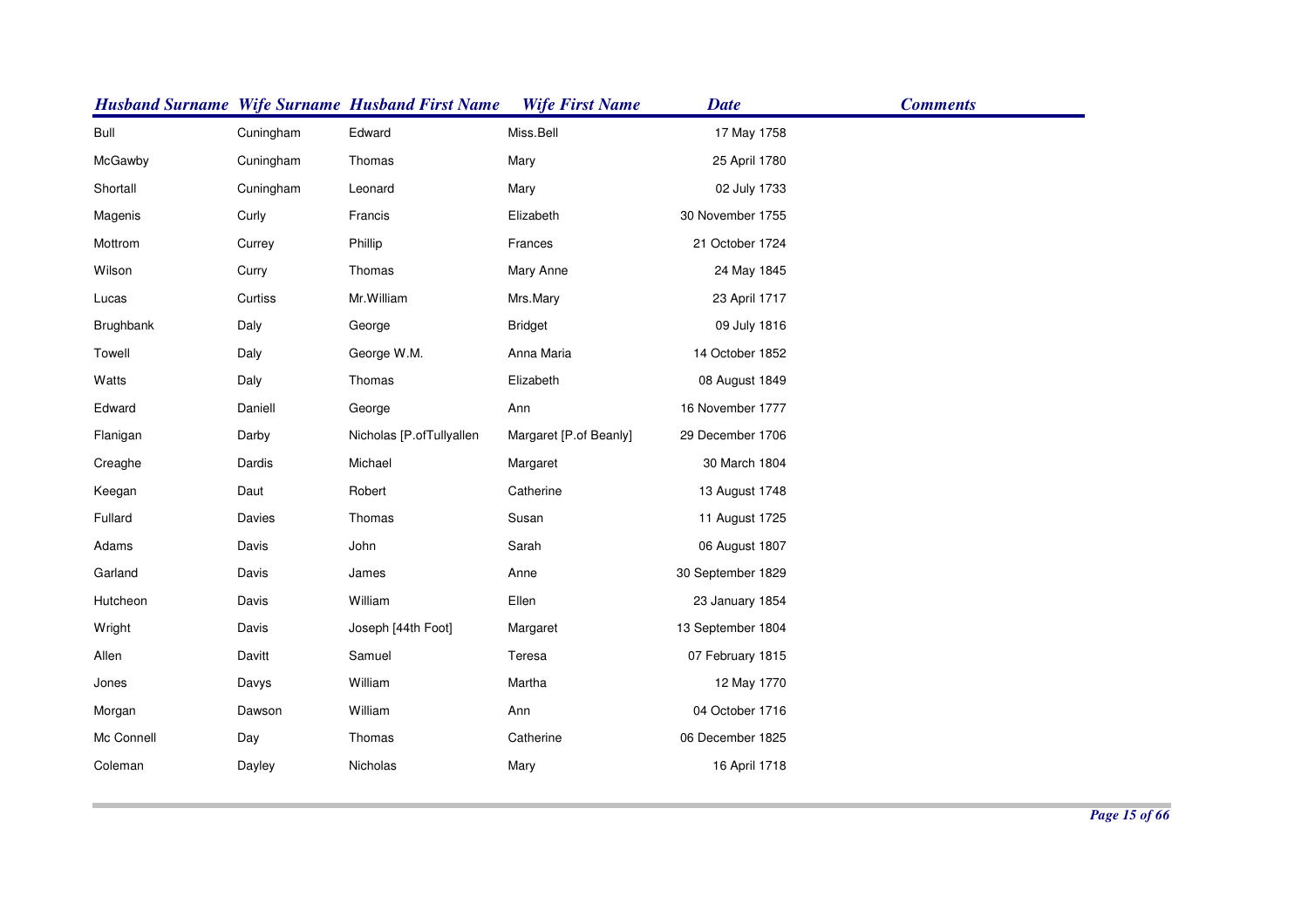| Husband Surname | Wife Surname | Husband First Name | Wife First Name | Date | Comments |
| --- | --- | --- | --- | --- | --- |
| Bull | Cuningham | Edward | Miss.Bell | 17 May 1758 | |
| McGawby | Cuningham | Thomas | Mary | 25 April 1780 | |
| Shortall | Cuningham | Leonard | Mary | 02 July 1733 | |
| Magenis | Curly | Francis | Elizabeth | 30 November 1755 | |
| Mottrom | Currey | Phillip | Frances | 21 October 1724 | |
| Wilson | Curry | Thomas | Mary Anne | 24 May 1845 | |
| Lucas | Curtiss | Mr.William | Mrs.Mary | 23 April 1717 | |
| Brughbank | Daly | George | Bridget | 09 July 1816 | |
| Towell | Daly | George W.M. | Anna Maria | 14 October 1852 | |
| Watts | Daly | Thomas | Elizabeth | 08 August 1849 | |
| Edward | Daniell | George | Ann | 16 November 1777 | |
| Flanigan | Darby | Nicholas [P.ofTullyallen | Margaret [P.of Beanly] | 29 December 1706 | |
| Creaghe | Dardis | Michael | Margaret | 30 March 1804 | |
| Keegan | Daut | Robert | Catherine | 13 August 1748 | |
| Fullard | Davies | Thomas | Susan | 11 August 1725 | |
| Adams | Davis | John | Sarah | 06 August 1807 | |
| Garland | Davis | James | Anne | 30 September 1829 | |
| Hutcheon | Davis | William | Ellen | 23 January 1854 | |
| Wright | Davis | Joseph [44th Foot] | Margaret | 13 September 1804 | |
| Allen | Davitt | Samuel | Teresa | 07 February 1815 | |
| Jones | Davys | William | Martha | 12 May 1770 | |
| Morgan | Dawson | William | Ann | 04 October 1716 | |
| Mc Connell | Day | Thomas | Catherine | 06 December 1825 | |
| Coleman | Dayley | Nicholas | Mary | 16 April 1718 | |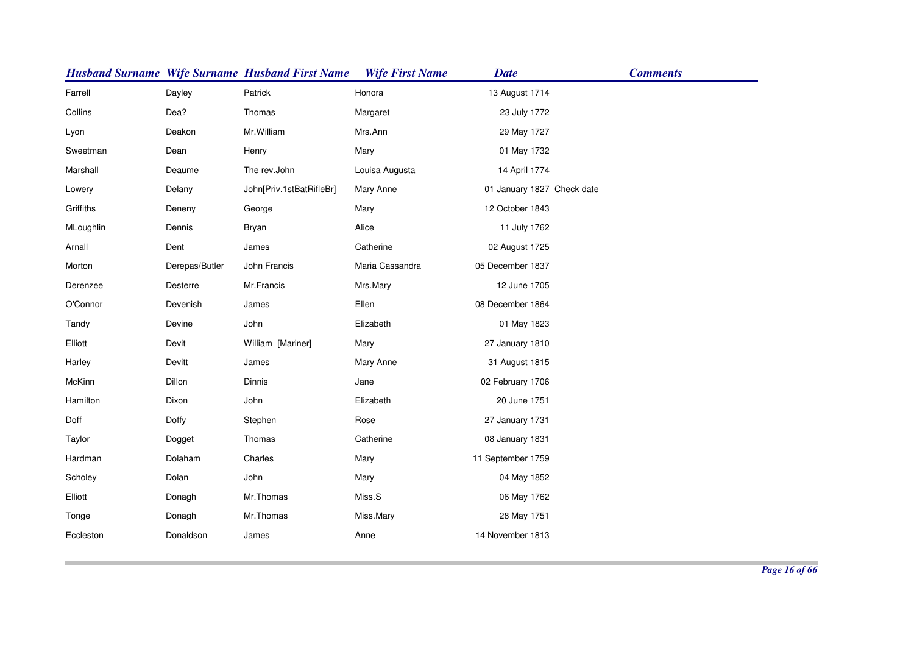| Husband Surname | Wife Surname | Husband First Name | Wife First Name | Date | Comments |
|---|---|---|---|---|---|
| Farrell | Dayley | Patrick | Honora | 13 August 1714 | |
| Collins | Dea? | Thomas | Margaret | 23 July 1772 | |
| Lyon | Deakon | Mr.William | Mrs.Ann | 29 May 1727 | |
| Sweetman | Dean | Henry | Mary | 01 May 1732 | |
| Marshall | Deaume | The rev.John | Louisa Augusta | 14 April 1774 | |
| Lowery | Delany | John[Priv.1stBatRifleBr] | Mary Anne | 01 January 1827 | Check date |
| Griffiths | Deneny | George | Mary | 12 October 1843 | |
| MLoughlin | Dennis | Bryan | Alice | 11 July 1762 | |
| Arnall | Dent | James | Catherine | 02 August 1725 | |
| Morton | Derepas/Butler | John Francis | Maria Cassandra | 05 December 1837 | |
| Derenzee | Desterre | Mr.Francis | Mrs.Mary | 12 June 1705 | |
| O'Connor | Devenish | James | Ellen | 08 December 1864 | |
| Tandy | Devine | John | Elizabeth | 01 May 1823 | |
| Elliott | Devit | William [Mariner] | Mary | 27 January 1810 | |
| Harley | Devitt | James | Mary Anne | 31 August 1815 | |
| McKinn | Dillon | Dinnis | Jane | 02 February 1706 | |
| Hamilton | Dixon | John | Elizabeth | 20 June 1751 | |
| Doff | Doffy | Stephen | Rose | 27 January 1731 | |
| Taylor | Dogget | Thomas | Catherine | 08 January 1831 | |
| Hardman | Dolaham | Charles | Mary | 11 September 1759 | |
| Scholey | Dolan | John | Mary | 04 May 1852 | |
| Elliott | Donagh | Mr.Thomas | Miss.S | 06 May 1762 | |
| Tonge | Donagh | Mr.Thomas | Miss.Mary | 28 May 1751 | |
| Eccleston | Donaldson | James | Anne | 14 November 1813 | |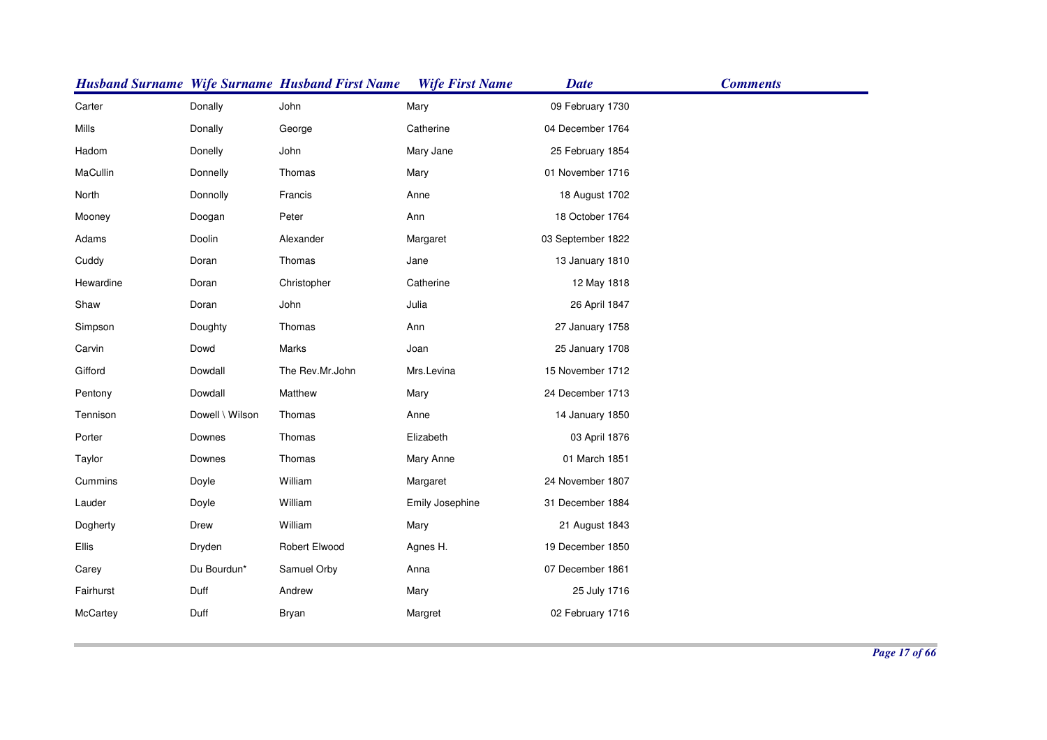| Husband Surname | Wife Surname | Husband First Name | Wife First Name | Date | Comments |
|---|---|---|---|---|---|
| Carter | Donally | John | Mary | 09 February 1730 | |
| Mills | Donally | George | Catherine | 04 December 1764 | |
| Hadom | Donelly | John | Mary Jane | 25 February 1854 | |
| MaCullin | Donnelly | Thomas | Mary | 01 November 1716 | |
| North | Donnolly | Francis | Anne | 18 August 1702 | |
| Mooney | Doogan | Peter | Ann | 18 October 1764 | |
| Adams | Doolin | Alexander | Margaret | 03 September 1822 | |
| Cuddy | Doran | Thomas | Jane | 13 January 1810 | |
| Hewardine | Doran | Christopher | Catherine | 12 May 1818 | |
| Shaw | Doran | John | Julia | 26 April 1847 | |
| Simpson | Doughty | Thomas | Ann | 27 January 1758 | |
| Carvin | Dowd | Marks | Joan | 25 January 1708 | |
| Gifford | Dowdall | The Rev.Mr.John | Mrs.Levina | 15 November 1712 | |
| Pentony | Dowdall | Matthew | Mary | 24 December 1713 | |
| Tennison | Dowell \ Wilson | Thomas | Anne | 14 January 1850 | |
| Porter | Downes | Thomas | Elizabeth | 03 April 1876 | |
| Taylor | Downes | Thomas | Mary Anne | 01 March 1851 | |
| Cummins | Doyle | William | Margaret | 24 November 1807 | |
| Lauder | Doyle | William | Emily Josephine | 31 December 1884 | |
| Dogherty | Drew | William | Mary | 21 August 1843 | |
| Ellis | Dryden | Robert Elwood | Agnes H. | 19 December 1850 | |
| Carey | Du Bourdun* | Samuel Orby | Anna | 07 December 1861 | |
| Fairhurst | Duff | Andrew | Mary | 25 July 1716 | |
| McCartey | Duff | Bryan | Margret | 02 February 1716 | |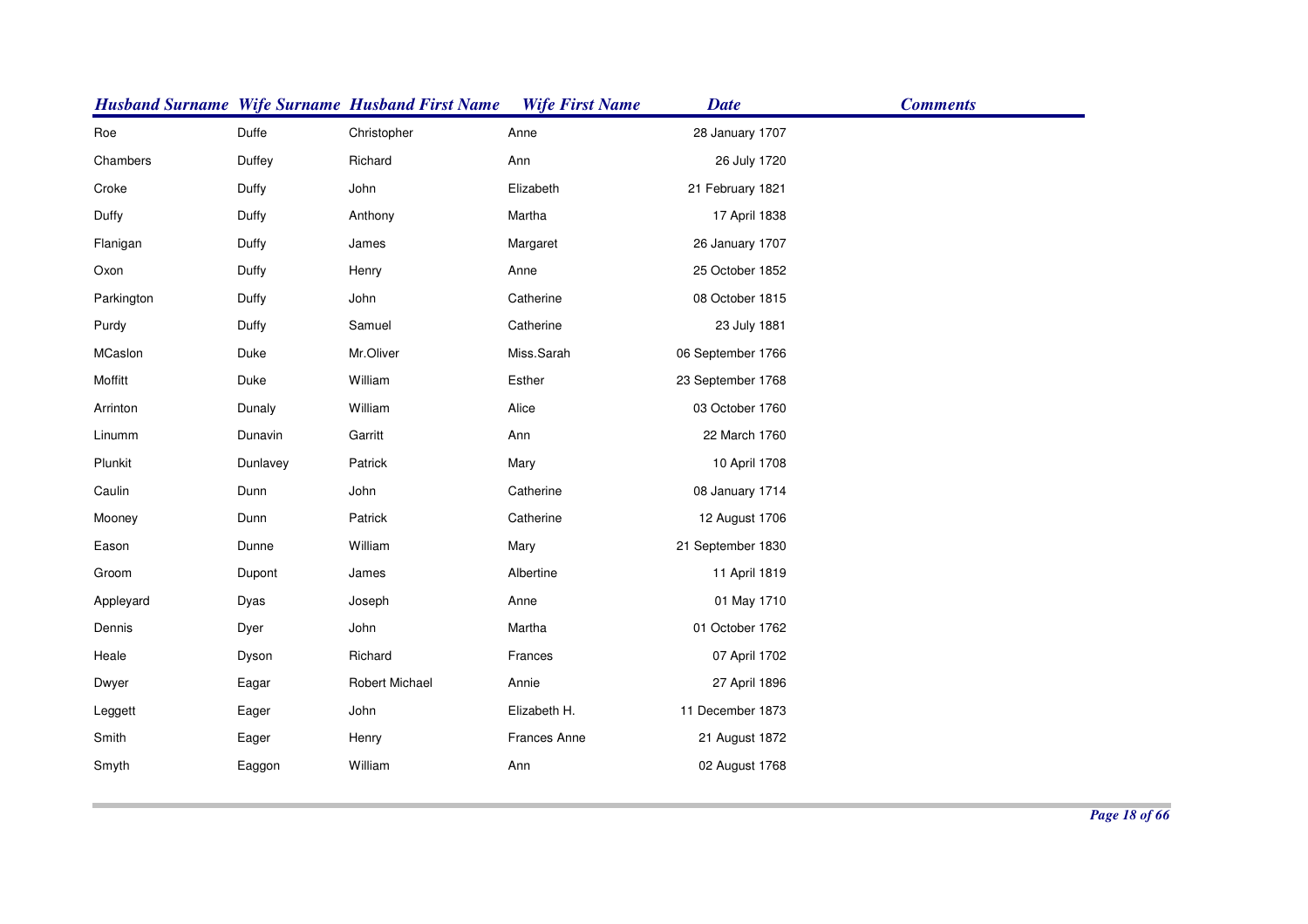| Husband Surname | Wife Surname | Husband First Name | Wife First Name | Date | Comments |
|---|---|---|---|---|---|
| Roe | Duffe | Christopher | Anne | 28 January 1707 | |
| Chambers | Duffey | Richard | Ann | 26 July 1720 | |
| Croke | Duffy | John | Elizabeth | 21 February 1821 | |
| Duffy | Duffy | Anthony | Martha | 17 April 1838 | |
| Flanigan | Duffy | James | Margaret | 26 January 1707 | |
| Oxon | Duffy | Henry | Anne | 25 October 1852 | |
| Parkington | Duffy | John | Catherine | 08 October 1815 | |
| Purdy | Duffy | Samuel | Catherine | 23 July 1881 | |
| MCaslon | Duke | Mr.Oliver | Miss.Sarah | 06 September 1766 | |
| Moffitt | Duke | William | Esther | 23 September 1768 | |
| Arrinton | Dunaly | William | Alice | 03 October 1760 | |
| Linumm | Dunavin | Garritt | Ann | 22 March 1760 | |
| Plunkit | Dunlavey | Patrick | Mary | 10 April 1708 | |
| Caulin | Dunn | John | Catherine | 08 January 1714 | |
| Mooney | Dunn | Patrick | Catherine | 12 August 1706 | |
| Eason | Dunne | William | Mary | 21 September 1830 | |
| Groom | Dupont | James | Albertine | 11 April 1819 | |
| Appleyard | Dyas | Joseph | Anne | 01 May 1710 | |
| Dennis | Dyer | John | Martha | 01 October 1762 | |
| Heale | Dyson | Richard | Frances | 07 April 1702 | |
| Dwyer | Eagar | Robert Michael | Annie | 27 April 1896 | |
| Leggett | Eager | John | Elizabeth H. | 11 December 1873 | |
| Smith | Eager | Henry | Frances Anne | 21 August 1872 | |
| Smyth | Eaggon | William | Ann | 02 August 1768 | |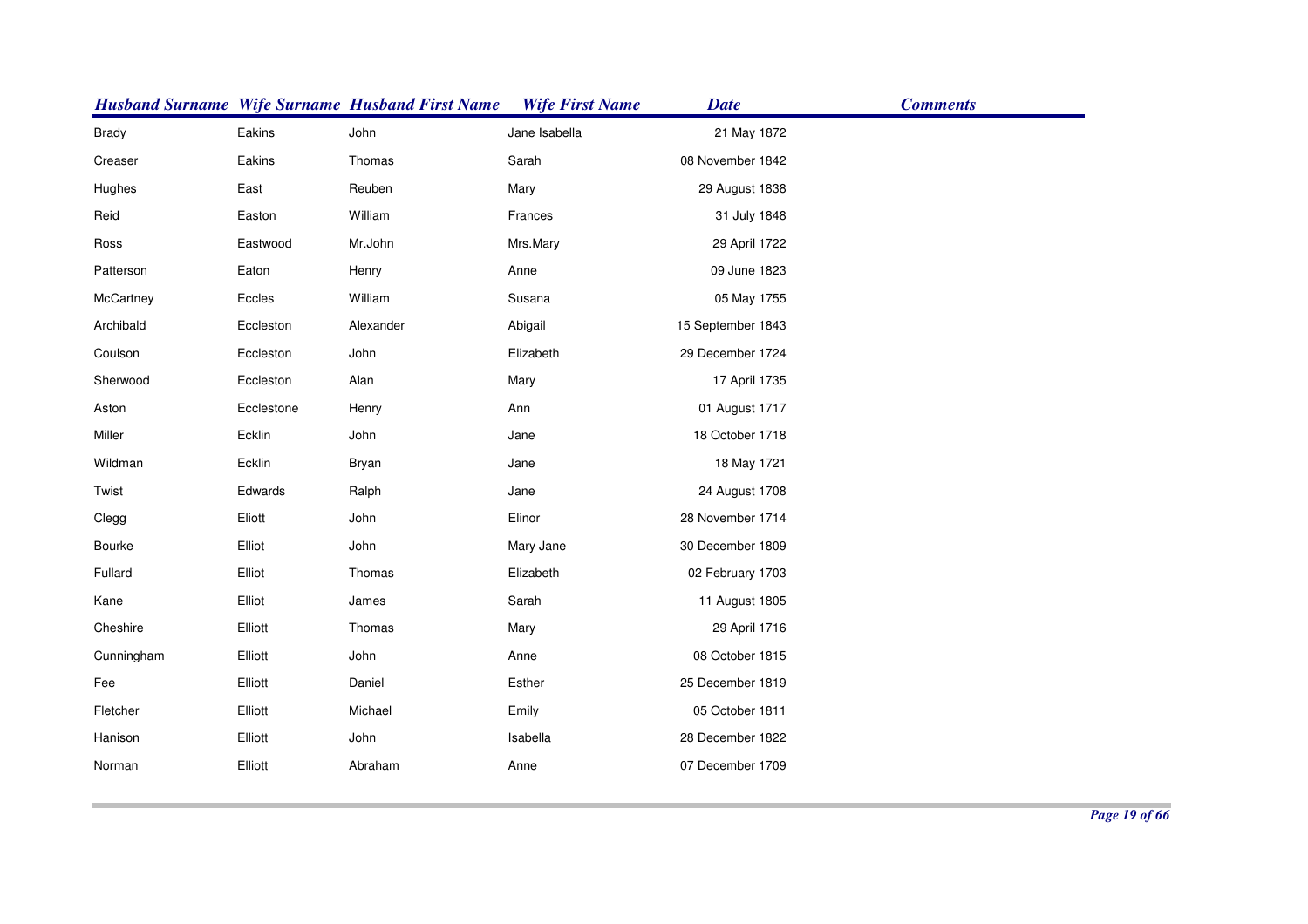| Husband Surname | Wife Surname | Husband First Name | Wife First Name | Date | Comments |
|---|---|---|---|---|---|
| Brady | Eakins | John | Jane Isabella | 21 May 1872 | |
| Creaser | Eakins | Thomas | Sarah | 08 November 1842 | |
| Hughes | East | Reuben | Mary | 29 August 1838 | |
| Reid | Easton | William | Frances | 31 July 1848 | |
| Ross | Eastwood | Mr.John | Mrs.Mary | 29 April 1722 | |
| Patterson | Eaton | Henry | Anne | 09 June 1823 | |
| McCartney | Eccles | William | Susana | 05 May 1755 | |
| Archibald | Eccleston | Alexander | Abigail | 15 September 1843 | |
| Coulson | Eccleston | John | Elizabeth | 29 December 1724 | |
| Sherwood | Eccleston | Alan | Mary | 17 April 1735 | |
| Aston | Ecclestone | Henry | Ann | 01 August 1717 | |
| Miller | Ecklin | John | Jane | 18 October 1718 | |
| Wildman | Ecklin | Bryan | Jane | 18 May 1721 | |
| Twist | Edwards | Ralph | Jane | 24 August 1708 | |
| Clegg | Eliott | John | Elinor | 28 November 1714 | |
| Bourke | Elliot | John | Mary Jane | 30 December 1809 | |
| Fullard | Elliot | Thomas | Elizabeth | 02 February 1703 | |
| Kane | Elliot | James | Sarah | 11 August 1805 | |
| Cheshire | Elliott | Thomas | Mary | 29 April 1716 | |
| Cunningham | Elliott | John | Anne | 08 October 1815 | |
| Fee | Elliott | Daniel | Esther | 25 December 1819 | |
| Fletcher | Elliott | Michael | Emily | 05 October 1811 | |
| Hanison | Elliott | John | Isabella | 28 December 1822 | |
| Norman | Elliott | Abraham | Anne | 07 December 1709 | |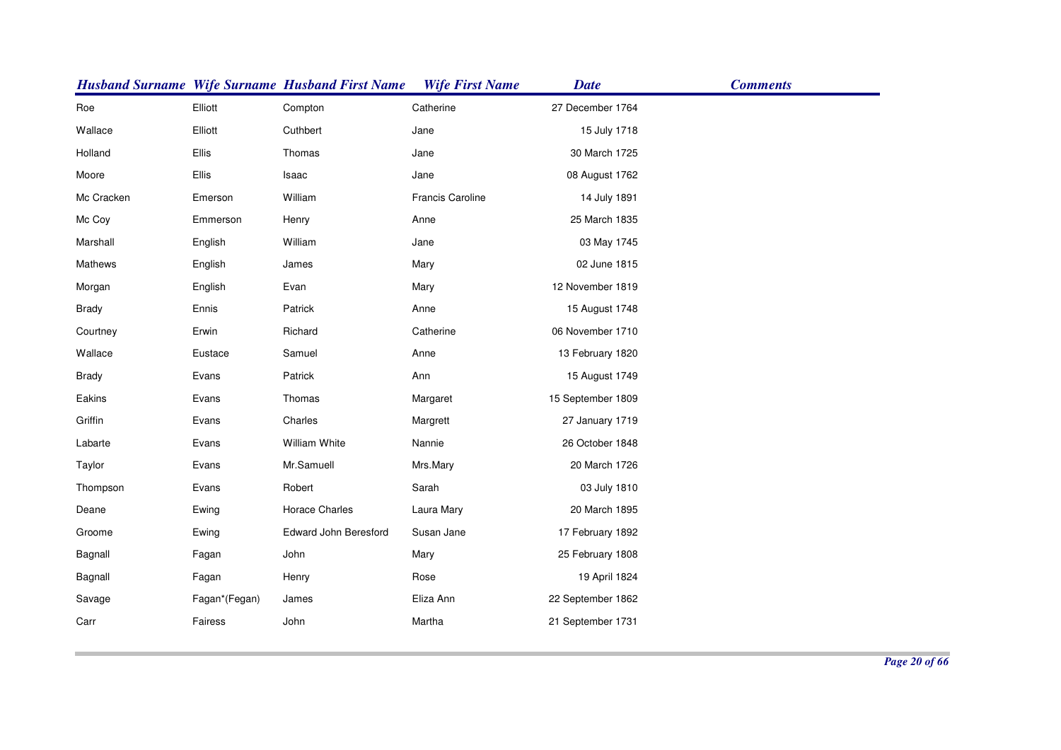| Husband Surname | Wife Surname | Husband First Name | Wife First Name | Date | Comments |
|---|---|---|---|---|---|
| Roe | Elliott | Compton | Catherine | 27 December 1764 | |
| Wallace | Elliott | Cuthbert | Jane | 15 July 1718 | |
| Holland | Ellis | Thomas | Jane | 30 March 1725 | |
| Moore | Ellis | Isaac | Jane | 08 August 1762 | |
| Mc Cracken | Emerson | William | Francis Caroline | 14 July 1891 | |
| Mc Coy | Emmerson | Henry | Anne | 25 March 1835 | |
| Marshall | English | William | Jane | 03 May 1745 | |
| Mathews | English | James | Mary | 02 June 1815 | |
| Morgan | English | Evan | Mary | 12 November 1819 | |
| Brady | Ennis | Patrick | Anne | 15 August 1748 | |
| Courtney | Erwin | Richard | Catherine | 06 November 1710 | |
| Wallace | Eustace | Samuel | Anne | 13 February 1820 | |
| Brady | Evans | Patrick | Ann | 15 August 1749 | |
| Eakins | Evans | Thomas | Margaret | 15 September 1809 | |
| Griffin | Evans | Charles | Margrett | 27 January 1719 | |
| Labarte | Evans | William White | Nannie | 26 October 1848 | |
| Taylor | Evans | Mr.Samuell | Mrs.Mary | 20 March 1726 | |
| Thompson | Evans | Robert | Sarah | 03 July 1810 | |
| Deane | Ewing | Horace Charles | Laura Mary | 20 March 1895 | |
| Groome | Ewing | Edward John Beresford | Susan Jane | 17 February 1892 | |
| Bagnall | Fagan | John | Mary | 25 February 1808 | |
| Bagnall | Fagan | Henry | Rose | 19 April 1824 | |
| Savage | Fagan*(Fegan) | James | Eliza Ann | 22 September 1862 | |
| Carr | Fairess | John | Martha | 21 September 1731 | |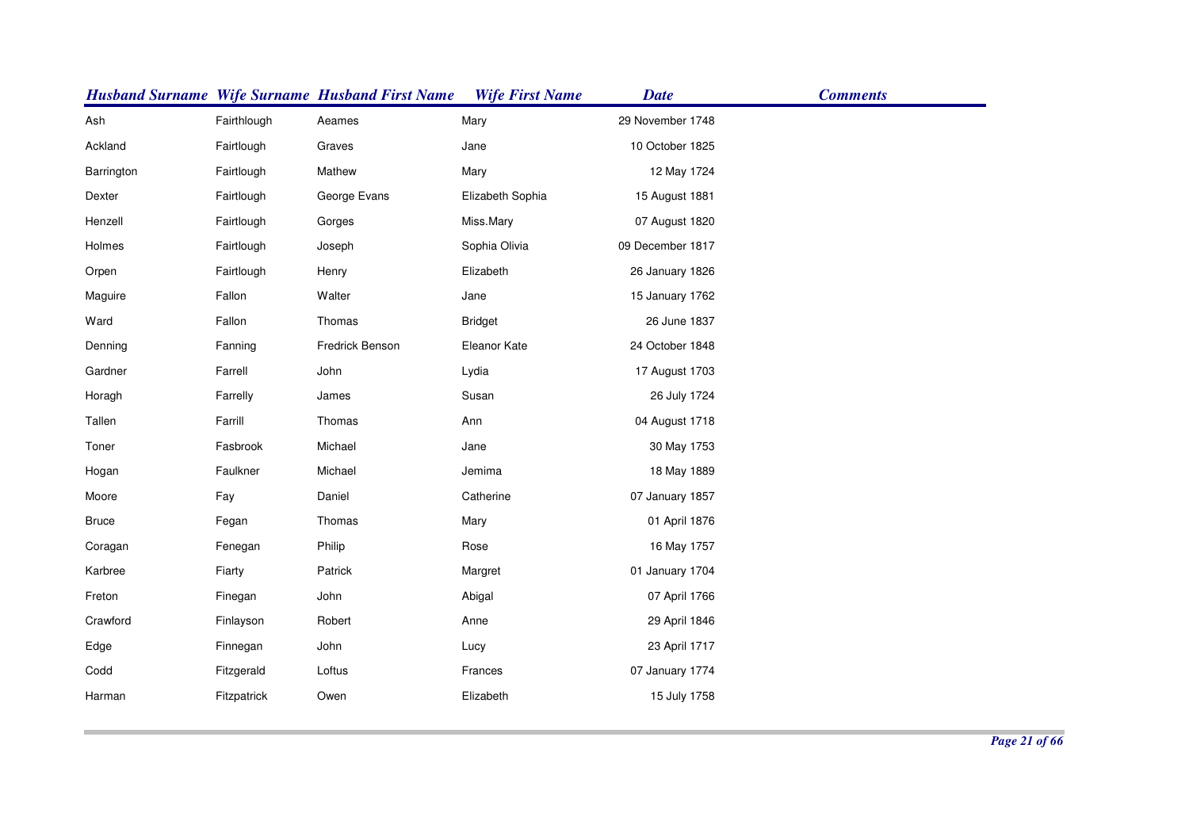| Husband Surname | Wife Surname | Husband First Name | Wife First Name | Date | Comments |
|---|---|---|---|---|---|
| Ash | Fairthlough | Aeames | Mary | 29 November 1748 | |
| Ackland | Fairtlough | Graves | Jane | 10 October 1825 | |
| Barrington | Fairtlough | Mathew | Mary | 12 May 1724 | |
| Dexter | Fairtlough | George Evans | Elizabeth Sophia | 15 August 1881 | |
| Henzell | Fairtlough | Gorges | Miss.Mary | 07 August 1820 | |
| Holmes | Fairtlough | Joseph | Sophia Olivia | 09 December 1817 | |
| Orpen | Fairtlough | Henry | Elizabeth | 26 January 1826 | |
| Maguire | Fallon | Walter | Jane | 15 January 1762 | |
| Ward | Fallon | Thomas | Bridget | 26 June 1837 | |
| Denning | Fanning | Fredrick Benson | Eleanor Kate | 24 October 1848 | |
| Gardner | Farrell | John | Lydia | 17 August 1703 | |
| Horagh | Farrelly | James | Susan | 26 July 1724 | |
| Tallen | Farrill | Thomas | Ann | 04 August 1718 | |
| Toner | Fasbrook | Michael | Jane | 30 May 1753 | |
| Hogan | Faulkner | Michael | Jemima | 18 May 1889 | |
| Moore | Fay | Daniel | Catherine | 07 January 1857 | |
| Bruce | Fegan | Thomas | Mary | 01 April 1876 | |
| Coragan | Fenegan | Philip | Rose | 16 May 1757 | |
| Karbree | Fiarty | Patrick | Margret | 01 January 1704 | |
| Freton | Finegan | John | Abigal | 07 April 1766 | |
| Crawford | Finlayson | Robert | Anne | 29 April 1846 | |
| Edge | Finnegan | John | Lucy | 23 April 1717 | |
| Codd | Fitzgerald | Loftus | Frances | 07 January 1774 | |
| Harman | Fitzpatrick | Owen | Elizabeth | 15 July 1758 | |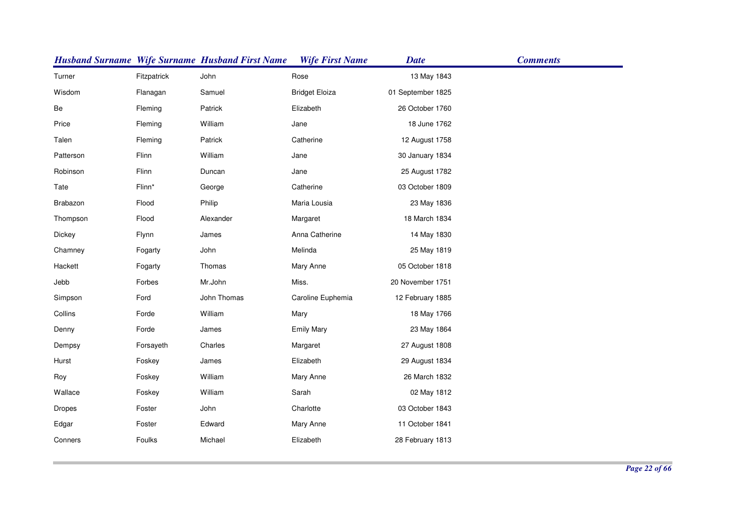| Husband Surname | Wife Surname | Husband First Name | Wife First Name | Date | Comments |
|---|---|---|---|---|---|
| Turner | Fitzpatrick | John | Rose | 13 May 1843 | |
| Wisdom | Flanagan | Samuel | Bridget Eloiza | 01 September 1825 | |
| Be | Fleming | Patrick | Elizabeth | 26 October 1760 | |
| Price | Fleming | William | Jane | 18 June 1762 | |
| Talen | Fleming | Patrick | Catherine | 12 August 1758 | |
| Patterson | Flinn | William | Jane | 30 January 1834 | |
| Robinson | Flinn | Duncan | Jane | 25 August 1782 | |
| Tate | Flinn* | George | Catherine | 03 October 1809 | |
| Brabazon | Flood | Philip | Maria Lousia | 23 May 1836 | |
| Thompson | Flood | Alexander | Margaret | 18 March 1834 | |
| Dickey | Flynn | James | Anna Catherine | 14 May 1830 | |
| Chamney | Fogarty | John | Melinda | 25 May 1819 | |
| Hackett | Fogarty | Thomas | Mary Anne | 05 October 1818 | |
| Jebb | Forbes | Mr.John | Miss. | 20 November 1751 | |
| Simpson | Ford | John Thomas | Caroline Euphemia | 12 February 1885 | |
| Collins | Forde | William | Mary | 18 May 1766 | |
| Denny | Forde | James | Emily Mary | 23 May 1864 | |
| Dempsy | Forsayeth | Charles | Margaret | 27 August 1808 | |
| Hurst | Foskey | James | Elizabeth | 29 August 1834 | |
| Roy | Foskey | William | Mary Anne | 26 March 1832 | |
| Wallace | Foskey | William | Sarah | 02 May 1812 | |
| Dropes | Foster | John | Charlotte | 03 October 1843 | |
| Edgar | Foster | Edward | Mary Anne | 11 October 1841 | |
| Conners | Foulks | Michael | Elizabeth | 28 February 1813 | |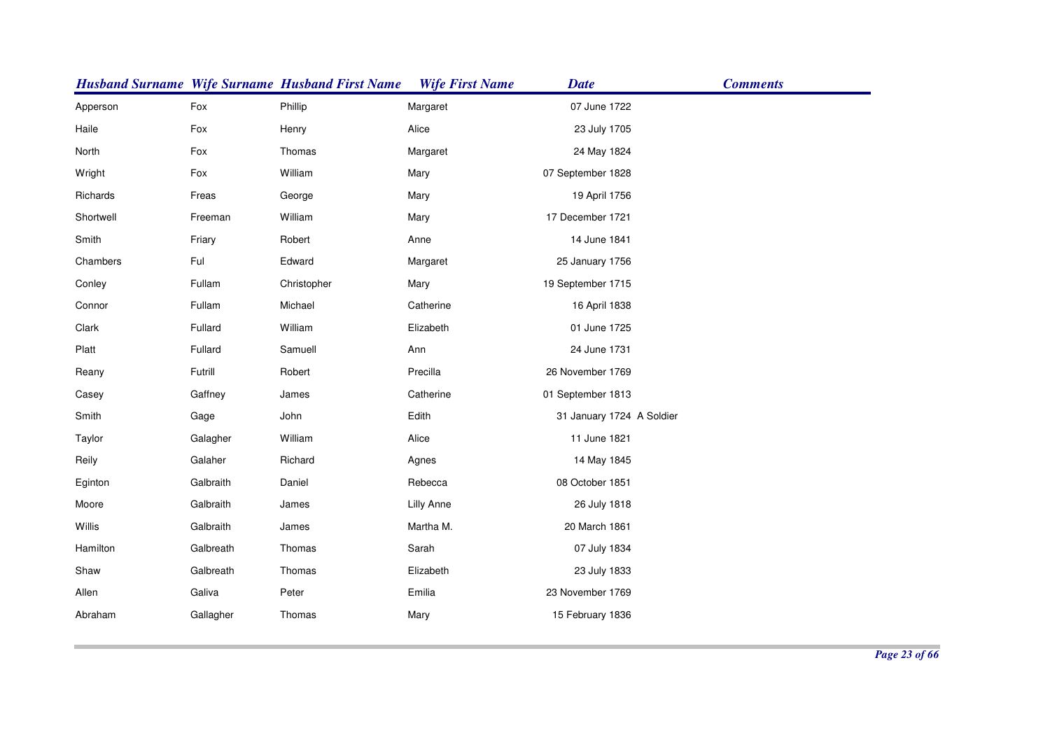| Husband Surname | Wife Surname | Husband First Name | Wife First Name | Date | Comments |
|---|---|---|---|---|---|
| Apperson | Fox | Phillip | Margaret | 07 June 1722 | |
| Haile | Fox | Henry | Alice | 23 July 1705 | |
| North | Fox | Thomas | Margaret | 24 May 1824 | |
| Wright | Fox | William | Mary | 07 September 1828 | |
| Richards | Freas | George | Mary | 19 April 1756 | |
| Shortwell | Freeman | William | Mary | 17 December 1721 | |
| Smith | Friary | Robert | Anne | 14 June 1841 | |
| Chambers | Ful | Edward | Margaret | 25 January 1756 | |
| Conley | Fullam | Christopher | Mary | 19 September 1715 | |
| Connor | Fullam | Michael | Catherine | 16 April 1838 | |
| Clark | Fullard | William | Elizabeth | 01 June 1725 | |
| Platt | Fullard | Samuell | Ann | 24 June 1731 | |
| Reany | Futrill | Robert | Precilla | 26 November 1769 | |
| Casey | Gaffney | James | Catherine | 01 September 1813 | |
| Smith | Gage | John | Edith | 31 January 1724 | A Soldier |
| Taylor | Galagher | William | Alice | 11 June 1821 | |
| Reily | Galaher | Richard | Agnes | 14 May 1845 | |
| Eginton | Galbraith | Daniel | Rebecca | 08 October 1851 | |
| Moore | Galbraith | James | Lilly Anne | 26 July 1818 | |
| Willis | Galbraith | James | Martha M. | 20 March 1861 | |
| Hamilton | Galbreath | Thomas | Sarah | 07 July 1834 | |
| Shaw | Galbreath | Thomas | Elizabeth | 23 July 1833 | |
| Allen | Galiva | Peter | Emilia | 23 November 1769 | |
| Abraham | Gallagher | Thomas | Mary | 15 February 1836 | |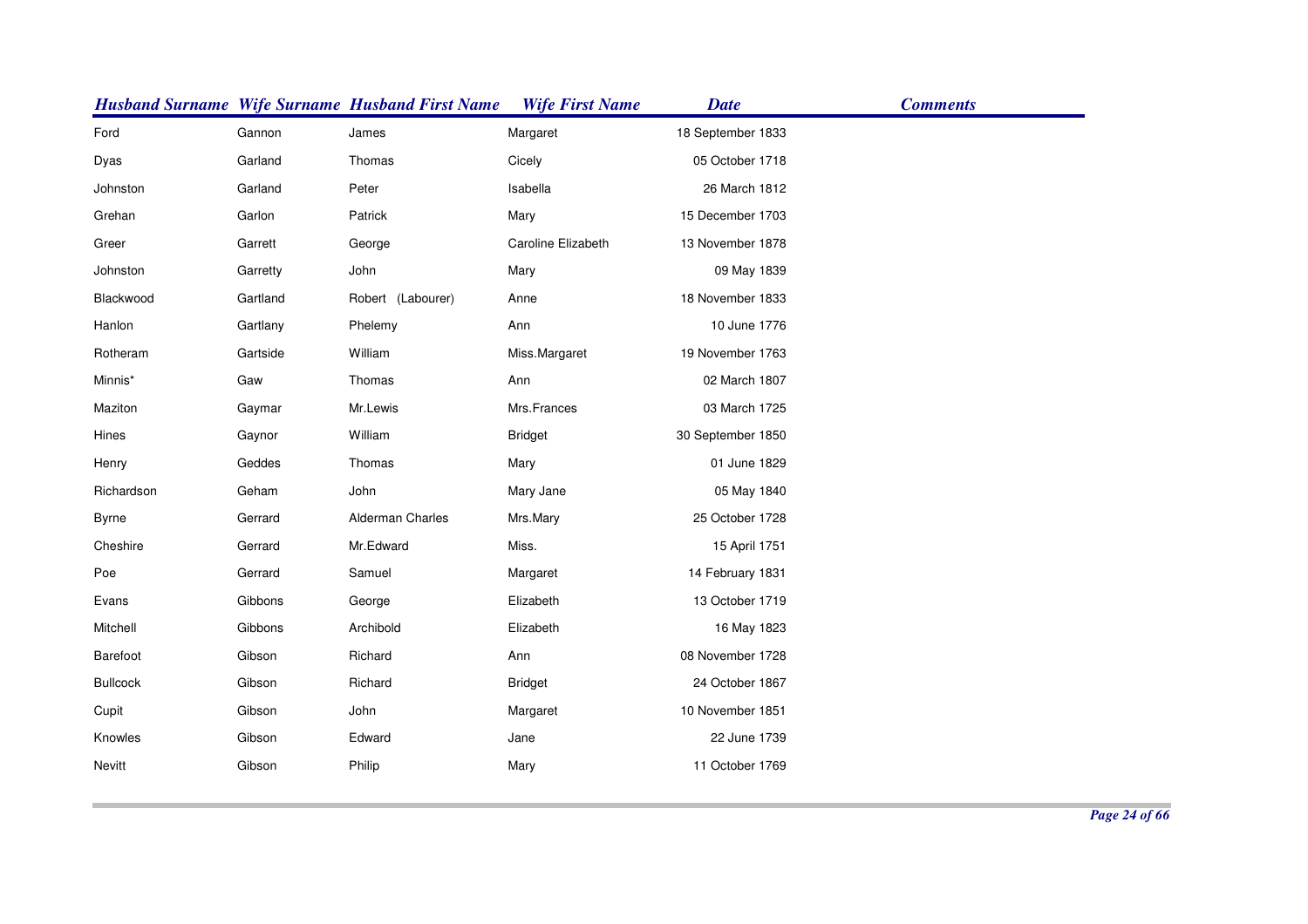| Husband Surname | Wife Surname | Husband First Name | Wife First Name | Date | Comments |
|---|---|---|---|---|---|
| Ford | Gannon | James | Margaret | 18 September 1833 | |
| Dyas | Garland | Thomas | Cicely | 05 October 1718 | |
| Johnston | Garland | Peter | Isabella | 26 March 1812 | |
| Grehan | Garlon | Patrick | Mary | 15 December 1703 | |
| Greer | Garrett | George | Caroline Elizabeth | 13 November 1878 | |
| Johnston | Garretty | John | Mary | 09 May 1839 | |
| Blackwood | Gartland | Robert (Labourer) | Anne | 18 November 1833 | |
| Hanlon | Gartlany | Phelemy | Ann | 10 June 1776 | |
| Rotheram | Gartside | William | Miss.Margaret | 19 November 1763 | |
| Minnis* | Gaw | Thomas | Ann | 02 March 1807 | |
| Maziton | Gaymar | Mr.Lewis | Mrs.Frances | 03 March 1725 | |
| Hines | Gaynor | William | Bridget | 30 September 1850 | |
| Henry | Geddes | Thomas | Mary | 01 June 1829 | |
| Richardson | Geham | John | Mary Jane | 05 May 1840 | |
| Byrne | Gerrard | Alderman Charles | Mrs.Mary | 25 October 1728 | |
| Cheshire | Gerrard | Mr.Edward | Miss. | 15 April 1751 | |
| Poe | Gerrard | Samuel | Margaret | 14 February 1831 | |
| Evans | Gibbons | George | Elizabeth | 13 October 1719 | |
| Mitchell | Gibbons | Archibold | Elizabeth | 16 May 1823 | |
| Barefoot | Gibson | Richard | Ann | 08 November 1728 | |
| Bullcock | Gibson | Richard | Bridget | 24 October 1867 | |
| Cupit | Gibson | John | Margaret | 10 November 1851 | |
| Knowles | Gibson | Edward | Jane | 22 June 1739 | |
| Nevitt | Gibson | Philip | Mary | 11 October 1769 | |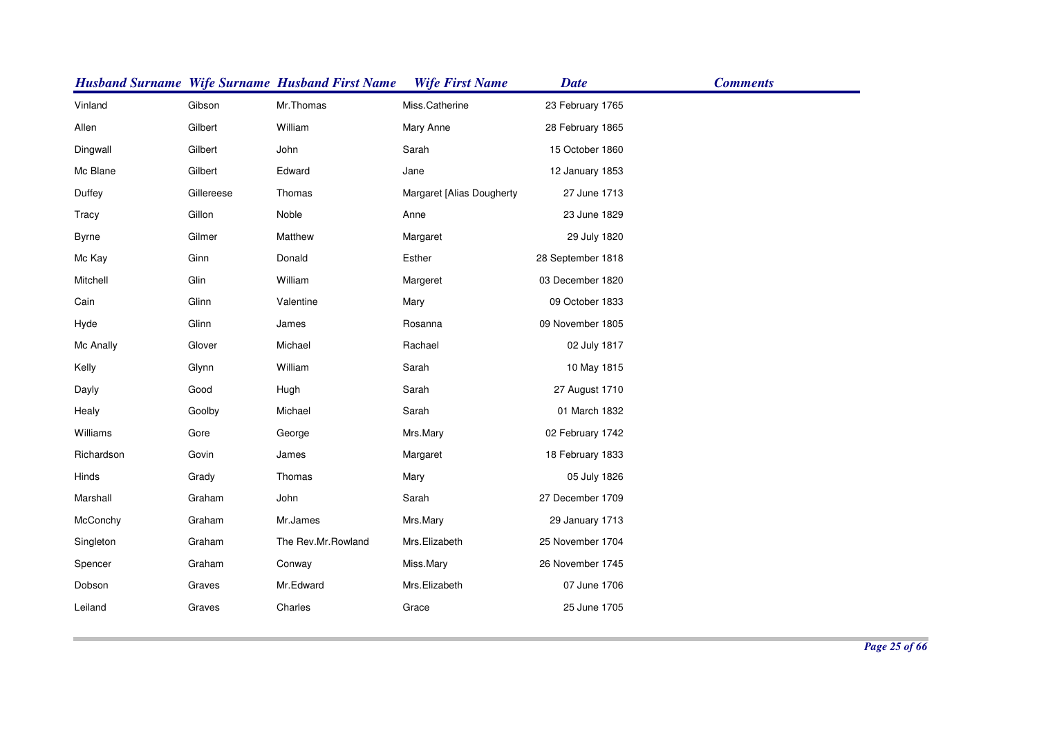| Husband Surname | Wife Surname | Husband First Name | Wife First Name | Date | Comments |
|---|---|---|---|---|---|
| Vinland | Gibson | Mr.Thomas | Miss.Catherine | 23 February 1765 | |
| Allen | Gilbert | William | Mary Anne | 28 February 1865 | |
| Dingwall | Gilbert | John | Sarah | 15 October 1860 | |
| Mc Blane | Gilbert | Edward | Jane | 12 January 1853 | |
| Duffey | Gillereese | Thomas | Margaret [Alias Dougherty | 27 June 1713 | |
| Tracy | Gillon | Noble | Anne | 23 June 1829 | |
| Byrne | Gilmer | Matthew | Margaret | 29 July 1820 | |
| Mc Kay | Ginn | Donald | Esther | 28 September 1818 | |
| Mitchell | Glin | William | Margeret | 03 December 1820 | |
| Cain | Glinn | Valentine | Mary | 09 October 1833 | |
| Hyde | Glinn | James | Rosanna | 09 November 1805 | |
| Mc Anally | Glover | Michael | Rachael | 02 July 1817 | |
| Kelly | Glynn | William | Sarah | 10 May 1815 | |
| Dayly | Good | Hugh | Sarah | 27 August 1710 | |
| Healy | Goolby | Michael | Sarah | 01 March 1832 | |
| Williams | Gore | George | Mrs.Mary | 02 February 1742 | |
| Richardson | Govin | James | Margaret | 18 February 1833 | |
| Hinds | Grady | Thomas | Mary | 05 July 1826 | |
| Marshall | Graham | John | Sarah | 27 December 1709 | |
| McConchy | Graham | Mr.James | Mrs.Mary | 29 January 1713 | |
| Singleton | Graham | The Rev.Mr.Rowland | Mrs.Elizabeth | 25 November 1704 | |
| Spencer | Graham | Conway | Miss.Mary | 26 November 1745 | |
| Dobson | Graves | Mr.Edward | Mrs.Elizabeth | 07 June 1706 | |
| Leiland | Graves | Charles | Grace | 25 June 1705 | |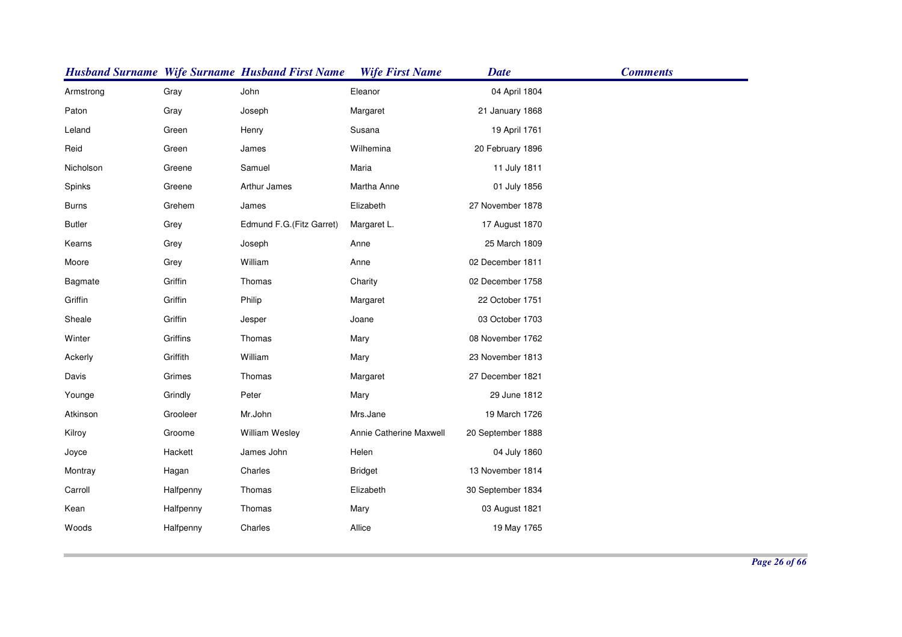| Husband Surname | Wife Surname | Husband First Name | Wife First Name | Date | Comments |
|---|---|---|---|---|---|
| Armstrong | Gray | John | Eleanor | 04 April 1804 | |
| Paton | Gray | Joseph | Margaret | 21 January 1868 | |
| Leland | Green | Henry | Susana | 19 April 1761 | |
| Reid | Green | James | Wilhemina | 20 February 1896 | |
| Nicholson | Greene | Samuel | Maria | 11 July 1811 | |
| Spinks | Greene | Arthur James | Martha Anne | 01 July 1856 | |
| Burns | Grehem | James | Elizabeth | 27 November 1878 | |
| Butler | Grey | Edmund F.G.(Fitz Garret) | Margaret L. | 17 August 1870 | |
| Kearns | Grey | Joseph | Anne | 25 March 1809 | |
| Moore | Grey | William | Anne | 02 December 1811 | |
| Bagmate | Griffin | Thomas | Charity | 02 December 1758 | |
| Griffin | Griffin | Philip | Margaret | 22 October 1751 | |
| Sheale | Griffin | Jesper | Joane | 03 October 1703 | |
| Winter | Griffins | Thomas | Mary | 08 November 1762 | |
| Ackerly | Griffith | William | Mary | 23 November 1813 | |
| Davis | Grimes | Thomas | Margaret | 27 December 1821 | |
| Younge | Grindly | Peter | Mary | 29 June 1812 | |
| Atkinson | Grooleer | Mr.John | Mrs.Jane | 19 March 1726 | |
| Kilroy | Groome | William Wesley | Annie Catherine Maxwell | 20 September 1888 | |
| Joyce | Hackett | James John | Helen | 04 July 1860 | |
| Montray | Hagan | Charles | Bridget | 13 November 1814 | |
| Carroll | Halfpenny | Thomas | Elizabeth | 30 September 1834 | |
| Kean | Halfpenny | Thomas | Mary | 03 August 1821 | |
| Woods | Halfpenny | Charles | Allice | 19 May 1765 | |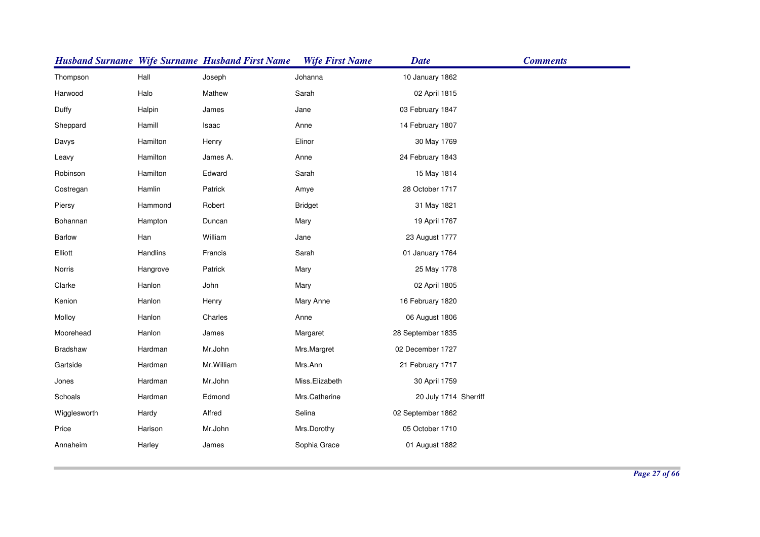| Husband Surname | Wife Surname | Husband First Name | Wife First Name | Date | Comments |
|---|---|---|---|---|---|
| Thompson | Hall | Joseph | Johanna | 10 January 1862 | |
| Harwood | Halo | Mathew | Sarah | 02 April 1815 | |
| Duffy | Halpin | James | Jane | 03 February 1847 | |
| Sheppard | Hamill | Isaac | Anne | 14 February 1807 | |
| Davys | Hamilton | Henry | Elinor | 30 May 1769 | |
| Leavy | Hamilton | James A. | Anne | 24 February 1843 | |
| Robinson | Hamilton | Edward | Sarah | 15 May 1814 | |
| Costregan | Hamlin | Patrick | Amye | 28 October 1717 | |
| Piersy | Hammond | Robert | Bridget | 31 May 1821 | |
| Bohannan | Hampton | Duncan | Mary | 19 April 1767 | |
| Barlow | Han | William | Jane | 23 August 1777 | |
| Elliott | Handlins | Francis | Sarah | 01 January 1764 | |
| Norris | Hangrove | Patrick | Mary | 25 May 1778 | |
| Clarke | Hanlon | John | Mary | 02 April 1805 | |
| Kenion | Hanlon | Henry | Mary Anne | 16 February 1820 | |
| Molloy | Hanlon | Charles | Anne | 06 August 1806 | |
| Moorehead | Hanlon | James | Margaret | 28 September 1835 | |
| Bradshaw | Hardman | Mr.John | Mrs.Margret | 02 December 1727 | |
| Gartside | Hardman | Mr.William | Mrs.Ann | 21 February 1717 | |
| Jones | Hardman | Mr.John | Miss.Elizabeth | 30 April 1759 | |
| Schoals | Hardman | Edmond | Mrs.Catherine | 20 July 1714 | Sherriff |
| Wigglesworth | Hardy | Alfred | Selina | 02 September 1862 | |
| Price | Harison | Mr.John | Mrs.Dorothy | 05 October 1710 | |
| Annaheim | Harley | James | Sophia Grace | 01 August 1882 | |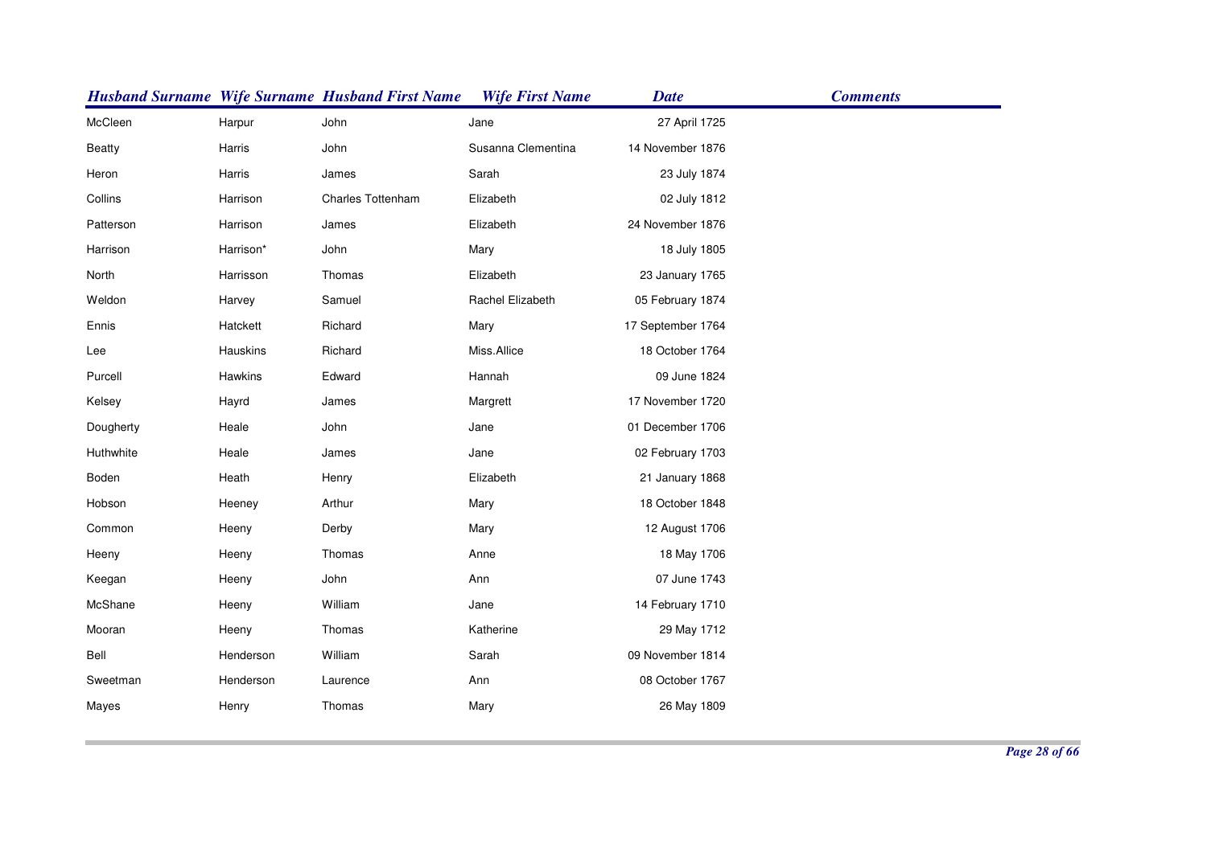| Husband Surname | Wife Surname | Husband First Name | Wife First Name | Date | Comments |
|---|---|---|---|---|---|
| McCleen | Harpur | John | Jane | 27 April 1725 | |
| Beatty | Harris | John | Susanna Clementina | 14 November 1876 | |
| Heron | Harris | James | Sarah | 23 July 1874 | |
| Collins | Harrison | Charles Tottenham | Elizabeth | 02 July 1812 | |
| Patterson | Harrison | James | Elizabeth | 24 November 1876 | |
| Harrison | Harrison* | John | Mary | 18 July 1805 | |
| North | Harrisson | Thomas | Elizabeth | 23 January 1765 | |
| Weldon | Harvey | Samuel | Rachel Elizabeth | 05 February 1874 | |
| Ennis | Hatckett | Richard | Mary | 17 September 1764 | |
| Lee | Hauskins | Richard | Miss.Allice | 18 October 1764 | |
| Purcell | Hawkins | Edward | Hannah | 09 June 1824 | |
| Kelsey | Hayrd | James | Margrett | 17 November 1720 | |
| Dougherty | Heale | John | Jane | 01 December 1706 | |
| Huthwhite | Heale | James | Jane | 02 February 1703 | |
| Boden | Heath | Henry | Elizabeth | 21 January 1868 | |
| Hobson | Heeney | Arthur | Mary | 18 October 1848 | |
| Common | Heeny | Derby | Mary | 12 August 1706 | |
| Heeny | Heeny | Thomas | Anne | 18 May 1706 | |
| Keegan | Heeny | John | Ann | 07 June 1743 | |
| McShane | Heeny | William | Jane | 14 February 1710 | |
| Mooran | Heeny | Thomas | Katherine | 29 May 1712 | |
| Bell | Henderson | William | Sarah | 09 November 1814 | |
| Sweetman | Henderson | Laurence | Ann | 08 October 1767 | |
| Mayes | Henry | Thomas | Mary | 26 May 1809 | |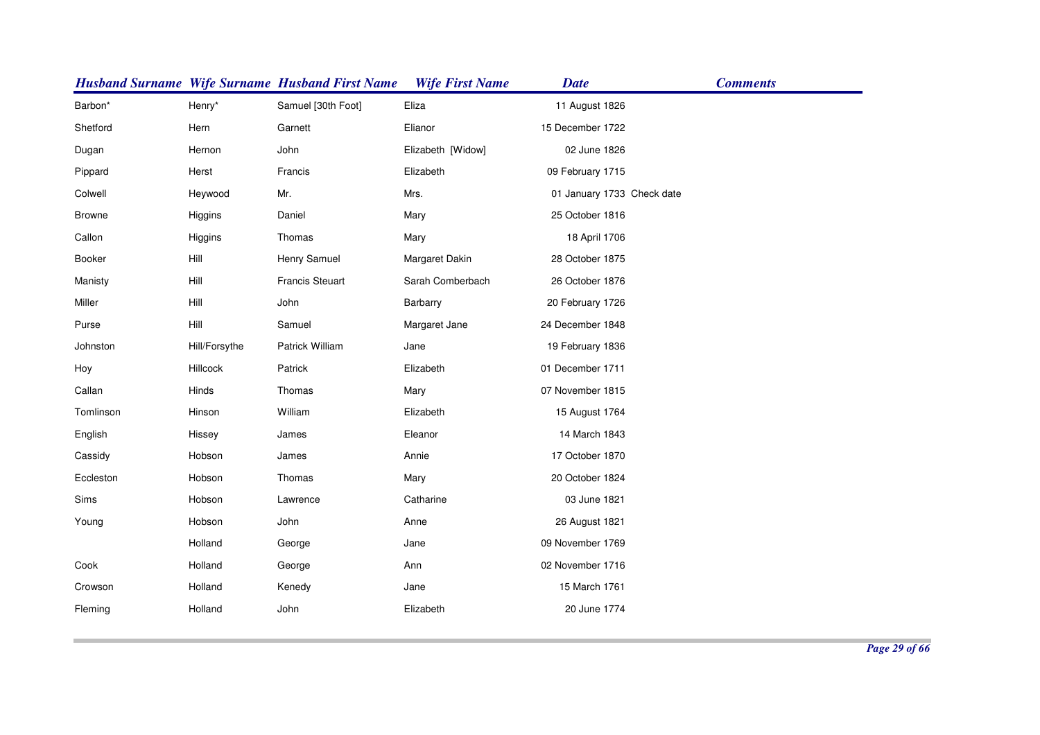| Husband Surname | Wife Surname | Husband First Name | Wife First Name | Date | Comments |
|---|---|---|---|---|---|
| Barbon* | Henry* | Samuel [30th Foot] | Eliza | 11 August 1826 | |
| Shetford | Hern | Garnett | Elianor | 15 December 1722 | |
| Dugan | Hernon | John | Elizabeth [Widow] | 02 June 1826 | |
| Pippard | Herst | Francis | Elizabeth | 09 February 1715 | |
| Colwell | Heywood | Mr. | Mrs. | 01 January 1733 | Check date |
| Browne | Higgins | Daniel | Mary | 25 October 1816 | |
| Callon | Higgins | Thomas | Mary | 18 April 1706 | |
| Booker | Hill | Henry Samuel | Margaret Dakin | 28 October 1875 | |
| Manisty | Hill | Francis Steuart | Sarah Comberbach | 26 October 1876 | |
| Miller | Hill | John | Barbarry | 20 February 1726 | |
| Purse | Hill | Samuel | Margaret Jane | 24 December 1848 | |
| Johnston | Hill/Forsythe | Patrick William | Jane | 19 February 1836 | |
| Hoy | Hillcock | Patrick | Elizabeth | 01 December 1711 | |
| Callan | Hinds | Thomas | Mary | 07 November 1815 | |
| Tomlinson | Hinson | William | Elizabeth | 15 August 1764 | |
| English | Hissey | James | Eleanor | 14 March 1843 | |
| Cassidy | Hobson | James | Annie | 17 October 1870 | |
| Eccleston | Hobson | Thomas | Mary | 20 October 1824 | |
| Sims | Hobson | Lawrence | Catharine | 03 June 1821 | |
| Young | Hobson | John | Anne | 26 August 1821 | |
| | Holland | George | Jane | 09 November 1769 | |
| Cook | Holland | George | Ann | 02 November 1716 | |
| Crowson | Holland | Kenedy | Jane | 15 March 1761 | |
| Fleming | Holland | John | Elizabeth | 20 June 1774 | |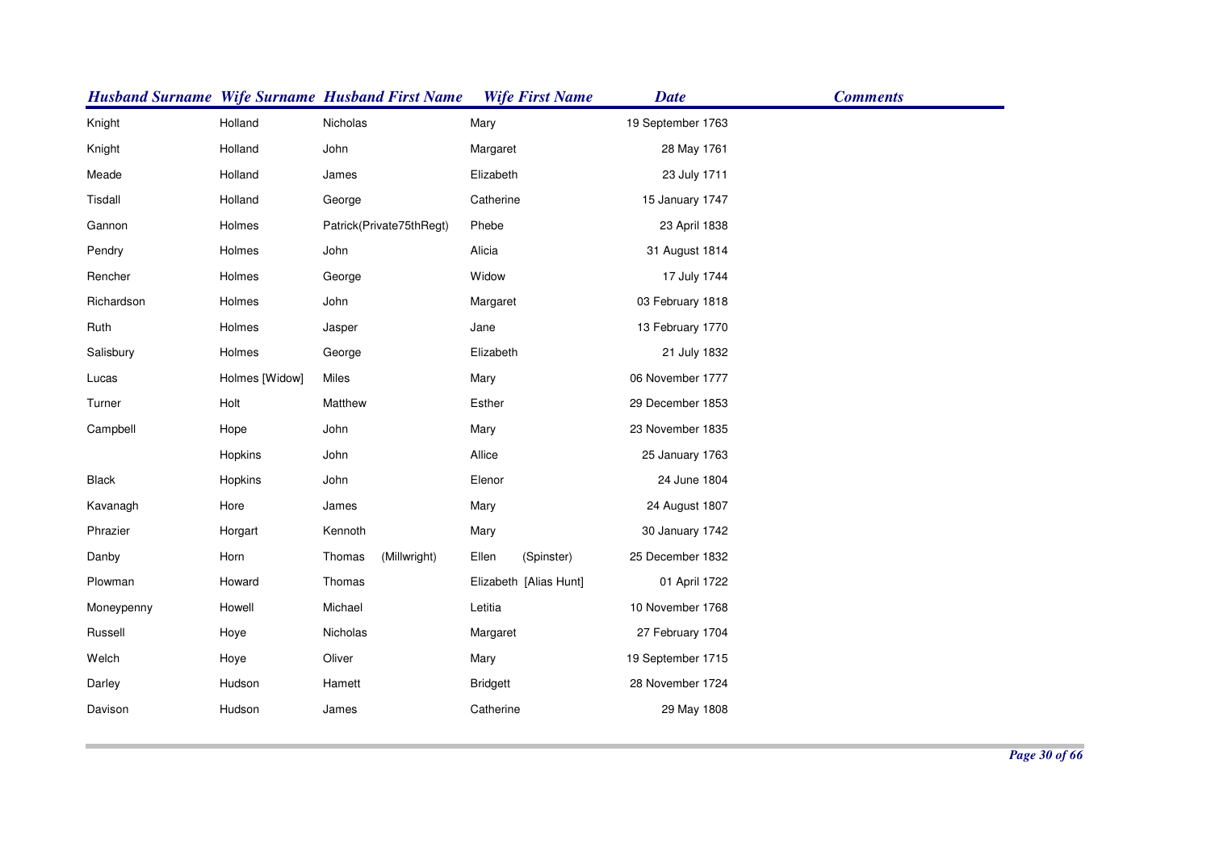| Husband Surname | Wife Surname | Husband First Name | Wife First Name | Date | Comments |
| --- | --- | --- | --- | --- | --- |
| Knight | Holland | Nicholas | Mary | 19 September 1763 | |
| Knight | Holland | John | Margaret | 28 May 1761 | |
| Meade | Holland | James | Elizabeth | 23 July 1711 | |
| Tisdall | Holland | George | Catherine | 15 January 1747 | |
| Gannon | Holmes | Patrick(Private75thRegt) | Phebe | 23 April 1838 | |
| Pendry | Holmes | John | Alicia | 31 August 1814 | |
| Rencher | Holmes | George | Widow | 17 July 1744 | |
| Richardson | Holmes | John | Margaret | 03 February 1818 | |
| Ruth | Holmes | Jasper | Jane | 13 February 1770 | |
| Salisbury | Holmes | George | Elizabeth | 21 July 1832 | |
| Lucas | Holmes [Widow] | Miles | Mary | 06 November 1777 | |
| Turner | Holt | Matthew | Esther | 29 December 1853 | |
| Campbell | Hope | John | Mary | 23 November 1835 | |
| | Hopkins | John | Allice | 25 January 1763 | |
| Black | Hopkins | John | Elenor | 24 June 1804 | |
| Kavanagh | Hore | James | Mary | 24 August 1807 | |
| Phrazier | Horgart | Kennoth | Mary | 30 January 1742 | |
| Danby | Horn | Thomas (Millwright) | Ellen (Spinster) | 25 December 1832 | |
| Plowman | Howard | Thomas | Elizabeth [Alias Hunt] | 01 April 1722 | |
| Moneypenny | Howell | Michael | Letitia | 10 November 1768 | |
| Russell | Hoye | Nicholas | Margaret | 27 February 1704 | |
| Welch | Hoye | Oliver | Mary | 19 September 1715 | |
| Darley | Hudson | Hamett | Bridgett | 28 November 1724 | |
| Davison | Hudson | James | Catherine | 29 May 1808 | |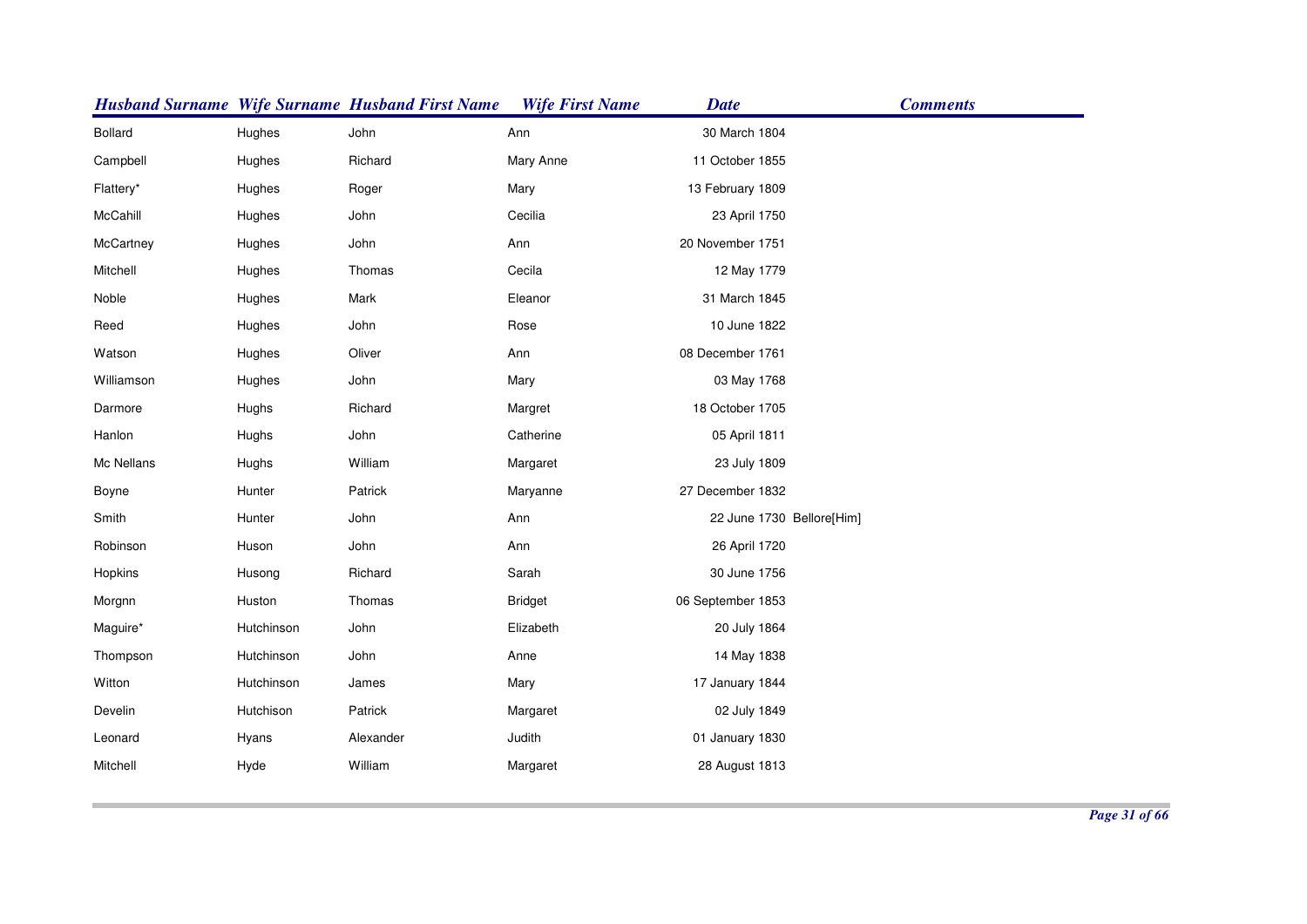| Husband Surname | Wife Surname | Husband First Name | Wife First Name | Date | Comments |
|---|---|---|---|---|---|
| Bollard | Hughes | John | Ann | 30 March 1804 | |
| Campbell | Hughes | Richard | Mary Anne | 11 October 1855 | |
| Flattery* | Hughes | Roger | Mary | 13 February 1809 | |
| McCahill | Hughes | John | Cecilia | 23 April 1750 | |
| McCartney | Hughes | John | Ann | 20 November 1751 | |
| Mitchell | Hughes | Thomas | Cecila | 12 May 1779 | |
| Noble | Hughes | Mark | Eleanor | 31 March 1845 | |
| Reed | Hughes | John | Rose | 10 June 1822 | |
| Watson | Hughes | Oliver | Ann | 08 December 1761 | |
| Williamson | Hughes | John | Mary | 03 May 1768 | |
| Darmore | Hughs | Richard | Margret | 18 October 1705 | |
| Hanlon | Hughs | John | Catherine | 05 April 1811 | |
| Mc Nellans | Hughs | William | Margaret | 23 July 1809 | |
| Boyne | Hunter | Patrick | Maryanne | 27 December 1832 | |
| Smith | Hunter | John | Ann | 22 June 1730 | Bellore[Him] |
| Robinson | Huson | John | Ann | 26 April 1720 | |
| Hopkins | Husong | Richard | Sarah | 30 June 1756 | |
| Morgnn | Huston | Thomas | Bridget | 06 September 1853 | |
| Maguire* | Hutchinson | John | Elizabeth | 20 July 1864 | |
| Thompson | Hutchinson | John | Anne | 14 May 1838 | |
| Witton | Hutchinson | James | Mary | 17 January 1844 | |
| Develin | Hutchison | Patrick | Margaret | 02 July 1849 | |
| Leonard | Hyans | Alexander | Judith | 01 January 1830 | |
| Mitchell | Hyde | William | Margaret | 28 August 1813 | |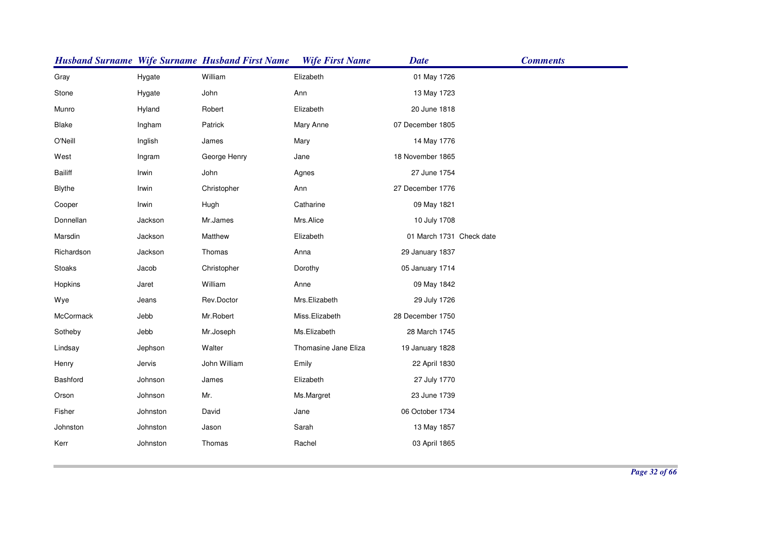| Husband Surname | Wife Surname | Husband First Name | Wife First Name | Date | Comments |
|---|---|---|---|---|---|
| Gray | Hygate | William | Elizabeth | 01 May 1726 | |
| Stone | Hygate | John | Ann | 13 May 1723 | |
| Munro | Hyland | Robert | Elizabeth | 20 June 1818 | |
| Blake | Ingham | Patrick | Mary Anne | 07 December 1805 | |
| O'Neill | Inglish | James | Mary | 14 May 1776 | |
| West | Ingram | George Henry | Jane | 18 November 1865 | |
| Bailiff | Irwin | John | Agnes | 27 June 1754 | |
| Blythe | Irwin | Christopher | Ann | 27 December 1776 | |
| Cooper | Irwin | Hugh | Catharine | 09 May 1821 | |
| Donnellan | Jackson | Mr.James | Mrs.Alice | 10 July 1708 | |
| Marsdin | Jackson | Matthew | Elizabeth | 01 March 1731 | Check date |
| Richardson | Jackson | Thomas | Anna | 29 January 1837 | |
| Stoaks | Jacob | Christopher | Dorothy | 05 January 1714 | |
| Hopkins | Jaret | William | Anne | 09 May 1842 | |
| Wye | Jeans | Rev.Doctor | Mrs.Elizabeth | 29 July 1726 | |
| McCormack | Jebb | Mr.Robert | Miss.Elizabeth | 28 December 1750 | |
| Sotheby | Jebb | Mr.Joseph | Ms.Elizabeth | 28 March 1745 | |
| Lindsay | Jephson | Walter | Thomasine Jane Eliza | 19 January 1828 | |
| Henry | Jervis | John William | Emily | 22 April 1830 | |
| Bashford | Johnson | James | Elizabeth | 27 July 1770 | |
| Orson | Johnson | Mr. | Ms.Margret | 23 June 1739 | |
| Fisher | Johnston | David | Jane | 06 October 1734 | |
| Johnston | Johnston | Jason | Sarah | 13 May 1857 | |
| Kerr | Johnston | Thomas | Rachel | 03 April 1865 | |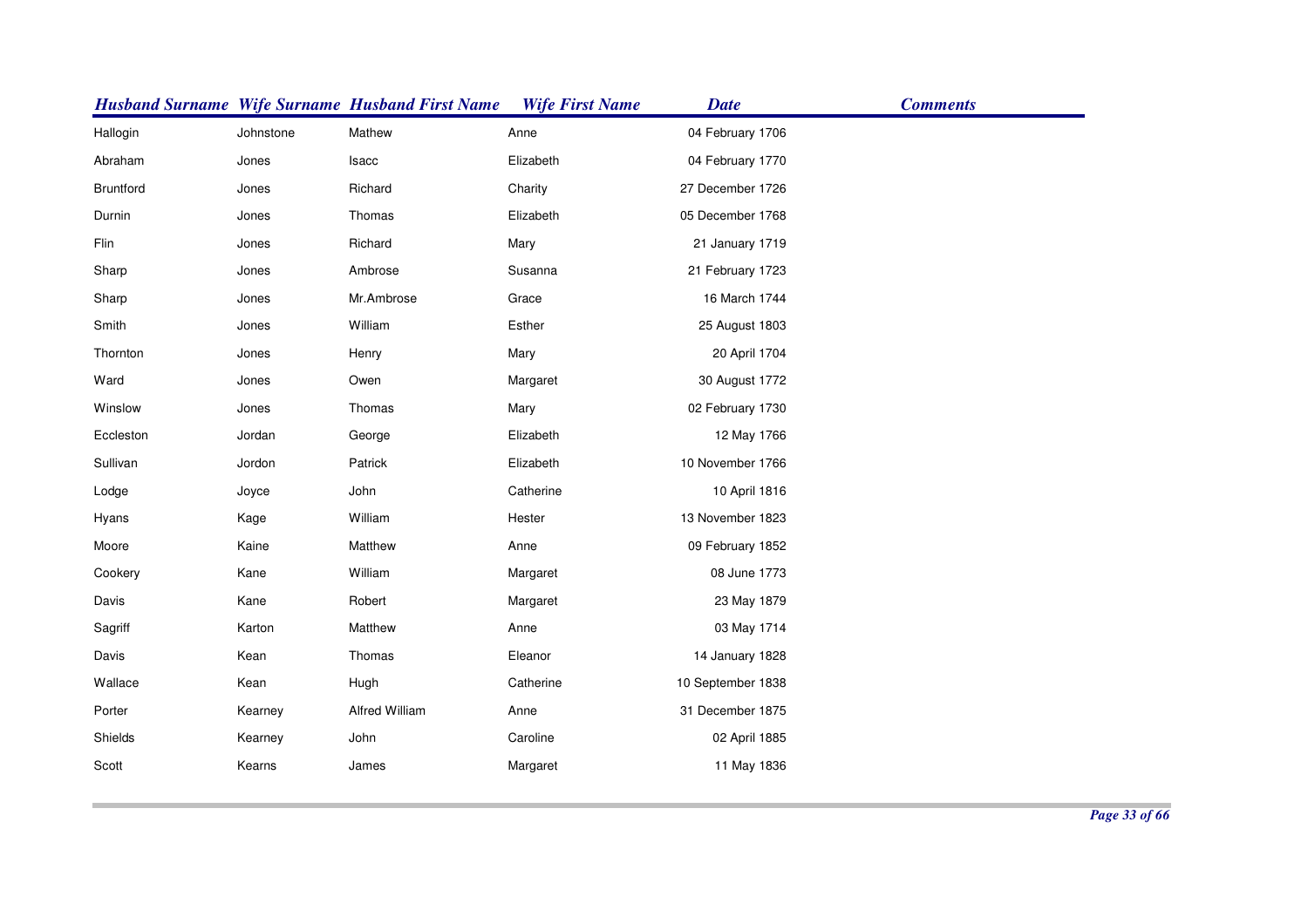| Husband Surname | Wife Surname | Husband First Name | Wife First Name | Date | Comments |
|---|---|---|---|---|---|
| Hallogin | Johnstone | Mathew | Anne | 04 February 1706 | |
| Abraham | Jones | Isacc | Elizabeth | 04 February 1770 | |
| Bruntford | Jones | Richard | Charity | 27 December 1726 | |
| Durnin | Jones | Thomas | Elizabeth | 05 December 1768 | |
| Flin | Jones | Richard | Mary | 21 January 1719 | |
| Sharp | Jones | Ambrose | Susanna | 21 February 1723 | |
| Sharp | Jones | Mr.Ambrose | Grace | 16 March 1744 | |
| Smith | Jones | William | Esther | 25 August 1803 | |
| Thornton | Jones | Henry | Mary | 20 April 1704 | |
| Ward | Jones | Owen | Margaret | 30 August 1772 | |
| Winslow | Jones | Thomas | Mary | 02 February 1730 | |
| Eccleston | Jordan | George | Elizabeth | 12 May 1766 | |
| Sullivan | Jordon | Patrick | Elizabeth | 10 November 1766 | |
| Lodge | Joyce | John | Catherine | 10 April 1816 | |
| Hyans | Kage | William | Hester | 13 November 1823 | |
| Moore | Kaine | Matthew | Anne | 09 February 1852 | |
| Cookery | Kane | William | Margaret | 08 June 1773 | |
| Davis | Kane | Robert | Margaret | 23 May 1879 | |
| Sagriff | Karton | Matthew | Anne | 03 May 1714 | |
| Davis | Kean | Thomas | Eleanor | 14 January 1828 | |
| Wallace | Kean | Hugh | Catherine | 10 September 1838 | |
| Porter | Kearney | Alfred William | Anne | 31 December 1875 | |
| Shields | Kearney | John | Caroline | 02 April 1885 | |
| Scott | Kearns | James | Margaret | 11 May 1836 | |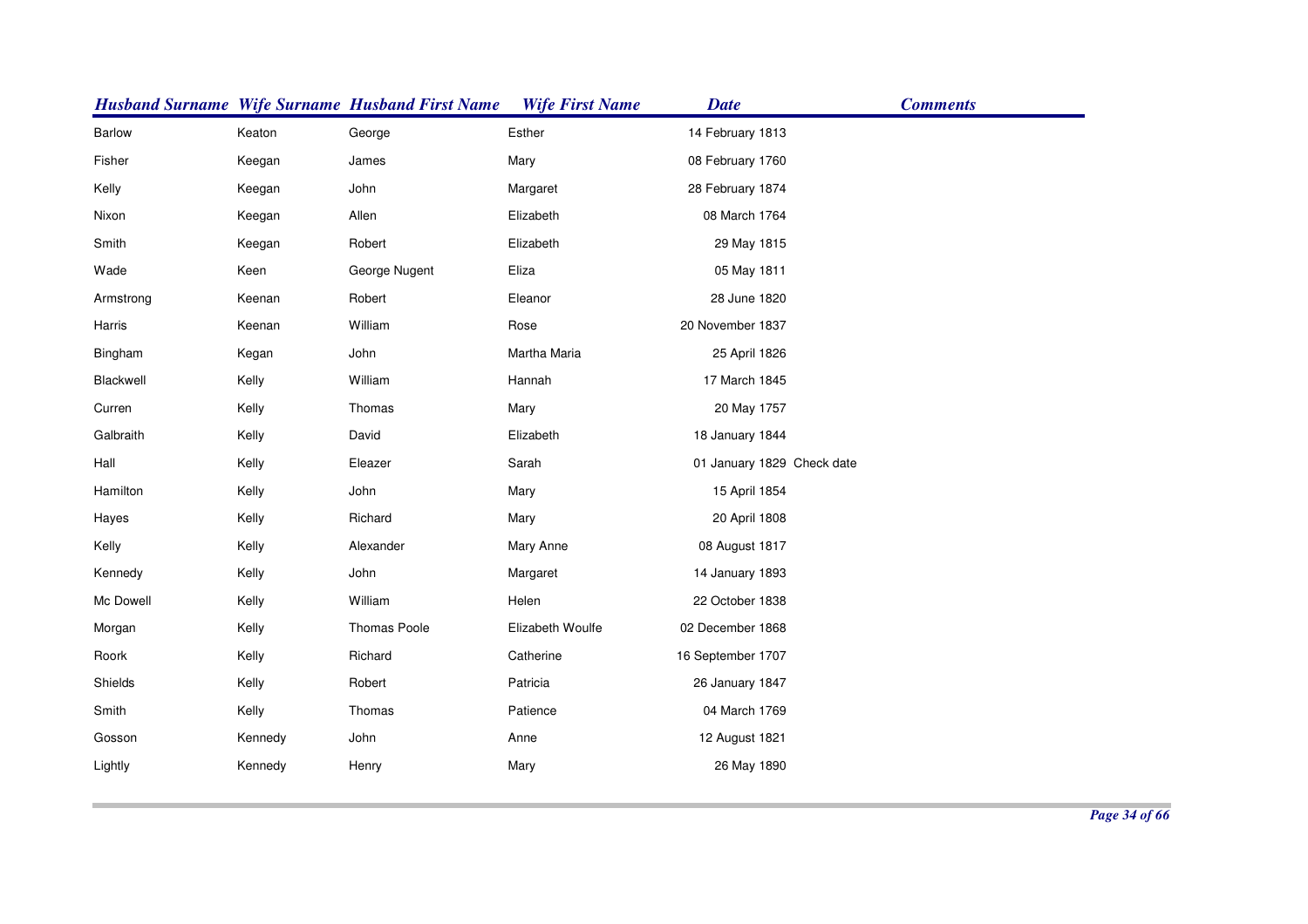| Husband Surname | Wife Surname | Husband First Name | Wife First Name | Date | Comments |
|---|---|---|---|---|---|
| Barlow | Keaton | George | Esther | 14 February 1813 | |
| Fisher | Keegan | James | Mary | 08 February 1760 | |
| Kelly | Keegan | John | Margaret | 28 February 1874 | |
| Nixon | Keegan | Allen | Elizabeth | 08 March 1764 | |
| Smith | Keegan | Robert | Elizabeth | 29 May 1815 | |
| Wade | Keen | George Nugent | Eliza | 05 May 1811 | |
| Armstrong | Keenan | Robert | Eleanor | 28 June 1820 | |
| Harris | Keenan | William | Rose | 20 November 1837 | |
| Bingham | Kegan | John | Martha Maria | 25 April 1826 | |
| Blackwell | Kelly | William | Hannah | 17 March 1845 | |
| Curren | Kelly | Thomas | Mary | 20 May 1757 | |
| Galbraith | Kelly | David | Elizabeth | 18 January 1844 | |
| Hall | Kelly | Eleazer | Sarah | 01 January 1829 | Check date |
| Hamilton | Kelly | John | Mary | 15 April 1854 | |
| Hayes | Kelly | Richard | Mary | 20 April 1808 | |
| Kelly | Kelly | Alexander | Mary Anne | 08 August 1817 | |
| Kennedy | Kelly | John | Margaret | 14 January 1893 | |
| Mc Dowell | Kelly | William | Helen | 22 October 1838 | |
| Morgan | Kelly | Thomas Poole | Elizabeth Woulfe | 02 December 1868 | |
| Roork | Kelly | Richard | Catherine | 16 September 1707 | |
| Shields | Kelly | Robert | Patricia | 26 January 1847 | |
| Smith | Kelly | Thomas | Patience | 04 March 1769 | |
| Gosson | Kennedy | John | Anne | 12 August 1821 | |
| Lightly | Kennedy | Henry | Mary | 26 May 1890 | |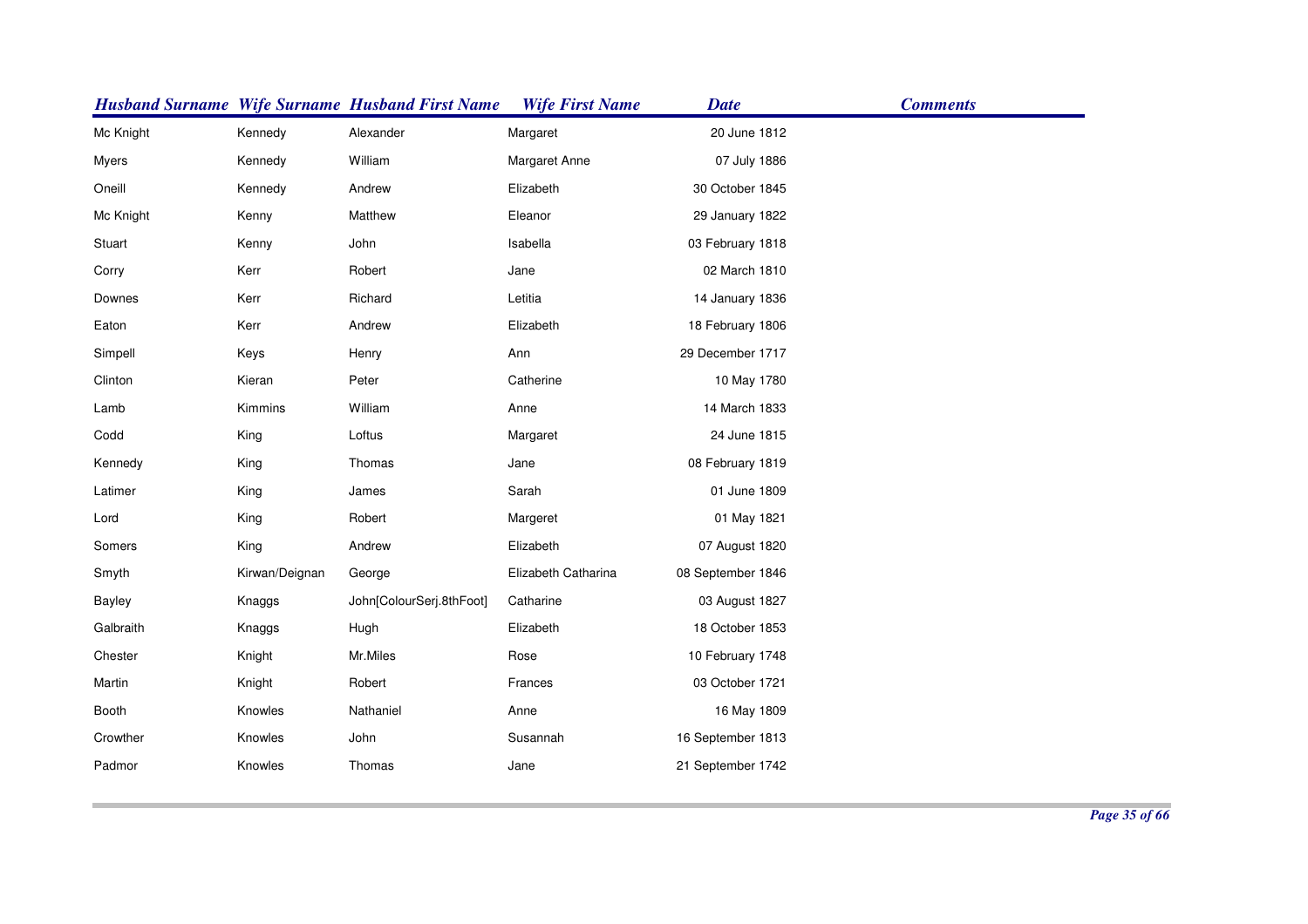| Husband Surname | Wife Surname | Husband First Name | Wife First Name | Date | Comments |
|---|---|---|---|---|---|
| Mc Knight | Kennedy | Alexander | Margaret | 20 June 1812 | |
| Myers | Kennedy | William | Margaret Anne | 07 July 1886 | |
| Oneill | Kennedy | Andrew | Elizabeth | 30 October 1845 | |
| Mc Knight | Kenny | Matthew | Eleanor | 29 January 1822 | |
| Stuart | Kenny | John | Isabella | 03 February 1818 | |
| Corry | Kerr | Robert | Jane | 02 March 1810 | |
| Downes | Kerr | Richard | Letitia | 14 January 1836 | |
| Eaton | Kerr | Andrew | Elizabeth | 18 February 1806 | |
| Simpell | Keys | Henry | Ann | 29 December 1717 | |
| Clinton | Kieran | Peter | Catherine | 10 May 1780 | |
| Lamb | Kimmins | William | Anne | 14 March 1833 | |
| Codd | King | Loftus | Margaret | 24 June 1815 | |
| Kennedy | King | Thomas | Jane | 08 February 1819 | |
| Latimer | King | James | Sarah | 01 June 1809 | |
| Lord | King | Robert | Margeret | 01 May 1821 | |
| Somers | King | Andrew | Elizabeth | 07 August 1820 | |
| Smyth | Kirwan/Deignan | George | Elizabeth Catharina | 08 September 1846 | |
| Bayley | Knaggs | John[ColourSerj.8thFoot] | Catharine | 03 August 1827 | |
| Galbraith | Knaggs | Hugh | Elizabeth | 18 October 1853 | |
| Chester | Knight | Mr.Miles | Rose | 10 February 1748 | |
| Martin | Knight | Robert | Frances | 03 October 1721 | |
| Booth | Knowles | Nathaniel | Anne | 16 May 1809 | |
| Crowther | Knowles | John | Susannah | 16 September 1813 | |
| Padmor | Knowles | Thomas | Jane | 21 September 1742 | |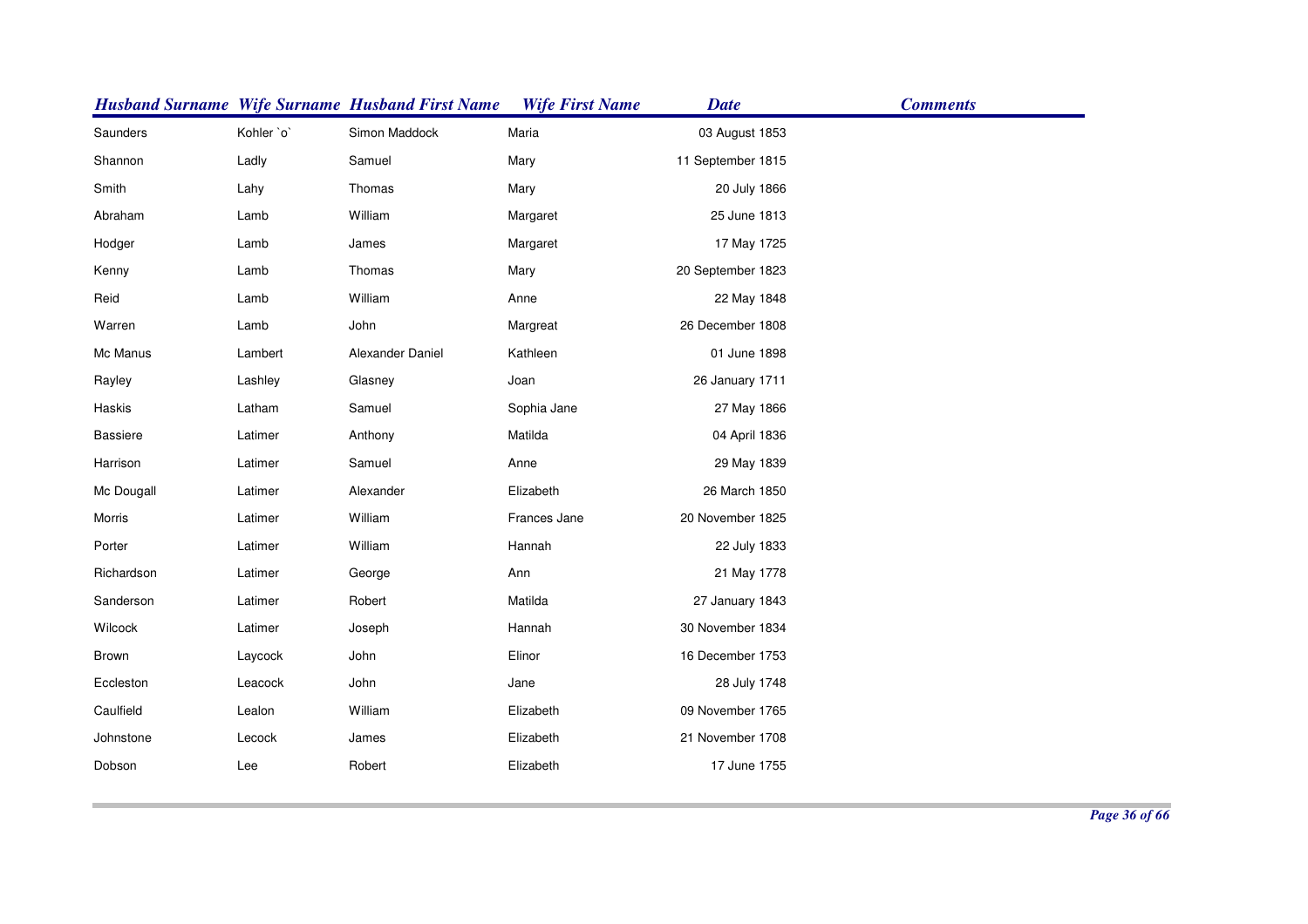| Husband Surname | Wife Surname | Husband First Name | Wife First Name | Date | Comments |
|---|---|---|---|---|---|
| Saunders | Kohler `o` | Simon Maddock | Maria | 03 August 1853 | |
| Shannon | Ladly | Samuel | Mary | 11 September 1815 | |
| Smith | Lahy | Thomas | Mary | 20 July 1866 | |
| Abraham | Lamb | William | Margaret | 25 June 1813 | |
| Hodger | Lamb | James | Margaret | 17 May 1725 | |
| Kenny | Lamb | Thomas | Mary | 20 September 1823 | |
| Reid | Lamb | William | Anne | 22 May 1848 | |
| Warren | Lamb | John | Margreat | 26 December 1808 | |
| Mc Manus | Lambert | Alexander Daniel | Kathleen | 01 June 1898 | |
| Rayley | Lashley | Glasney | Joan | 26 January 1711 | |
| Haskis | Latham | Samuel | Sophia Jane | 27 May 1866 | |
| Bassiere | Latimer | Anthony | Matilda | 04 April 1836 | |
| Harrison | Latimer | Samuel | Anne | 29 May 1839 | |
| Mc Dougall | Latimer | Alexander | Elizabeth | 26 March 1850 | |
| Morris | Latimer | William | Frances Jane | 20 November 1825 | |
| Porter | Latimer | William | Hannah | 22 July 1833 | |
| Richardson | Latimer | George | Ann | 21 May 1778 | |
| Sanderson | Latimer | Robert | Matilda | 27 January 1843 | |
| Wilcock | Latimer | Joseph | Hannah | 30 November 1834 | |
| Brown | Laycock | John | Elinor | 16 December 1753 | |
| Eccleston | Leacock | John | Jane | 28 July 1748 | |
| Caulfield | Lealon | William | Elizabeth | 09 November 1765 | |
| Johnstone | Lecock | James | Elizabeth | 21 November 1708 | |
| Dobson | Lee | Robert | Elizabeth | 17 June 1755 | |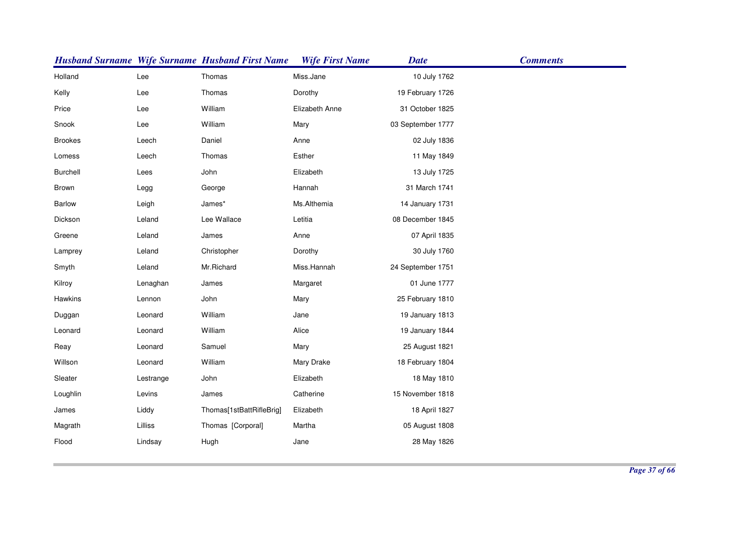| Husband Surname | Wife Surname | Husband First Name | Wife First Name | Date | Comments |
|---|---|---|---|---|---|
| Holland | Lee | Thomas | Miss.Jane | 10 July 1762 | |
| Kelly | Lee | Thomas | Dorothy | 19 February 1726 | |
| Price | Lee | William | Elizabeth Anne | 31 October 1825 | |
| Snook | Lee | William | Mary | 03 September 1777 | |
| Brookes | Leech | Daniel | Anne | 02 July 1836 | |
| Lomess | Leech | Thomas | Esther | 11 May 1849 | |
| Burchell | Lees | John | Elizabeth | 13 July 1725 | |
| Brown | Legg | George | Hannah | 31 March 1741 | |
| Barlow | Leigh | James* | Ms.Althemia | 14 January 1731 | |
| Dickson | Leland | Lee Wallace | Letitia | 08 December 1845 | |
| Greene | Leland | James | Anne | 07 April 1835 | |
| Lamprey | Leland | Christopher | Dorothy | 30 July 1760 | |
| Smyth | Leland | Mr.Richard | Miss.Hannah | 24 September 1751 | |
| Kilroy | Lenaghan | James | Margaret | 01 June 1777 | |
| Hawkins | Lennon | John | Mary | 25 February 1810 | |
| Duggan | Leonard | William | Jane | 19 January 1813 | |
| Leonard | Leonard | William | Alice | 19 January 1844 | |
| Reay | Leonard | Samuel | Mary | 25 August 1821 | |
| Willson | Leonard | William | Mary Drake | 18 February 1804 | |
| Sleater | Lestrange | John | Elizabeth | 18 May 1810 | |
| Loughlin | Levins | James | Catherine | 15 November 1818 | |
| James | Liddy | Thomas[1stBattRifleBrig] | Elizabeth | 18 April 1827 | |
| Magrath | Lilliss | Thomas [Corporal] | Martha | 05 August 1808 | |
| Flood | Lindsay | Hugh | Jane | 28 May 1826 | |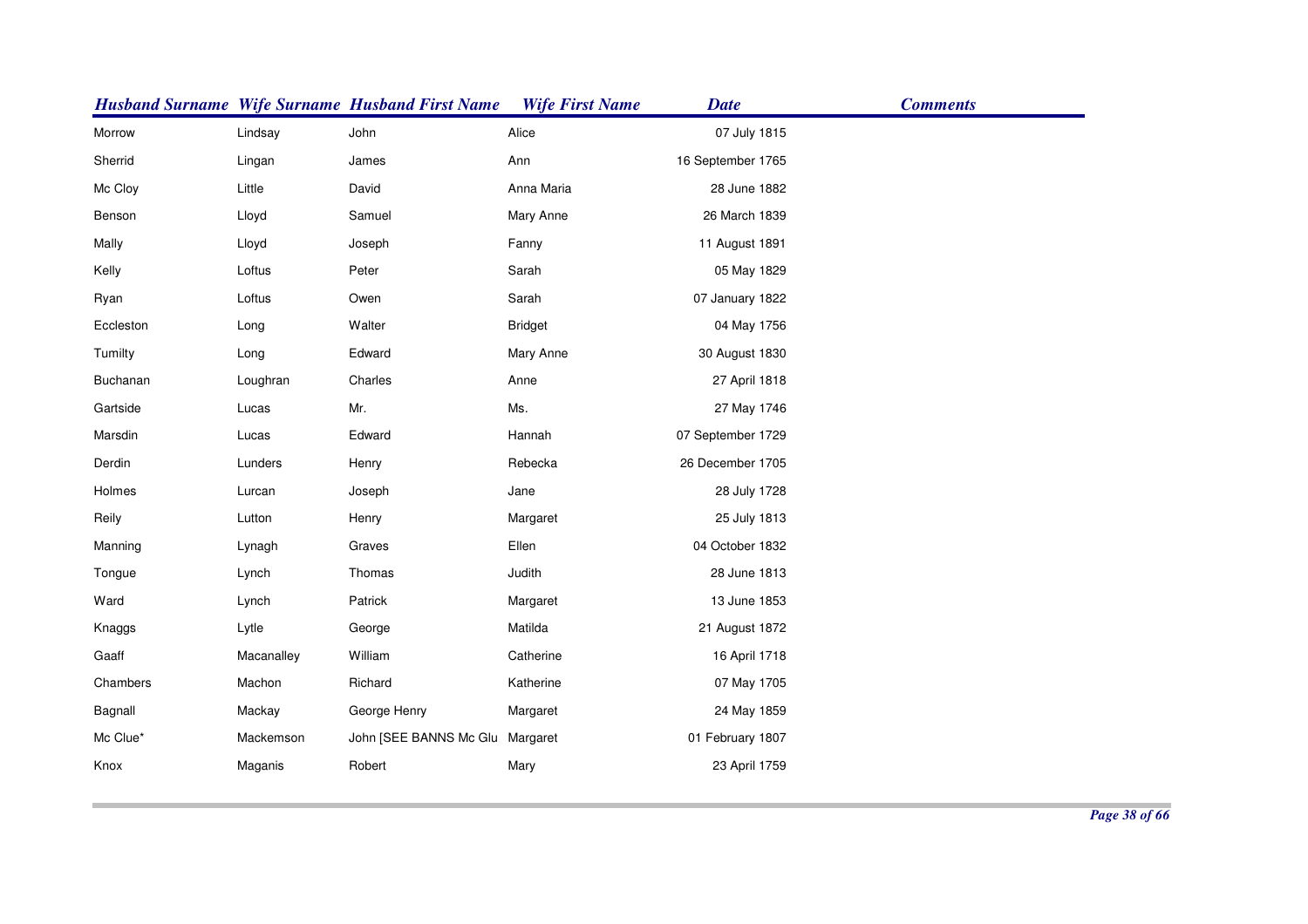| Husband Surname | Wife Surname | Husband First Name | Wife First Name | Date | Comments |
|---|---|---|---|---|---|
| Morrow | Lindsay | John | Alice | 07 July 1815 | |
| Sherrid | Lingan | James | Ann | 16 September 1765 | |
| Mc Cloy | Little | David | Anna Maria | 28 June 1882 | |
| Benson | Lloyd | Samuel | Mary Anne | 26 March 1839 | |
| Mally | Lloyd | Joseph | Fanny | 11 August 1891 | |
| Kelly | Loftus | Peter | Sarah | 05 May 1829 | |
| Ryan | Loftus | Owen | Sarah | 07 January 1822 | |
| Eccleston | Long | Walter | Bridget | 04 May 1756 | |
| Tumilty | Long | Edward | Mary Anne | 30 August 1830 | |
| Buchanan | Loughran | Charles | Anne | 27 April 1818 | |
| Gartside | Lucas | Mr. | Ms. | 27 May 1746 | |
| Marsdin | Lucas | Edward | Hannah | 07 September 1729 | |
| Derdin | Lunders | Henry | Rebecka | 26 December 1705 | |
| Holmes | Lurcan | Joseph | Jane | 28 July 1728 | |
| Reily | Lutton | Henry | Margaret | 25 July 1813 | |
| Manning | Lynagh | Graves | Ellen | 04 October 1832 | |
| Tongue | Lynch | Thomas | Judith | 28 June 1813 | |
| Ward | Lynch | Patrick | Margaret | 13 June 1853 | |
| Knaggs | Lytle | George | Matilda | 21 August 1872 | |
| Gaaff | Macanalley | William | Catherine | 16 April 1718 | |
| Chambers | Machon | Richard | Katherine | 07 May 1705 | |
| Bagnall | Mackay | George Henry | Margaret | 24 May 1859 | |
| Mc Clue* | Mackemson | John [SEE BANNS Mc Glu | Margaret | 01 February 1807 | |
| Knox | Maganis | Robert | Mary | 23 April 1759 | |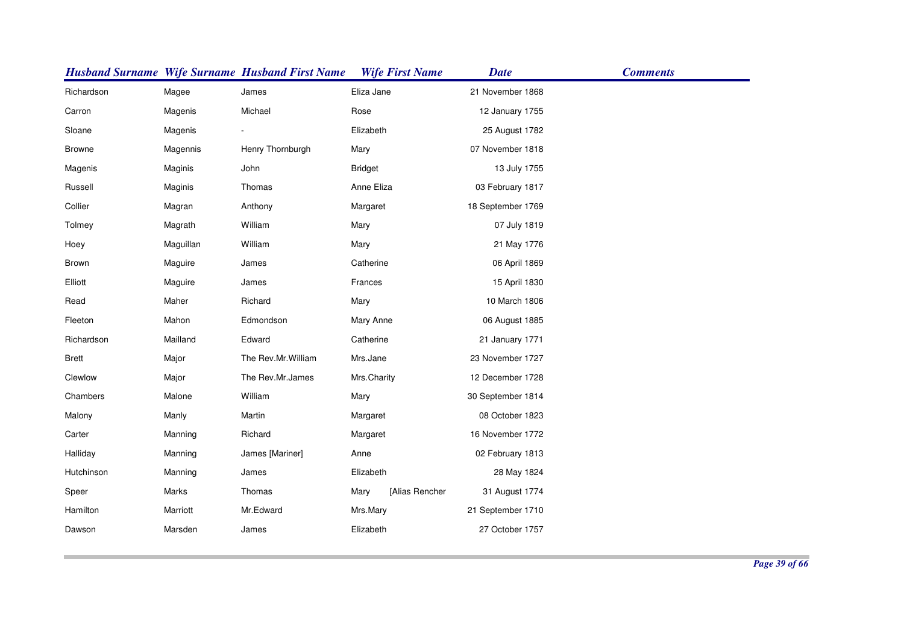| Husband Surname | Wife Surname | Husband First Name | Wife First Name | Date | Comments |
| --- | --- | --- | --- | --- | --- |
| Richardson | Magee | James | Eliza Jane | 21 November 1868 | |
| Carron | Magenis | Michael | Rose | 12 January 1755 | |
| Sloane | Magenis | - | Elizabeth | 25 August 1782 | |
| Browne | Magennis | Henry Thornburgh | Mary | 07 November 1818 | |
| Magenis | Maginis | John | Bridget | 13 July 1755 | |
| Russell | Maginis | Thomas | Anne Eliza | 03 February 1817 | |
| Collier | Magran | Anthony | Margaret | 18 September 1769 | |
| Tolmey | Magrath | William | Mary | 07 July 1819 | |
| Hoey | Maguillan | William | Mary | 21 May 1776 | |
| Brown | Maguire | James | Catherine | 06 April 1869 | |
| Elliott | Maguire | James | Frances | 15 April 1830 | |
| Read | Maher | Richard | Mary | 10 March 1806 | |
| Fleeton | Mahon | Edmondson | Mary Anne | 06 August 1885 | |
| Richardson | Mailland | Edward | Catherine | 21 January 1771 | |
| Brett | Major | The Rev.Mr.William | Mrs.Jane | 23 November 1727 | |
| Clewlow | Major | The Rev.Mr.James | Mrs.Charity | 12 December 1728 | |
| Chambers | Malone | William | Mary | 30 September 1814 | |
| Malony | Manly | Martin | Margaret | 08 October 1823 | |
| Carter | Manning | Richard | Margaret | 16 November 1772 | |
| Halliday | Manning | James [Mariner] | Anne | 02 February 1813 | |
| Hutchinson | Manning | James | Elizabeth | 28 May 1824 | |
| Speer | Marks | Thomas | Mary [Alias Rencher | 31 August 1774 | |
| Hamilton | Marriott | Mr.Edward | Mrs.Mary | 21 September 1710 | |
| Dawson | Marsden | James | Elizabeth | 27 October 1757 | |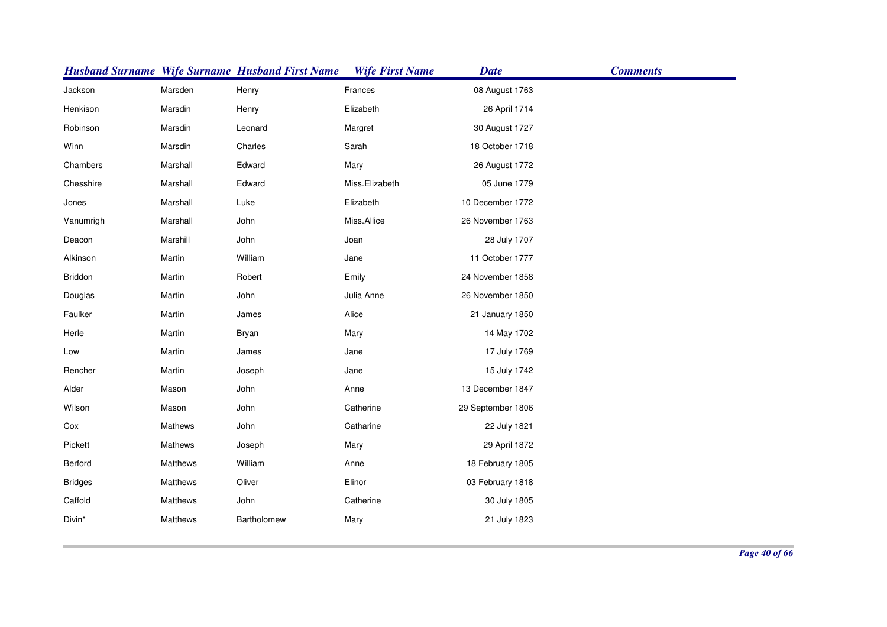| Husband Surname | Wife Surname | Husband First Name | Wife First Name | Date | Comments |
|---|---|---|---|---|---|
| Jackson | Marsden | Henry | Frances | 08 August 1763 | |
| Henkison | Marsdin | Henry | Elizabeth | 26 April 1714 | |
| Robinson | Marsdin | Leonard | Margret | 30 August 1727 | |
| Winn | Marsdin | Charles | Sarah | 18 October 1718 | |
| Chambers | Marshall | Edward | Mary | 26 August 1772 | |
| Chesshire | Marshall | Edward | Miss.Elizabeth | 05 June 1779 | |
| Jones | Marshall | Luke | Elizabeth | 10 December 1772 | |
| Vanumrigh | Marshall | John | Miss.Allice | 26 November 1763 | |
| Deacon | Marshill | John | Joan | 28 July 1707 | |
| Alkinson | Martin | William | Jane | 11 October 1777 | |
| Briddon | Martin | Robert | Emily | 24 November 1858 | |
| Douglas | Martin | John | Julia Anne | 26 November 1850 | |
| Faulker | Martin | James | Alice | 21 January 1850 | |
| Herle | Martin | Bryan | Mary | 14 May 1702 | |
| Low | Martin | James | Jane | 17 July 1769 | |
| Rencher | Martin | Joseph | Jane | 15 July 1742 | |
| Alder | Mason | John | Anne | 13 December 1847 | |
| Wilson | Mason | John | Catherine | 29 September 1806 | |
| Cox | Mathews | John | Catharine | 22 July 1821 | |
| Pickett | Mathews | Joseph | Mary | 29 April 1872 | |
| Berford | Matthews | William | Anne | 18 February 1805 | |
| Bridges | Matthews | Oliver | Elinor | 03 February 1818 | |
| Caffold | Matthews | John | Catherine | 30 July 1805 | |
| Divin* | Matthews | Bartholomew | Mary | 21 July 1823 | |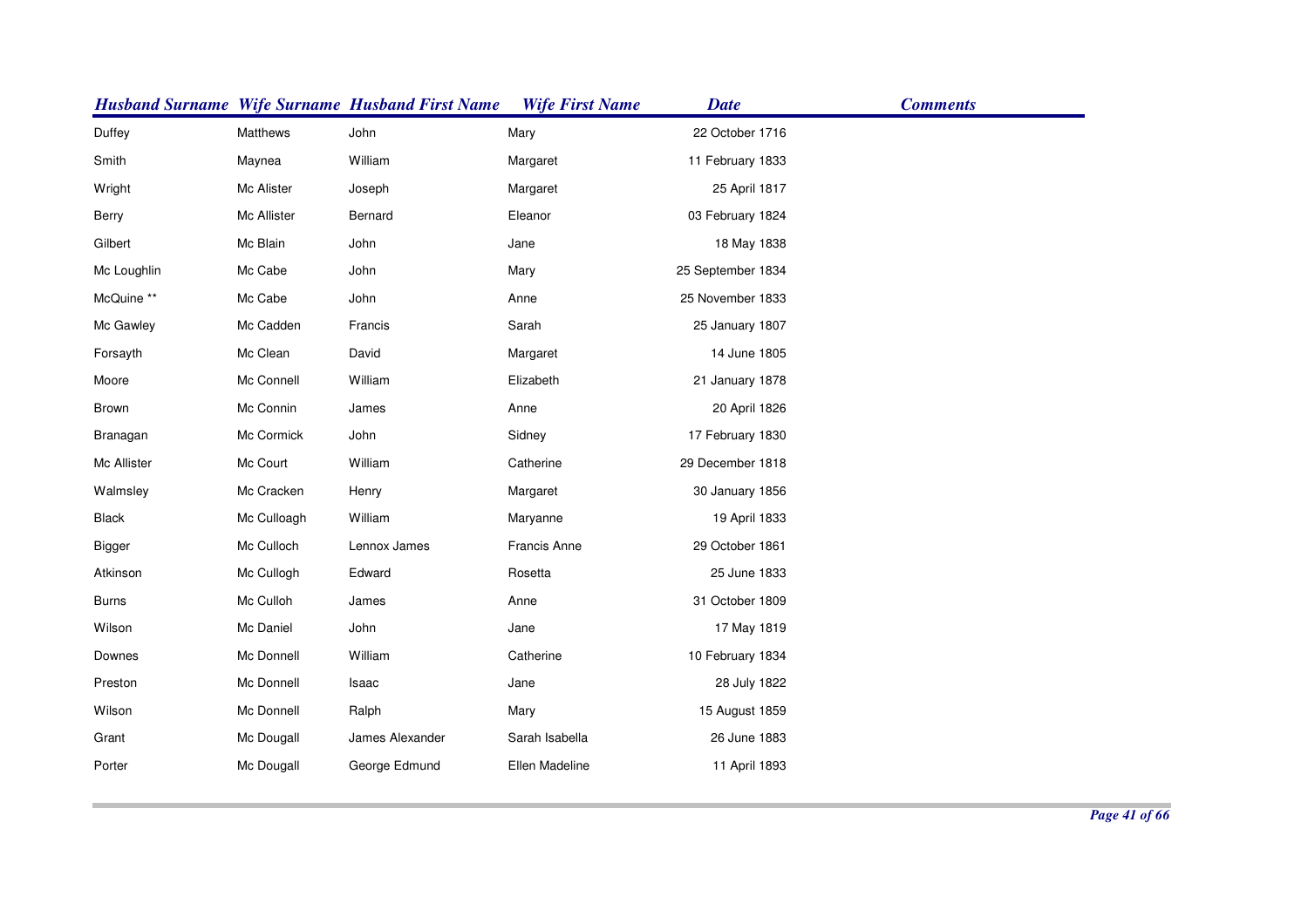| Husband Surname | Wife Surname | Husband First Name | Wife First Name | Date | Comments |
|---|---|---|---|---|---|
| Duffey | Matthews | John | Mary | 22 October 1716 | |
| Smith | Maynea | William | Margaret | 11 February 1833 | |
| Wright | Mc Alister | Joseph | Margaret | 25 April 1817 | |
| Berry | Mc Allister | Bernard | Eleanor | 03 February 1824 | |
| Gilbert | Mc Blain | John | Jane | 18 May 1838 | |
| Mc Loughlin | Mc Cabe | John | Mary | 25 September 1834 | |
| McQuine ** | Mc Cabe | John | Anne | 25 November 1833 | |
| Mc Gawley | Mc Cadden | Francis | Sarah | 25 January 1807 | |
| Forsayth | Mc Clean | David | Margaret | 14 June 1805 | |
| Moore | Mc Connell | William | Elizabeth | 21 January 1878 | |
| Brown | Mc Connin | James | Anne | 20 April 1826 | |
| Branagan | Mc Cormick | John | Sidney | 17 February 1830 | |
| Mc Allister | Mc Court | William | Catherine | 29 December 1818 | |
| Walmsley | Mc Cracken | Henry | Margaret | 30 January 1856 | |
| Black | Mc Culloagh | William | Maryanne | 19 April 1833 | |
| Bigger | Mc Culloch | Lennox James | Francis Anne | 29 October 1861 | |
| Atkinson | Mc Cullogh | Edward | Rosetta | 25 June 1833 | |
| Burns | Mc Culloh | James | Anne | 31 October 1809 | |
| Wilson | Mc Daniel | John | Jane | 17 May 1819 | |
| Downes | Mc Donnell | William | Catherine | 10 February 1834 | |
| Preston | Mc Donnell | Isaac | Jane | 28 July 1822 | |
| Wilson | Mc Donnell | Ralph | Mary | 15 August 1859 | |
| Grant | Mc Dougall | James Alexander | Sarah Isabella | 26 June 1883 | |
| Porter | Mc Dougall | George Edmund | Ellen Madeline | 11 April 1893 | |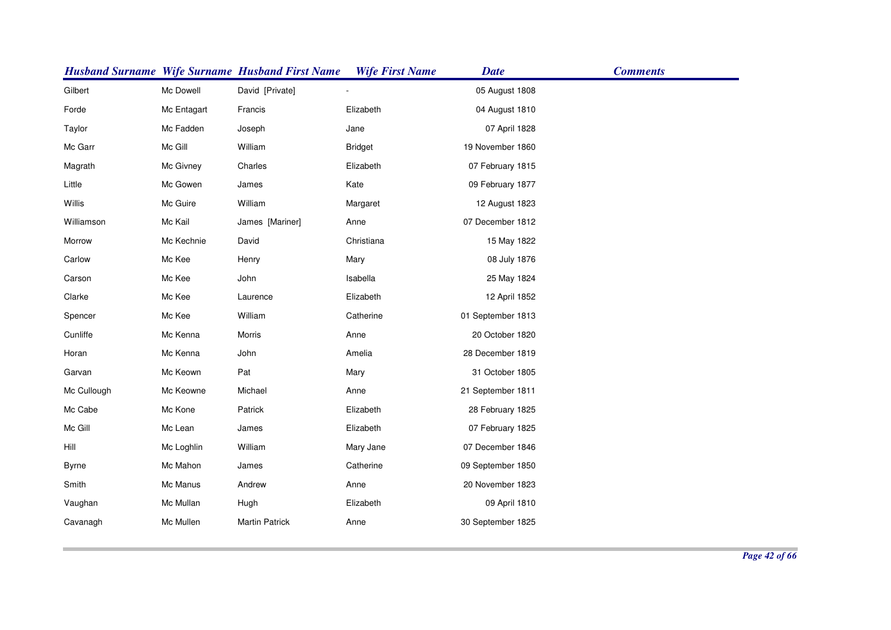| Husband Surname | Wife Surname | Husband First Name | Wife First Name | Date | Comments |
|---|---|---|---|---|---|
| Gilbert | Mc Dowell | David [Private] | - | 05 August 1808 | |
| Forde | Mc Entagart | Francis | Elizabeth | 04 August 1810 | |
| Taylor | Mc Fadden | Joseph | Jane | 07 April 1828 | |
| Mc Garr | Mc Gill | William | Bridget | 19 November 1860 | |
| Magrath | Mc Givney | Charles | Elizabeth | 07 February 1815 | |
| Little | Mc Gowen | James | Kate | 09 February 1877 | |
| Willis | Mc Guire | William | Margaret | 12 August 1823 | |
| Williamson | Mc Kail | James [Mariner] | Anne | 07 December 1812 | |
| Morrow | Mc Kechnie | David | Christiana | 15 May 1822 | |
| Carlow | Mc Kee | Henry | Mary | 08 July 1876 | |
| Carson | Mc Kee | John | Isabella | 25 May 1824 | |
| Clarke | Mc Kee | Laurence | Elizabeth | 12 April 1852 | |
| Spencer | Mc Kee | William | Catherine | 01 September 1813 | |
| Cunliffe | Mc Kenna | Morris | Anne | 20 October 1820 | |
| Horan | Mc Kenna | John | Amelia | 28 December 1819 | |
| Garvan | Mc Keown | Pat | Mary | 31 October 1805 | |
| Mc Cullough | Mc Keowne | Michael | Anne | 21 September 1811 | |
| Mc Cabe | Mc Kone | Patrick | Elizabeth | 28 February 1825 | |
| Mc Gill | Mc Lean | James | Elizabeth | 07 February 1825 | |
| Hill | Mc Loghlin | William | Mary Jane | 07 December 1846 | |
| Byrne | Mc Mahon | James | Catherine | 09 September 1850 | |
| Smith | Mc Manus | Andrew | Anne | 20 November 1823 | |
| Vaughan | Mc Mullan | Hugh | Elizabeth | 09 April 1810 | |
| Cavanagh | Mc Mullen | Martin Patrick | Anne | 30 September 1825 | |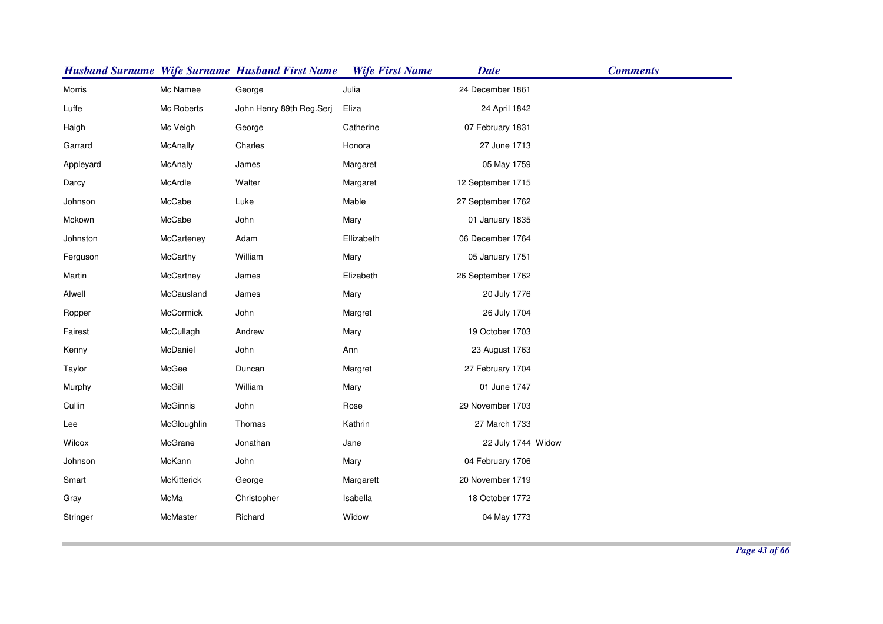| Husband Surname | Wife Surname | Husband First Name | Wife First Name | Date | Comments |
|---|---|---|---|---|---|
| Morris | Mc Namee | George | Julia | 24 December 1861 | |
| Luffe | Mc Roberts | John Henry 89th Reg.Serj | Eliza | 24 April 1842 | |
| Haigh | Mc Veigh | George | Catherine | 07 February 1831 | |
| Garrard | McAnally | Charles | Honora | 27 June 1713 | |
| Appleyard | McAnaly | James | Margaret | 05 May 1759 | |
| Darcy | McArdle | Walter | Margaret | 12 September 1715 | |
| Johnson | McCabe | Luke | Mable | 27 September 1762 | |
| Mckown | McCabe | John | Mary | 01 January 1835 | |
| Johnston | McCarteney | Adam | Ellizabeth | 06 December 1764 | |
| Ferguson | McCarthy | William | Mary | 05 January 1751 | |
| Martin | McCartney | James | Elizabeth | 26 September 1762 | |
| Alwell | McCausland | James | Mary | 20 July 1776 | |
| Ropper | McCormick | John | Margret | 26 July 1704 | |
| Fairest | McCullagh | Andrew | Mary | 19 October 1703 | |
| Kenny | McDaniel | John | Ann | 23 August 1763 | |
| Taylor | McGee | Duncan | Margret | 27 February 1704 | |
| Murphy | McGill | William | Mary | 01 June 1747 | |
| Cullin | McGinnis | John | Rose | 29 November 1703 | |
| Lee | McGloughlin | Thomas | Kathrin | 27 March 1733 | |
| Wilcox | McGrane | Jonathan | Jane | 22 July 1744 | Widow |
| Johnson | McKann | John | Mary | 04 February 1706 | |
| Smart | McKitterick | George | Margarett | 20 November 1719 | |
| Gray | McMa | Christopher | Isabella | 18 October 1772 | |
| Stringer | McMaster | Richard | Widow | 04 May 1773 | |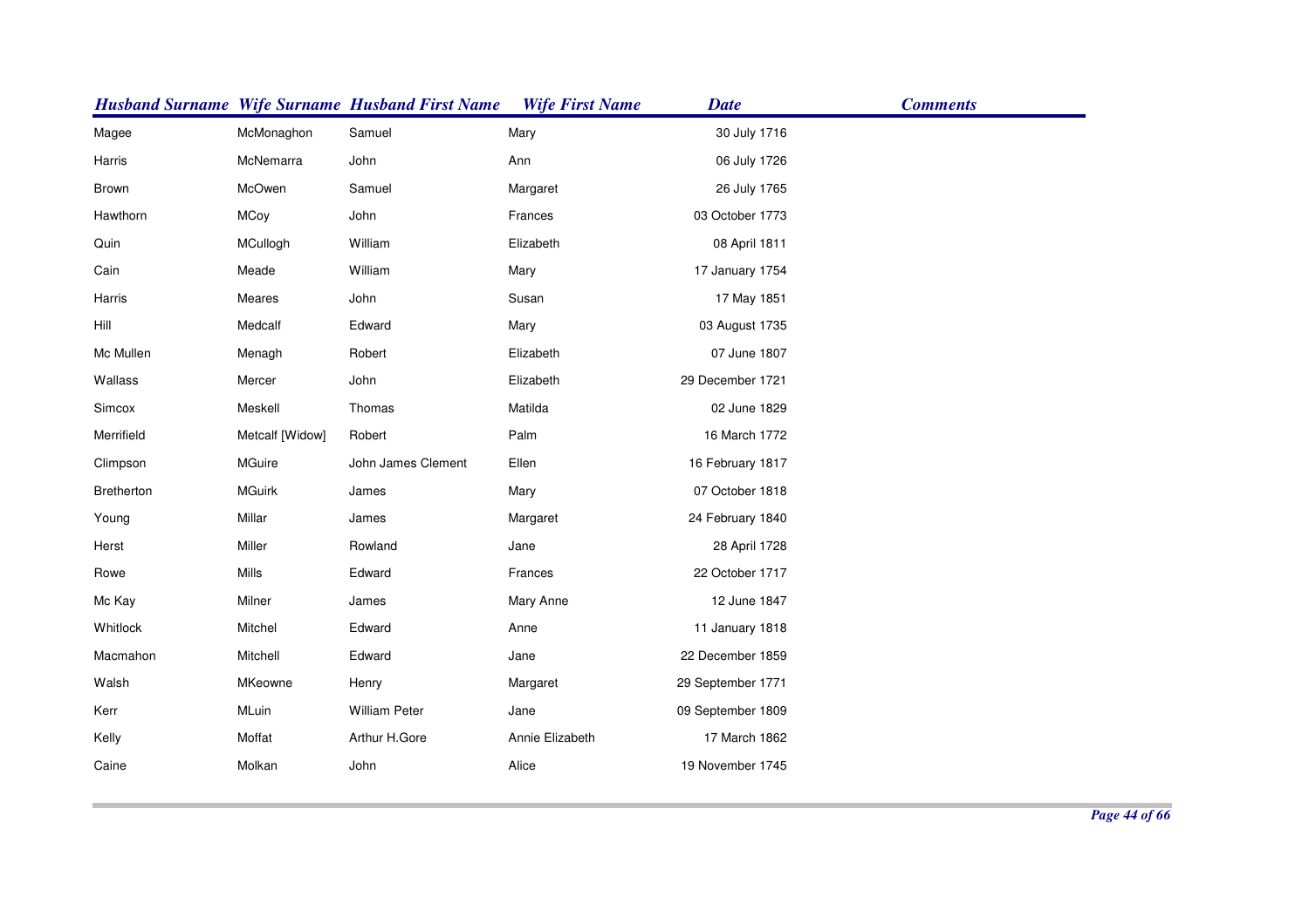| Husband Surname | Wife Surname | Husband First Name | Wife First Name | Date | Comments |
|---|---|---|---|---|---|
| Magee | McMonaghon | Samuel | Mary | 30 July 1716 | |
| Harris | McNemarra | John | Ann | 06 July 1726 | |
| Brown | McOwen | Samuel | Margaret | 26 July 1765 | |
| Hawthorn | MCoy | John | Frances | 03 October 1773 | |
| Quin | MCullogh | William | Elizabeth | 08 April 1811 | |
| Cain | Meade | William | Mary | 17 January 1754 | |
| Harris | Meares | John | Susan | 17 May 1851 | |
| Hill | Medcalf | Edward | Mary | 03 August 1735 | |
| Mc Mullen | Menagh | Robert | Elizabeth | 07 June 1807 | |
| Wallass | Mercer | John | Elizabeth | 29 December 1721 | |
| Simcox | Meskell | Thomas | Matilda | 02 June 1829 | |
| Merrifield | Metcalf [Widow] | Robert | Palm | 16 March 1772 | |
| Climpson | MGuire | John James Clement | Ellen | 16 February 1817 | |
| Bretherton | MGuirk | James | Mary | 07 October 1818 | |
| Young | Millar | James | Margaret | 24 February 1840 | |
| Herst | Miller | Rowland | Jane | 28 April 1728 | |
| Rowe | Mills | Edward | Frances | 22 October 1717 | |
| Mc Kay | Milner | James | Mary Anne | 12 June 1847 | |
| Whitlock | Mitchel | Edward | Anne | 11 January 1818 | |
| Macmahon | Mitchell | Edward | Jane | 22 December 1859 | |
| Walsh | MKeowne | Henry | Margaret | 29 September 1771 | |
| Kerr | MLuin | William Peter | Jane | 09 September 1809 | |
| Kelly | Moffat | Arthur H.Gore | Annie Elizabeth | 17 March 1862 | |
| Caine | Molkan | John | Alice | 19 November 1745 | |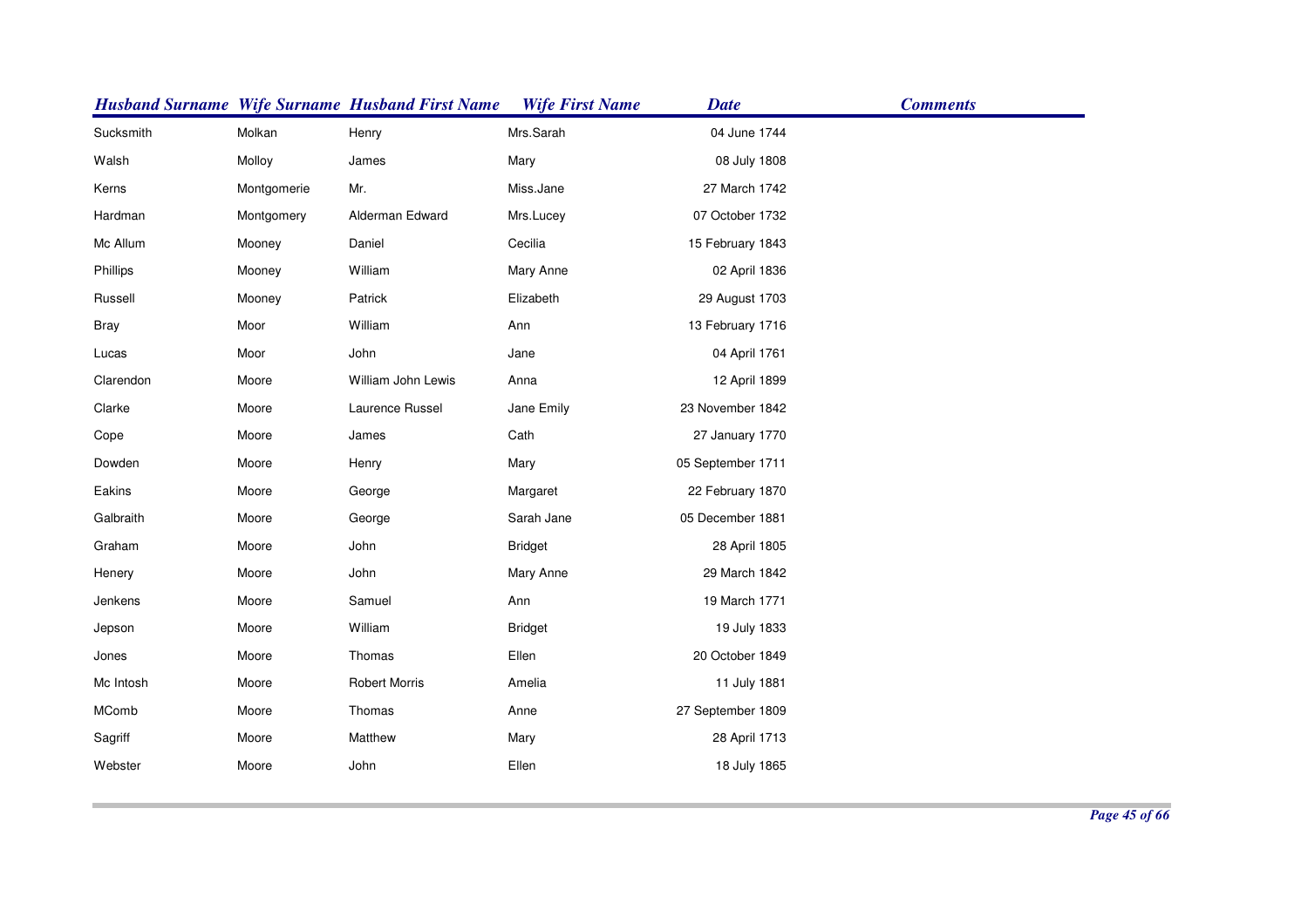| Husband Surname | Wife Surname | Husband First Name | Wife First Name | Date | Comments |
|---|---|---|---|---|---|
| Sucksmith | Molkan | Henry | Mrs.Sarah | 04 June 1744 | |
| Walsh | Molloy | James | Mary | 08 July 1808 | |
| Kerns | Montgomerie | Mr. | Miss.Jane | 27 March 1742 | |
| Hardman | Montgomery | Alderman Edward | Mrs.Lucey | 07 October 1732 | |
| Mc Allum | Mooney | Daniel | Cecilia | 15 February 1843 | |
| Phillips | Mooney | William | Mary Anne | 02 April 1836 | |
| Russell | Mooney | Patrick | Elizabeth | 29 August 1703 | |
| Bray | Moor | William | Ann | 13 February 1716 | |
| Lucas | Moor | John | Jane | 04 April 1761 | |
| Clarendon | Moore | William John Lewis | Anna | 12 April 1899 | |
| Clarke | Moore | Laurence Russel | Jane Emily | 23 November 1842 | |
| Cope | Moore | James | Cath | 27 January 1770 | |
| Dowden | Moore | Henry | Mary | 05 September 1711 | |
| Eakins | Moore | George | Margaret | 22 February 1870 | |
| Galbraith | Moore | George | Sarah Jane | 05 December 1881 | |
| Graham | Moore | John | Bridget | 28 April 1805 | |
| Henery | Moore | John | Mary Anne | 29 March 1842 | |
| Jenkens | Moore | Samuel | Ann | 19 March 1771 | |
| Jepson | Moore | William | Bridget | 19 July 1833 | |
| Jones | Moore | Thomas | Ellen | 20 October 1849 | |
| Mc Intosh | Moore | Robert Morris | Amelia | 11 July 1881 | |
| MComb | Moore | Thomas | Anne | 27 September 1809 | |
| Sagriff | Moore | Matthew | Mary | 28 April 1713 | |
| Webster | Moore | John | Ellen | 18 July 1865 | |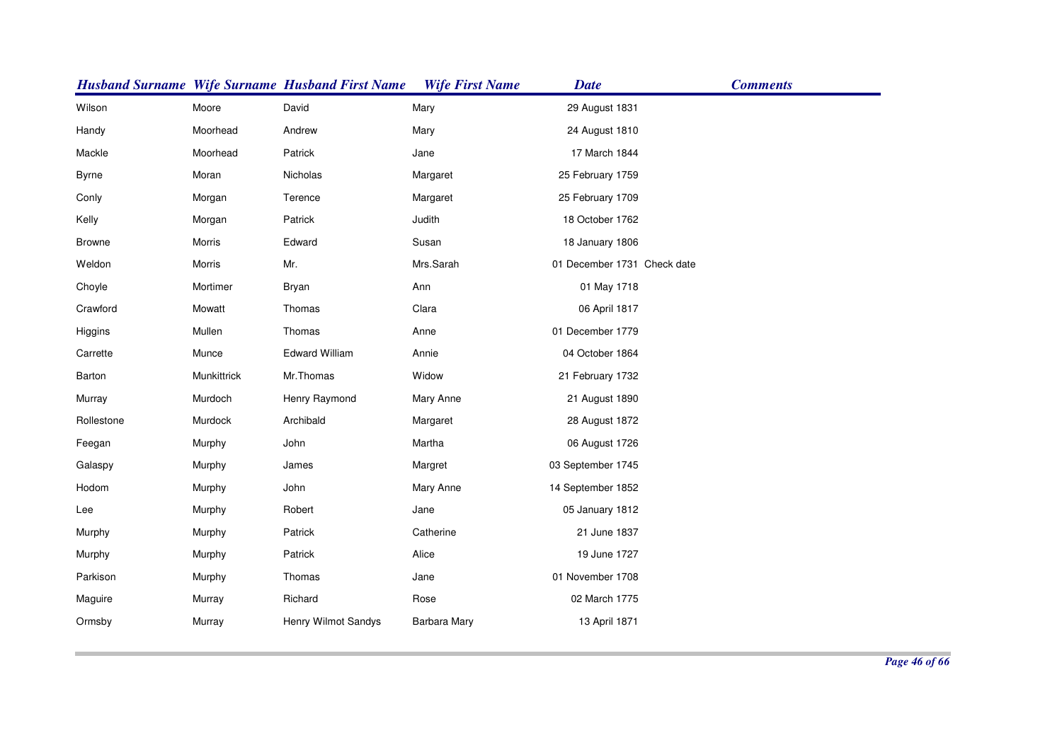| Husband Surname | Wife Surname | Husband First Name | Wife First Name | Date | Comments |
|---|---|---|---|---|---|
| Wilson | Moore | David | Mary | 29 August 1831 | |
| Handy | Moorhead | Andrew | Mary | 24 August 1810 | |
| Mackle | Moorhead | Patrick | Jane | 17 March 1844 | |
| Byrne | Moran | Nicholas | Margaret | 25 February 1759 | |
| Conly | Morgan | Terence | Margaret | 25 February 1709 | |
| Kelly | Morgan | Patrick | Judith | 18 October 1762 | |
| Browne | Morris | Edward | Susan | 18 January 1806 | |
| Weldon | Morris | Mr. | Mrs.Sarah | 01 December 1731 | Check date |
| Choyle | Mortimer | Bryan | Ann | 01 May 1718 | |
| Crawford | Mowatt | Thomas | Clara | 06 April 1817 | |
| Higgins | Mullen | Thomas | Anne | 01 December 1779 | |
| Carrette | Munce | Edward William | Annie | 04 October 1864 | |
| Barton | Munkittrick | Mr.Thomas | Widow | 21 February 1732 | |
| Murray | Murdoch | Henry Raymond | Mary Anne | 21 August 1890 | |
| Rollestone | Murdock | Archibald | Margaret | 28 August 1872 | |
| Feegan | Murphy | John | Martha | 06 August 1726 | |
| Galaspy | Murphy | James | Margret | 03 September 1745 | |
| Hodom | Murphy | John | Mary Anne | 14 September 1852 | |
| Lee | Murphy | Robert | Jane | 05 January 1812 | |
| Murphy | Murphy | Patrick | Catherine | 21 June 1837 | |
| Murphy | Murphy | Patrick | Alice | 19 June 1727 | |
| Parkison | Murphy | Thomas | Jane | 01 November 1708 | |
| Maguire | Murray | Richard | Rose | 02 March 1775 | |
| Ormsby | Murray | Henry Wilmot Sandys | Barbara Mary | 13 April 1871 | |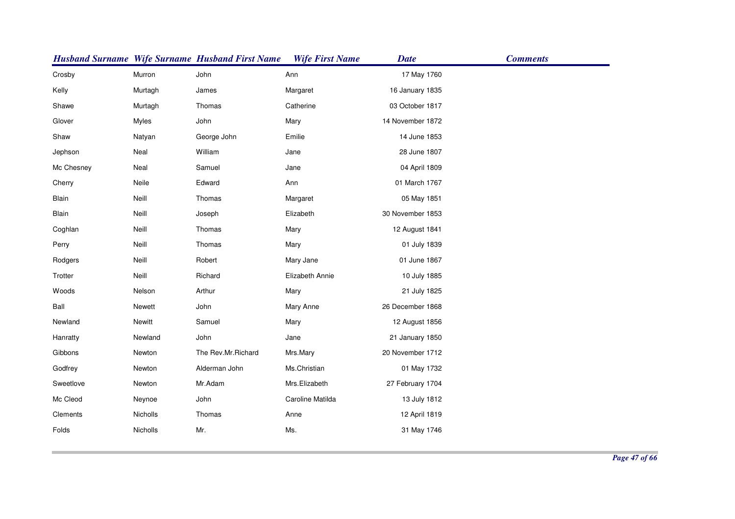| Husband Surname | Wife Surname | Husband First Name | Wife First Name | Date | Comments |
|---|---|---|---|---|---|
| Crosby | Murron | John | Ann | 17 May 1760 | |
| Kelly | Murtagh | James | Margaret | 16 January 1835 | |
| Shawe | Murtagh | Thomas | Catherine | 03 October 1817 | |
| Glover | Myles | John | Mary | 14 November 1872 | |
| Shaw | Natyan | George John | Emilie | 14 June 1853 | |
| Jephson | Neal | William | Jane | 28 June 1807 | |
| Mc Chesney | Neal | Samuel | Jane | 04 April 1809 | |
| Cherry | Neile | Edward | Ann | 01 March 1767 | |
| Blain | Neill | Thomas | Margaret | 05 May 1851 | |
| Blain | Neill | Joseph | Elizabeth | 30 November 1853 | |
| Coghlan | Neill | Thomas | Mary | 12 August 1841 | |
| Perry | Neill | Thomas | Mary | 01 July 1839 | |
| Rodgers | Neill | Robert | Mary Jane | 01 June 1867 | |
| Trotter | Neill | Richard | Elizabeth Annie | 10 July 1885 | |
| Woods | Nelson | Arthur | Mary | 21 July 1825 | |
| Ball | Newett | John | Mary Anne | 26 December 1868 | |
| Newland | Newitt | Samuel | Mary | 12 August 1856 | |
| Hanratty | Newland | John | Jane | 21 January 1850 | |
| Gibbons | Newton | The Rev.Mr.Richard | Mrs.Mary | 20 November 1712 | |
| Godfrey | Newton | Alderman John | Ms.Christian | 01 May 1732 | |
| Sweetlove | Newton | Mr.Adam | Mrs.Elizabeth | 27 February 1704 | |
| Mc Cleod | Neynoe | John | Caroline Matilda | 13 July 1812 | |
| Clements | Nicholls | Thomas | Anne | 12 April 1819 | |
| Folds | Nicholls | Mr. | Ms. | 31 May 1746 | |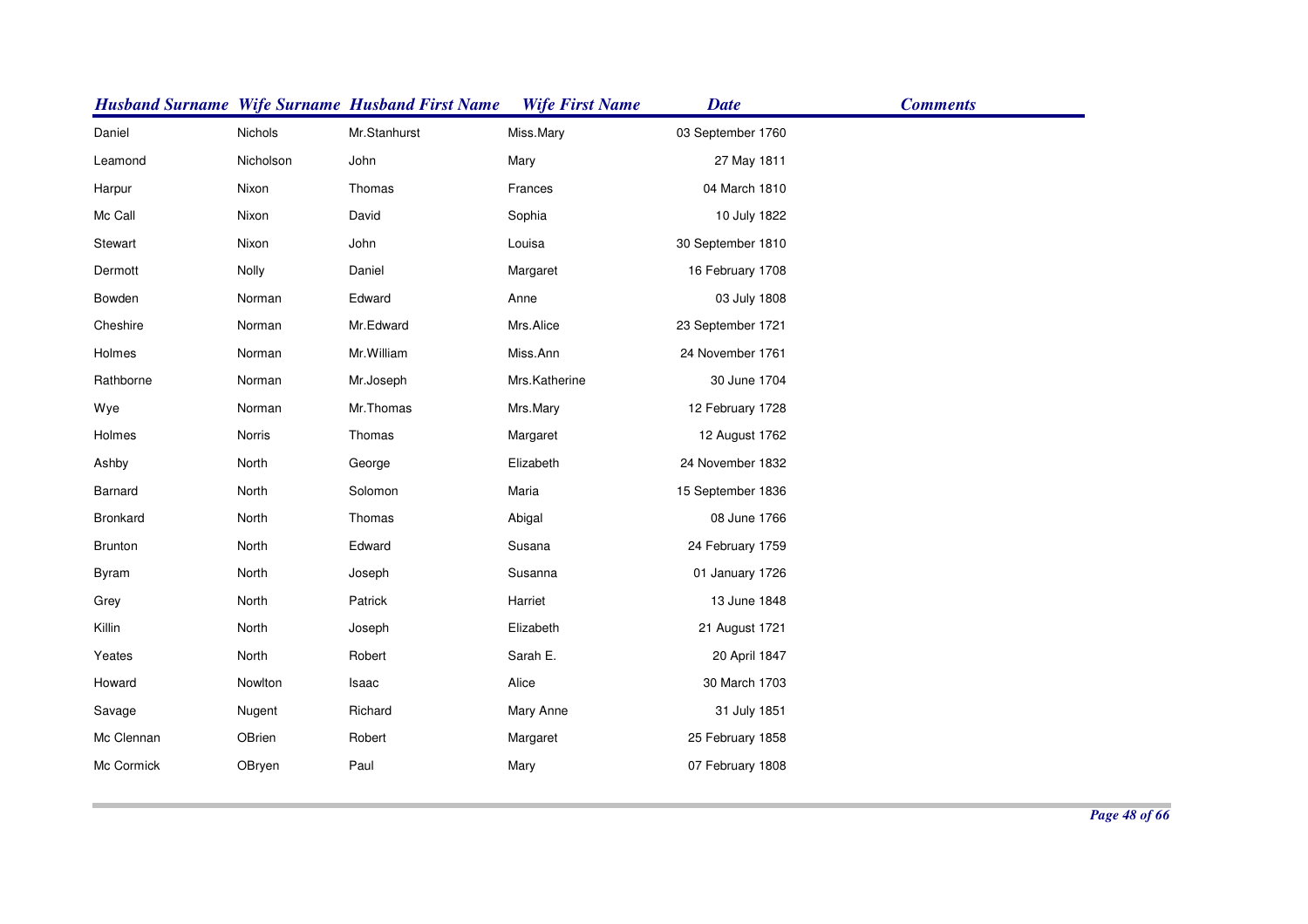| Husband Surname | Wife Surname | Husband First Name | Wife First Name | Date | Comments |
|---|---|---|---|---|---|
| Daniel | Nichols | Mr.Stanhurst | Miss.Mary | 03 September 1760 | |
| Leamond | Nicholson | John | Mary | 27 May 1811 | |
| Harpur | Nixon | Thomas | Frances | 04 March 1810 | |
| Mc Call | Nixon | David | Sophia | 10 July 1822 | |
| Stewart | Nixon | John | Louisa | 30 September 1810 | |
| Dermott | Nolly | Daniel | Margaret | 16 February 1708 | |
| Bowden | Norman | Edward | Anne | 03 July 1808 | |
| Cheshire | Norman | Mr.Edward | Mrs.Alice | 23 September 1721 | |
| Holmes | Norman | Mr.William | Miss.Ann | 24 November 1761 | |
| Rathborne | Norman | Mr.Joseph | Mrs.Katherine | 30 June 1704 | |
| Wye | Norman | Mr.Thomas | Mrs.Mary | 12 February 1728 | |
| Holmes | Norris | Thomas | Margaret | 12 August 1762 | |
| Ashby | North | George | Elizabeth | 24 November 1832 | |
| Barnard | North | Solomon | Maria | 15 September 1836 | |
| Bronkard | North | Thomas | Abigal | 08 June 1766 | |
| Brunton | North | Edward | Susana | 24 February 1759 | |
| Byram | North | Joseph | Susanna | 01 January 1726 | |
| Grey | North | Patrick | Harriet | 13 June 1848 | |
| Killin | North | Joseph | Elizabeth | 21 August 1721 | |
| Yeates | North | Robert | Sarah E. | 20 April 1847 | |
| Howard | Nowlton | Isaac | Alice | 30 March 1703 | |
| Savage | Nugent | Richard | Mary Anne | 31 July 1851 | |
| Mc Clennan | OBrien | Robert | Margaret | 25 February 1858 | |
| Mc Cormick | OBryen | Paul | Mary | 07 February 1808 | |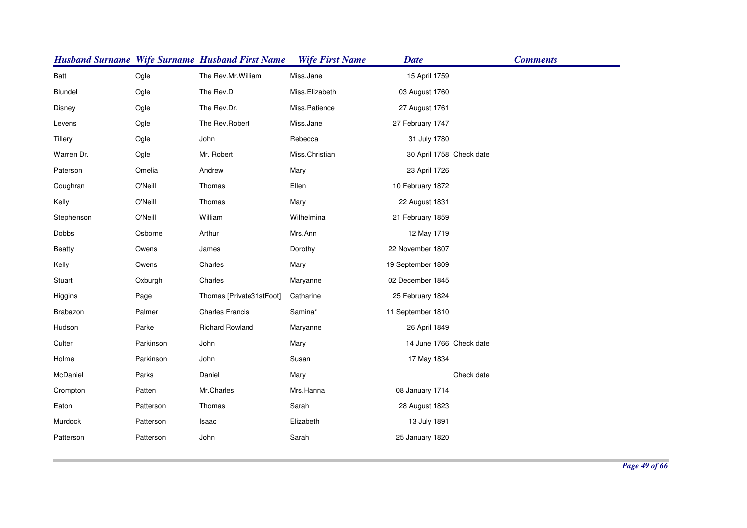| Husband Surname | Wife Surname | Husband First Name | Wife First Name | Date | Comments |
|---|---|---|---|---|---|
| Batt | Ogle | The Rev.Mr.William | Miss.Jane | 15 April 1759 | |
| Blundel | Ogle | The Rev.D | Miss.Elizabeth | 03 August 1760 | |
| Disney | Ogle | The Rev.Dr. | Miss.Patience | 27 August 1761 | |
| Levens | Ogle | The Rev.Robert | Miss.Jane | 27 February 1747 | |
| Tillery | Ogle | John | Rebecca | 31 July 1780 | |
| Warren Dr. | Ogle | Mr. Robert | Miss.Christian | 30 April 1758 | Check date |
| Paterson | Omelia | Andrew | Mary | 23 April 1726 | |
| Coughran | O'Neill | Thomas | Ellen | 10 February 1872 | |
| Kelly | O'Neill | Thomas | Mary | 22 August 1831 | |
| Stephenson | O'Neill | William | Wilhelmina | 21 February 1859 | |
| Dobbs | Osborne | Arthur | Mrs.Ann | 12 May 1719 | |
| Beatty | Owens | James | Dorothy | 22 November 1807 | |
| Kelly | Owens | Charles | Mary | 19 September 1809 | |
| Stuart | Oxburgh | Charles | Maryanne | 02 December 1845 | |
| Higgins | Page | Thomas [Private31stFoot] | Catharine | 25 February 1824 | |
| Brabazon | Palmer | Charles Francis | Samina* | 11 September 1810 | |
| Hudson | Parke | Richard Rowland | Maryanne | 26 April 1849 | |
| Culter | Parkinson | John | Mary | 14 June 1766 | Check date |
| Holme | Parkinson | John | Susan | 17 May 1834 | |
| McDaniel | Parks | Daniel | Mary | | Check date |
| Crompton | Patten | Mr.Charles | Mrs.Hanna | 08 January 1714 | |
| Eaton | Patterson | Thomas | Sarah | 28 August 1823 | |
| Murdock | Patterson | Isaac | Elizabeth | 13 July 1891 | |
| Patterson | Patterson | John | Sarah | 25 January 1820 | |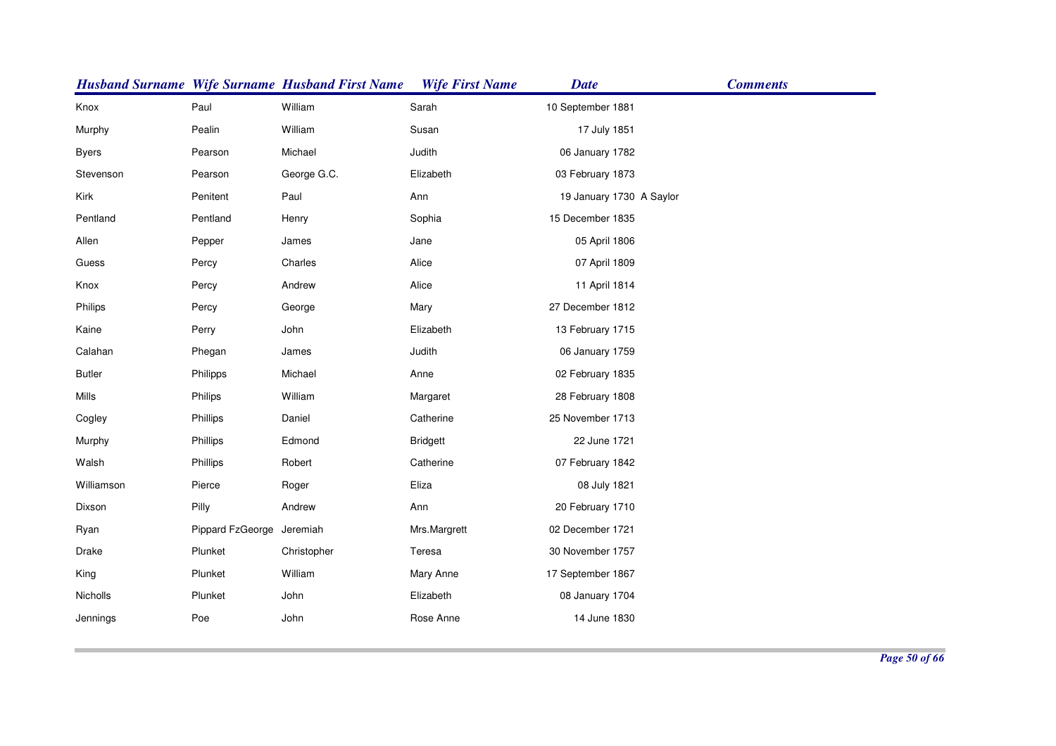| Husband Surname | Wife Surname | Husband First Name | Wife First Name | Date | Comments |
|---|---|---|---|---|---|
| Knox | Paul | William | Sarah | 10 September 1881 | |
| Murphy | Pealin | William | Susan | 17 July 1851 | |
| Byers | Pearson | Michael | Judith | 06 January 1782 | |
| Stevenson | Pearson | George G.C. | Elizabeth | 03 February 1873 | |
| Kirk | Penitent | Paul | Ann | 19 January 1730 | A Saylor |
| Pentland | Pentland | Henry | Sophia | 15 December 1835 | |
| Allen | Pepper | James | Jane | 05 April 1806 | |
| Guess | Percy | Charles | Alice | 07 April 1809 | |
| Knox | Percy | Andrew | Alice | 11 April 1814 | |
| Philips | Percy | George | Mary | 27 December 1812 | |
| Kaine | Perry | John | Elizabeth | 13 February 1715 | |
| Calahan | Phegan | James | Judith | 06 January 1759 | |
| Butler | Philipps | Michael | Anne | 02 February 1835 | |
| Mills | Philips | William | Margaret | 28 February 1808 | |
| Cogley | Phillips | Daniel | Catherine | 25 November 1713 | |
| Murphy | Phillips | Edmond | Bridgett | 22 June 1721 | |
| Walsh | Phillips | Robert | Catherine | 07 February 1842 | |
| Williamson | Pierce | Roger | Eliza | 08 July 1821 | |
| Dixson | Pilly | Andrew | Ann | 20 February 1710 | |
| Ryan | Pippard FzGeorge | Jeremiah | Mrs.Margrett | 02 December 1721 | |
| Drake | Plunket | Christopher | Teresa | 30 November 1757 | |
| King | Plunket | William | Mary Anne | 17 September 1867 | |
| Nicholls | Plunket | John | Elizabeth | 08 January 1704 | |
| Jennings | Poe | John | Rose Anne | 14 June 1830 | |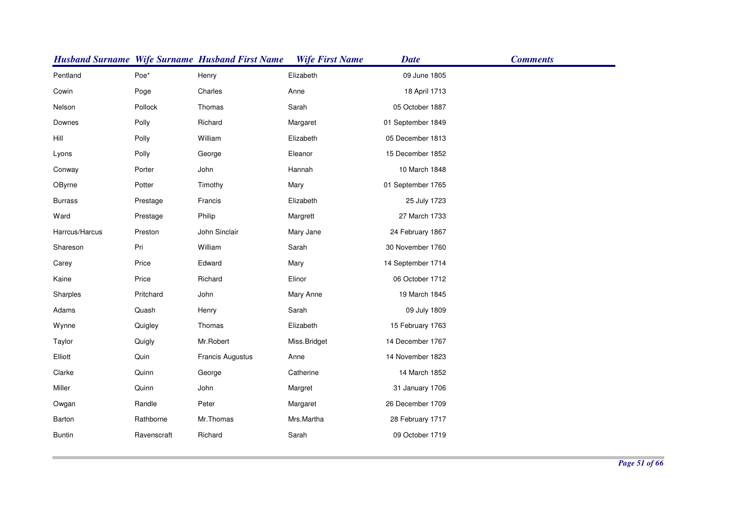| Husband Surname | Wife Surname | Husband First Name | Wife First Name | Date | Comments |
|---|---|---|---|---|---|
| Pentland | Poe* | Henry | Elizabeth | 09 June 1805 | |
| Cowin | Poge | Charles | Anne | 18 April 1713 | |
| Nelson | Pollock | Thomas | Sarah | 05 October 1887 | |
| Downes | Polly | Richard | Margaret | 01 September 1849 | |
| Hill | Polly | William | Elizabeth | 05 December 1813 | |
| Lyons | Polly | George | Eleanor | 15 December 1852 | |
| Conway | Porter | John | Hannah | 10 March 1848 | |
| OByrne | Potter | Timothy | Mary | 01 September 1765 | |
| Burrass | Prestage | Francis | Elizabeth | 25 July 1723 | |
| Ward | Prestage | Philip | Margrett | 27 March 1733 | |
| Harrcus/Harcus | Preston | John Sinclair | Mary Jane | 24 February 1867 | |
| Shareson | Pri | William | Sarah | 30 November 1760 | |
| Carey | Price | Edward | Mary | 14 September 1714 | |
| Kaine | Price | Richard | Elinor | 06 October 1712 | |
| Sharples | Pritchard | John | Mary Anne | 19 March 1845 | |
| Adams | Quash | Henry | Sarah | 09 July 1809 | |
| Wynne | Quigley | Thomas | Elizabeth | 15 February 1763 | |
| Taylor | Quigly | Mr.Robert | Miss.Bridget | 14 December 1767 | |
| Elliott | Quin | Francis Augustus | Anne | 14 November 1823 | |
| Clarke | Quinn | George | Catherine | 14 March 1852 | |
| Miller | Quinn | John | Margret | 31 January 1706 | |
| Owgan | Randle | Peter | Margaret | 26 December 1709 | |
| Barton | Rathborne | Mr.Thomas | Mrs.Martha | 28 February 1717 | |
| Buntin | Ravenscraft | Richard | Sarah | 09 October 1719 | |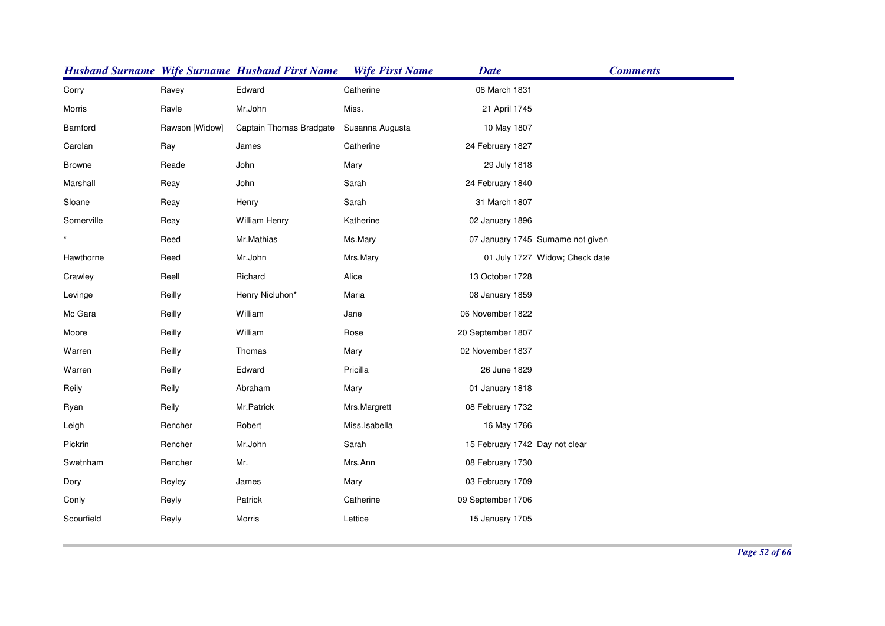| Husband Surname | Wife Surname | Husband First Name | Wife First Name | Date | Comments |
|---|---|---|---|---|---|
| Corry | Ravey | Edward | Catherine | 06 March 1831 | |
| Morris | Ravle | Mr.John | Miss. | 21 April 1745 | |
| Bamford | Rawson [Widow] | Captain Thomas Bradgate | Susanna Augusta | 10 May 1807 | |
| Carolan | Ray | James | Catherine | 24 February 1827 | |
| Browne | Reade | John | Mary | 29 July 1818 | |
| Marshall | Reay | John | Sarah | 24 February 1840 | |
| Sloane | Reay | Henry | Sarah | 31 March 1807 | |
| Somerville | Reay | William Henry | Katherine | 02 January 1896 | |
| * | Reed | Mr.Mathias | Ms.Mary | 07 January 1745 | Surname not given |
| Hawthorne | Reed | Mr.John | Mrs.Mary | 01 July 1727 | Widow; Check date |
| Crawley | Reell | Richard | Alice | 13 October 1728 | |
| Levinge | Reilly | Henry Nicluhon* | Maria | 08 January 1859 | |
| Mc Gara | Reilly | William | Jane | 06 November 1822 | |
| Moore | Reilly | William | Rose | 20 September 1807 | |
| Warren | Reilly | Thomas | Mary | 02 November 1837 | |
| Warren | Reilly | Edward | Pricilla | 26 June 1829 | |
| Reily | Reily | Abraham | Mary | 01 January 1818 | |
| Ryan | Reily | Mr.Patrick | Mrs.Margrett | 08 February 1732 | |
| Leigh | Rencher | Robert | Miss.Isabella | 16 May 1766 | |
| Pickrin | Rencher | Mr.John | Sarah | 15 February 1742 | Day not clear |
| Swetnham | Rencher | Mr. | Mrs.Ann | 08 February 1730 | |
| Dory | Reyley | James | Mary | 03 February 1709 | |
| Conly | Reyly | Patrick | Catherine | 09 September 1706 | |
| Scourfield | Reyly | Morris | Lettice | 15 January 1705 | |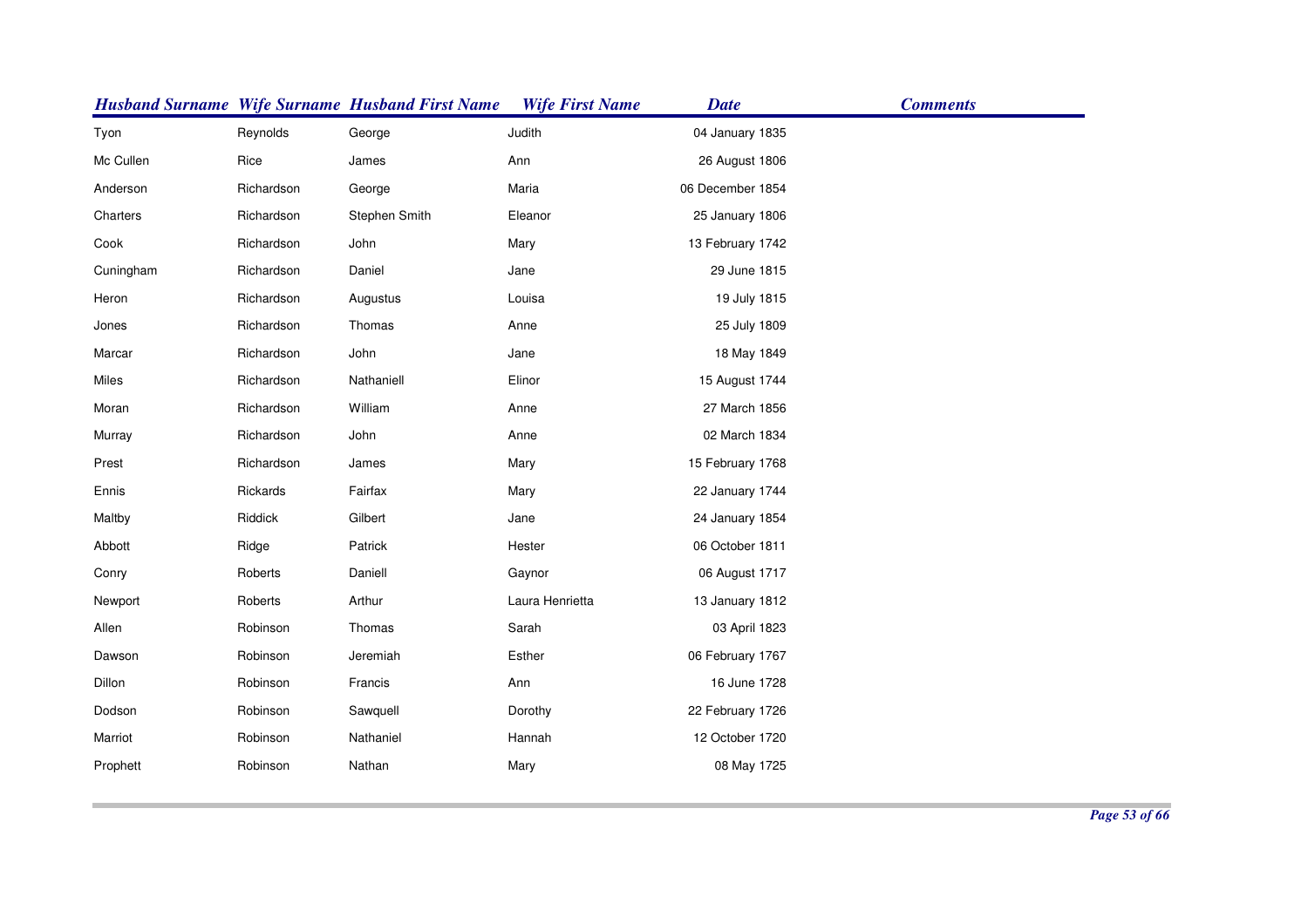| Husband Surname | Wife Surname | Husband First Name | Wife First Name | Date | Comments |
|---|---|---|---|---|---|
| Tyon | Reynolds | George | Judith | 04 January 1835 | |
| Mc Cullen | Rice | James | Ann | 26 August 1806 | |
| Anderson | Richardson | George | Maria | 06 December 1854 | |
| Charters | Richardson | Stephen Smith | Eleanor | 25 January 1806 | |
| Cook | Richardson | John | Mary | 13 February 1742 | |
| Cuningham | Richardson | Daniel | Jane | 29 June 1815 | |
| Heron | Richardson | Augustus | Louisa | 19 July 1815 | |
| Jones | Richardson | Thomas | Anne | 25 July 1809 | |
| Marcar | Richardson | John | Jane | 18 May 1849 | |
| Miles | Richardson | Nathaniell | Elinor | 15 August 1744 | |
| Moran | Richardson | William | Anne | 27 March 1856 | |
| Murray | Richardson | John | Anne | 02 March 1834 | |
| Prest | Richardson | James | Mary | 15 February 1768 | |
| Ennis | Rickards | Fairfax | Mary | 22 January 1744 | |
| Maltby | Riddick | Gilbert | Jane | 24 January 1854 | |
| Abbott | Ridge | Patrick | Hester | 06 October 1811 | |
| Conry | Roberts | Daniell | Gaynor | 06 August 1717 | |
| Newport | Roberts | Arthur | Laura Henrietta | 13 January 1812 | |
| Allen | Robinson | Thomas | Sarah | 03 April 1823 | |
| Dawson | Robinson | Jeremiah | Esther | 06 February 1767 | |
| Dillon | Robinson | Francis | Ann | 16 June 1728 | |
| Dodson | Robinson | Sawquell | Dorothy | 22 February 1726 | |
| Marriot | Robinson | Nathaniel | Hannah | 12 October 1720 | |
| Prophett | Robinson | Nathan | Mary | 08 May 1725 | |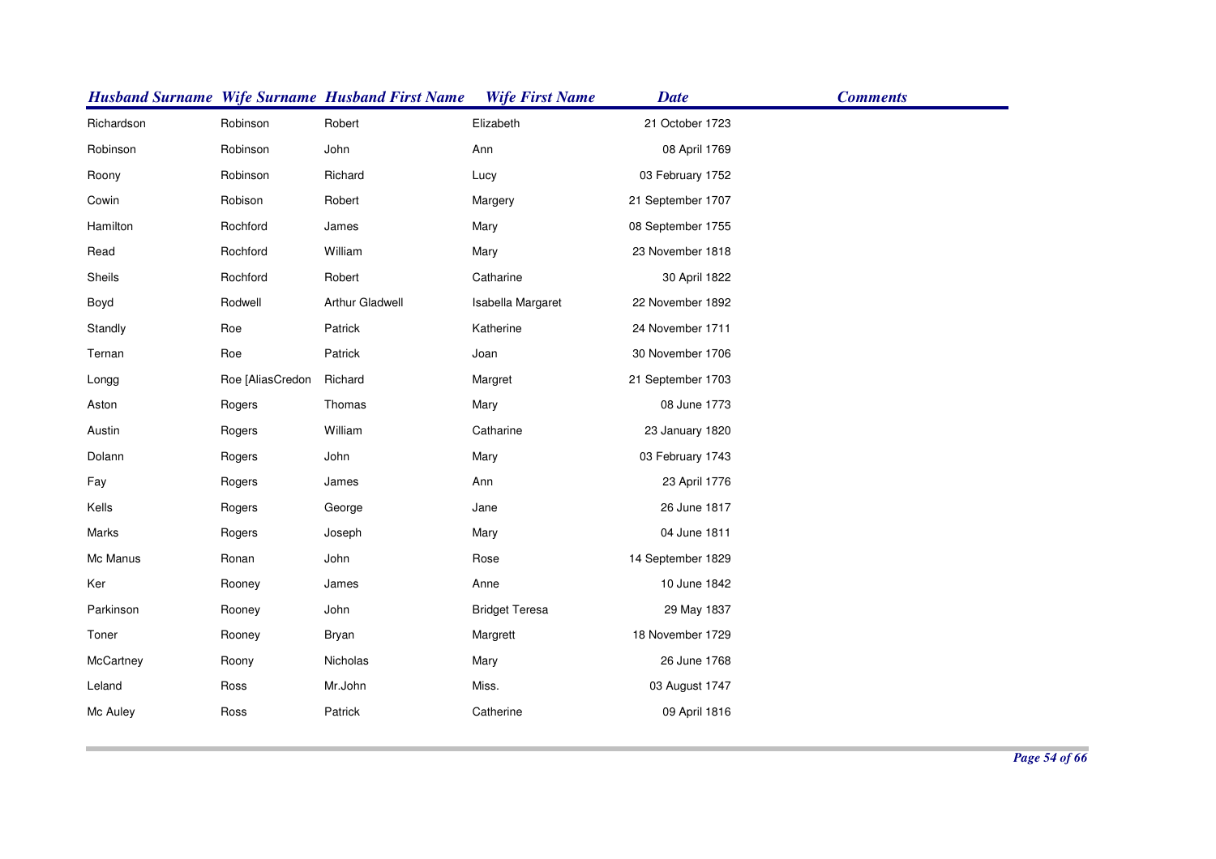| Husband Surname | Wife Surname | Husband First Name | Wife First Name | Date | Comments |
|---|---|---|---|---|---|
| Richardson | Robinson | Robert | Elizabeth | 21 October 1723 | |
| Robinson | Robinson | John | Ann | 08 April 1769 | |
| Roony | Robinson | Richard | Lucy | 03 February 1752 | |
| Cowin | Robison | Robert | Margery | 21 September 1707 | |
| Hamilton | Rochford | James | Mary | 08 September 1755 | |
| Read | Rochford | William | Mary | 23 November 1818 | |
| Sheils | Rochford | Robert | Catharine | 30 April 1822 | |
| Boyd | Rodwell | Arthur Gladwell | Isabella Margaret | 22 November 1892 | |
| Standly | Roe | Patrick | Katherine | 24 November 1711 | |
| Ternan | Roe | Patrick | Joan | 30 November 1706 | |
| Longg | Roe [AliasCredon | Richard | Margret | 21 September 1703 | |
| Aston | Rogers | Thomas | Mary | 08 June 1773 | |
| Austin | Rogers | William | Catharine | 23 January 1820 | |
| Dolann | Rogers | John | Mary | 03 February 1743 | |
| Fay | Rogers | James | Ann | 23 April 1776 | |
| Kells | Rogers | George | Jane | 26 June 1817 | |
| Marks | Rogers | Joseph | Mary | 04 June 1811 | |
| Mc Manus | Ronan | John | Rose | 14 September 1829 | |
| Ker | Rooney | James | Anne | 10 June 1842 | |
| Parkinson | Rooney | John | Bridget Teresa | 29 May 1837 | |
| Toner | Rooney | Bryan | Margrett | 18 November 1729 | |
| McCartney | Roony | Nicholas | Mary | 26 June 1768 | |
| Leland | Ross | Mr.John | Miss. | 03 August 1747 | |
| Mc Auley | Ross | Patrick | Catherine | 09 April 1816 | |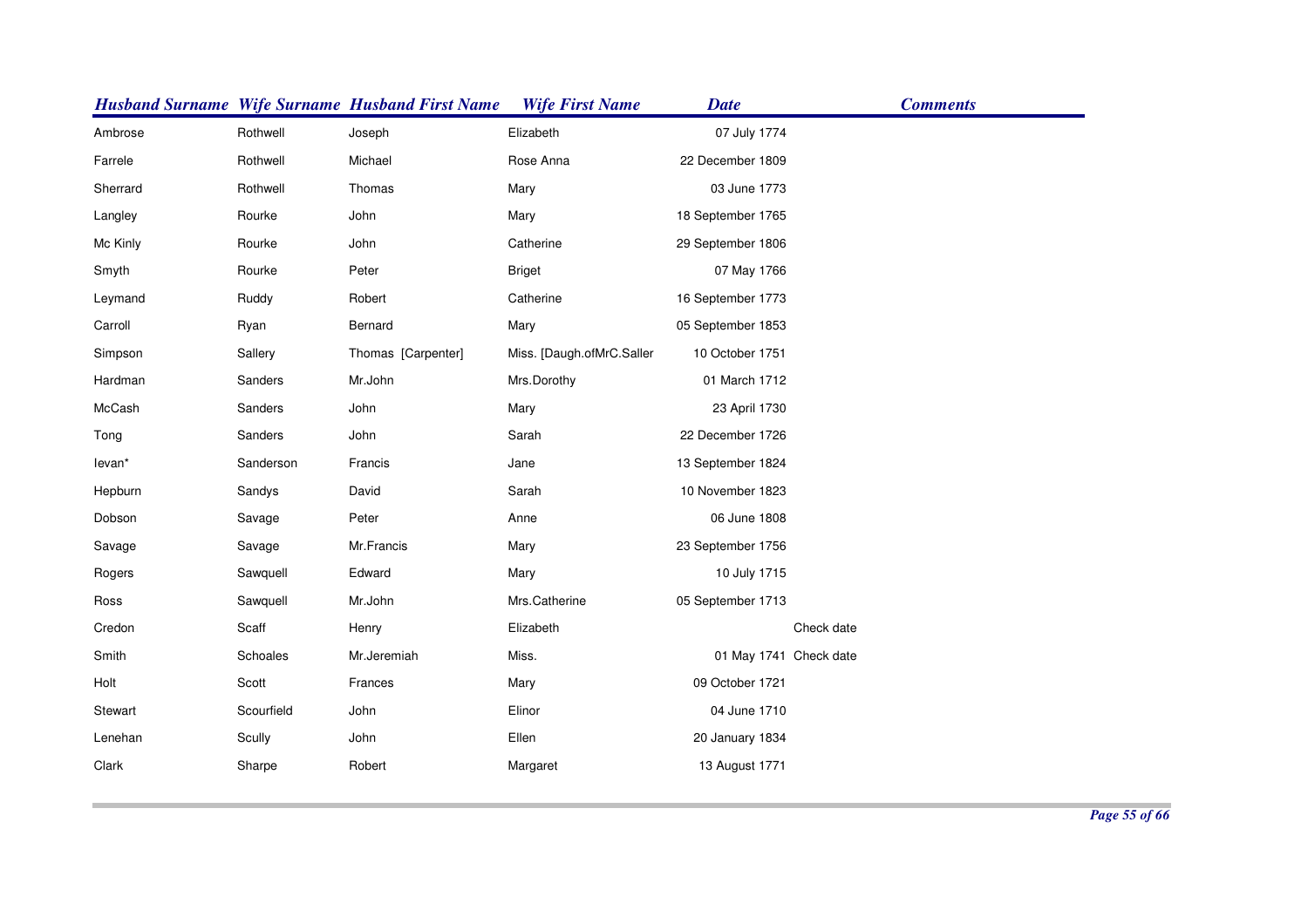| Husband Surname | Wife Surname | Husband First Name | Wife First Name | Date | Comments |
|---|---|---|---|---|---|
| Ambrose | Rothwell | Joseph | Elizabeth | 07 July 1774 | |
| Farrele | Rothwell | Michael | Rose Anna | 22 December 1809 | |
| Sherrard | Rothwell | Thomas | Mary | 03 June 1773 | |
| Langley | Rourke | John | Mary | 18 September 1765 | |
| Mc Kinly | Rourke | John | Catherine | 29 September 1806 | |
| Smyth | Rourke | Peter | Briget | 07 May 1766 | |
| Leymand | Ruddy | Robert | Catherine | 16 September 1773 | |
| Carroll | Ryan | Bernard | Mary | 05 September 1853 | |
| Simpson | Sallery | Thomas [Carpenter] | Miss. [Daugh.ofMrC.Saller | 10 October 1751 | |
| Hardman | Sanders | Mr.John | Mrs.Dorothy | 01 March 1712 | |
| McCash | Sanders | John | Mary | 23 April 1730 | |
| Tong | Sanders | John | Sarah | 22 December 1726 | |
| Ievan* | Sanderson | Francis | Jane | 13 September 1824 | |
| Hepburn | Sandys | David | Sarah | 10 November 1823 | |
| Dobson | Savage | Peter | Anne | 06 June 1808 | |
| Savage | Savage | Mr.Francis | Mary | 23 September 1756 | |
| Rogers | Sawquell | Edward | Mary | 10 July 1715 | |
| Ross | Sawquell | Mr.John | Mrs.Catherine | 05 September 1713 | |
| Credon | Scaff | Henry | Elizabeth | | Check date |
| Smith | Schoales | Mr.Jeremiah | Miss. | 01 May 1741 | Check date |
| Holt | Scott | Frances | Mary | 09 October 1721 | |
| Stewart | Scourfield | John | Elinor | 04 June 1710 | |
| Lenehan | Scully | John | Ellen | 20 January 1834 | |
| Clark | Sharpe | Robert | Margaret | 13 August 1771 | |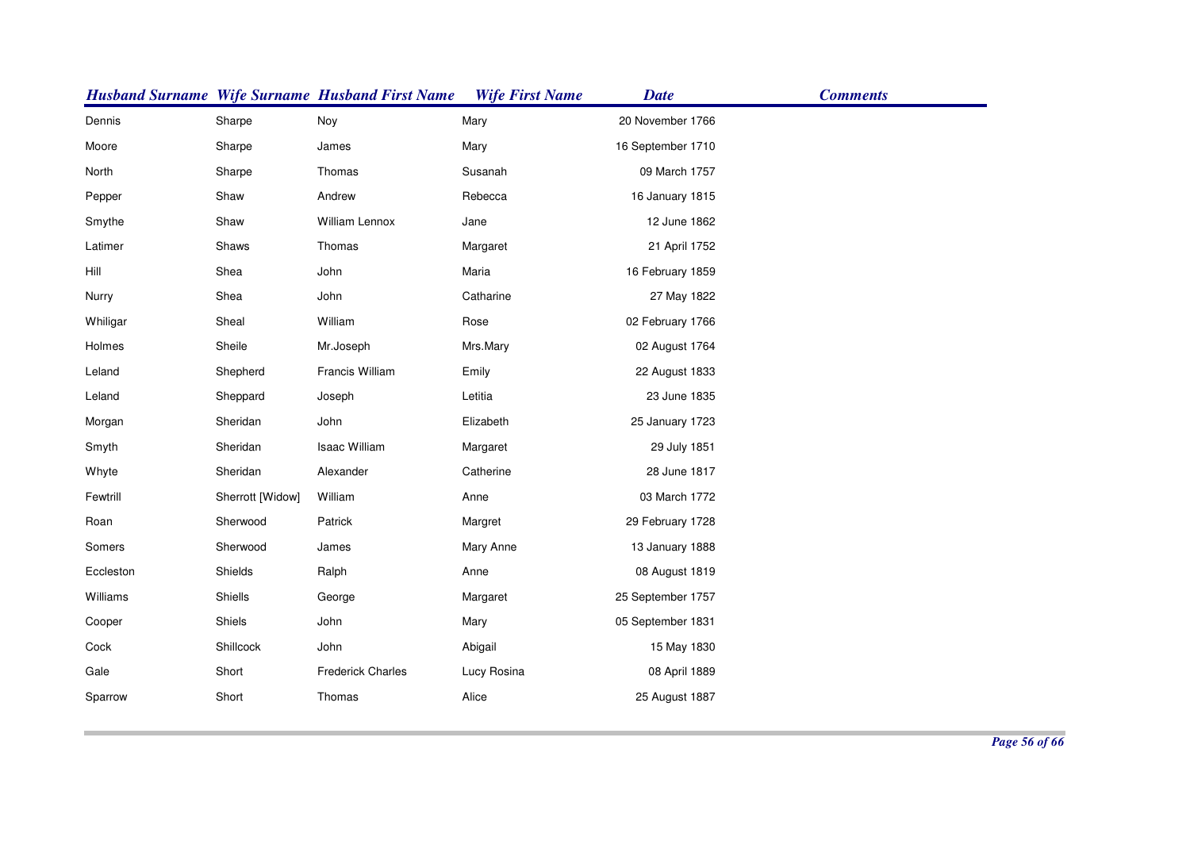| Husband Surname | Wife Surname | Husband First Name | Wife First Name | Date | Comments |
|---|---|---|---|---|---|
| Dennis | Sharpe | Noy | Mary | 20 November 1766 | |
| Moore | Sharpe | James | Mary | 16 September 1710 | |
| North | Sharpe | Thomas | Susanah | 09 March 1757 | |
| Pepper | Shaw | Andrew | Rebecca | 16 January 1815 | |
| Smythe | Shaw | William Lennox | Jane | 12 June 1862 | |
| Latimer | Shaws | Thomas | Margaret | 21 April 1752 | |
| Hill | Shea | John | Maria | 16 February 1859 | |
| Nurry | Shea | John | Catharine | 27 May 1822 | |
| Whiligar | Sheal | William | Rose | 02 February 1766 | |
| Holmes | Sheile | Mr.Joseph | Mrs.Mary | 02 August 1764 | |
| Leland | Shepherd | Francis William | Emily | 22 August 1833 | |
| Leland | Sheppard | Joseph | Letitia | 23 June 1835 | |
| Morgan | Sheridan | John | Elizabeth | 25 January 1723 | |
| Smyth | Sheridan | Isaac William | Margaret | 29 July 1851 | |
| Whyte | Sheridan | Alexander | Catherine | 28 June 1817 | |
| Fewtrill | Sherrott [Widow] | William | Anne | 03 March 1772 | |
| Roan | Sherwood | Patrick | Margret | 29 February 1728 | |
| Somers | Sherwood | James | Mary Anne | 13 January 1888 | |
| Eccleston | Shields | Ralph | Anne | 08 August 1819 | |
| Williams | Shiells | George | Margaret | 25 September 1757 | |
| Cooper | Shiels | John | Mary | 05 September 1831 | |
| Cock | Shillcock | John | Abigail | 15 May 1830 | |
| Gale | Short | Frederick Charles | Lucy Rosina | 08 April 1889 | |
| Sparrow | Short | Thomas | Alice | 25 August 1887 | |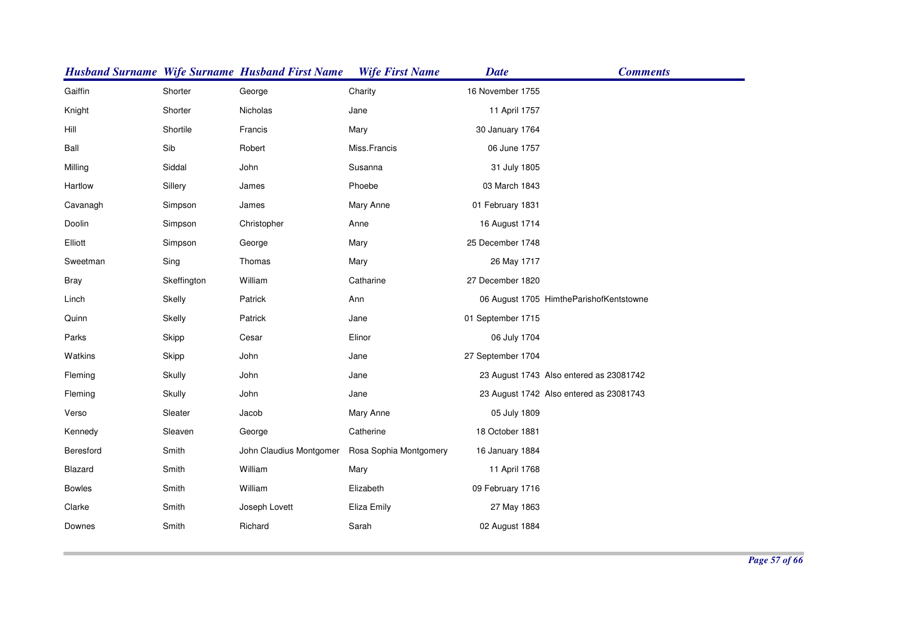| Husband Surname | Wife Surname | Husband First Name | Wife First Name | Date | Comments |
|---|---|---|---|---|---|
| Gaiffin | Shorter | George | Charity | 16 November 1755 | |
| Knight | Shorter | Nicholas | Jane | 11 April 1757 | |
| Hill | Shortile | Francis | Mary | 30 January 1764 | |
| Ball | Sib | Robert | Miss.Francis | 06 June 1757 | |
| Milling | Siddal | John | Susanna | 31 July 1805 | |
| Hartlow | Sillery | James | Phoebe | 03 March 1843 | |
| Cavanagh | Simpson | James | Mary Anne | 01 February 1831 | |
| Doolin | Simpson | Christopher | Anne | 16 August 1714 | |
| Elliott | Simpson | George | Mary | 25 December 1748 | |
| Sweetman | Sing | Thomas | Mary | 26 May 1717 | |
| Bray | Skeffington | William | Catharine | 27 December 1820 | |
| Linch | Skelly | Patrick | Ann | 06 August 1705 | HimtheParishofKentstowne |
| Quinn | Skelly | Patrick | Jane | 01 September 1715 | |
| Parks | Skipp | Cesar | Elinor | 06 July 1704 | |
| Watkins | Skipp | John | Jane | 27 September 1704 | |
| Fleming | Skully | John | Jane | 23 August 1743 | Also entered as 23081742 |
| Fleming | Skully | John | Jane | 23 August 1742 | Also entered as 23081743 |
| Verso | Sleater | Jacob | Mary Anne | 05 July 1809 | |
| Kennedy | Sleaven | George | Catherine | 18 October 1881 | |
| Beresford | Smith | John Claudius Montgomer | Rosa Sophia Montgomery | 16 January 1884 | |
| Blazard | Smith | William | Mary | 11 April 1768 | |
| Bowles | Smith | William | Elizabeth | 09 February 1716 | |
| Clarke | Smith | Joseph Lovett | Eliza Emily | 27 May 1863 | |
| Downes | Smith | Richard | Sarah | 02 August 1884 | |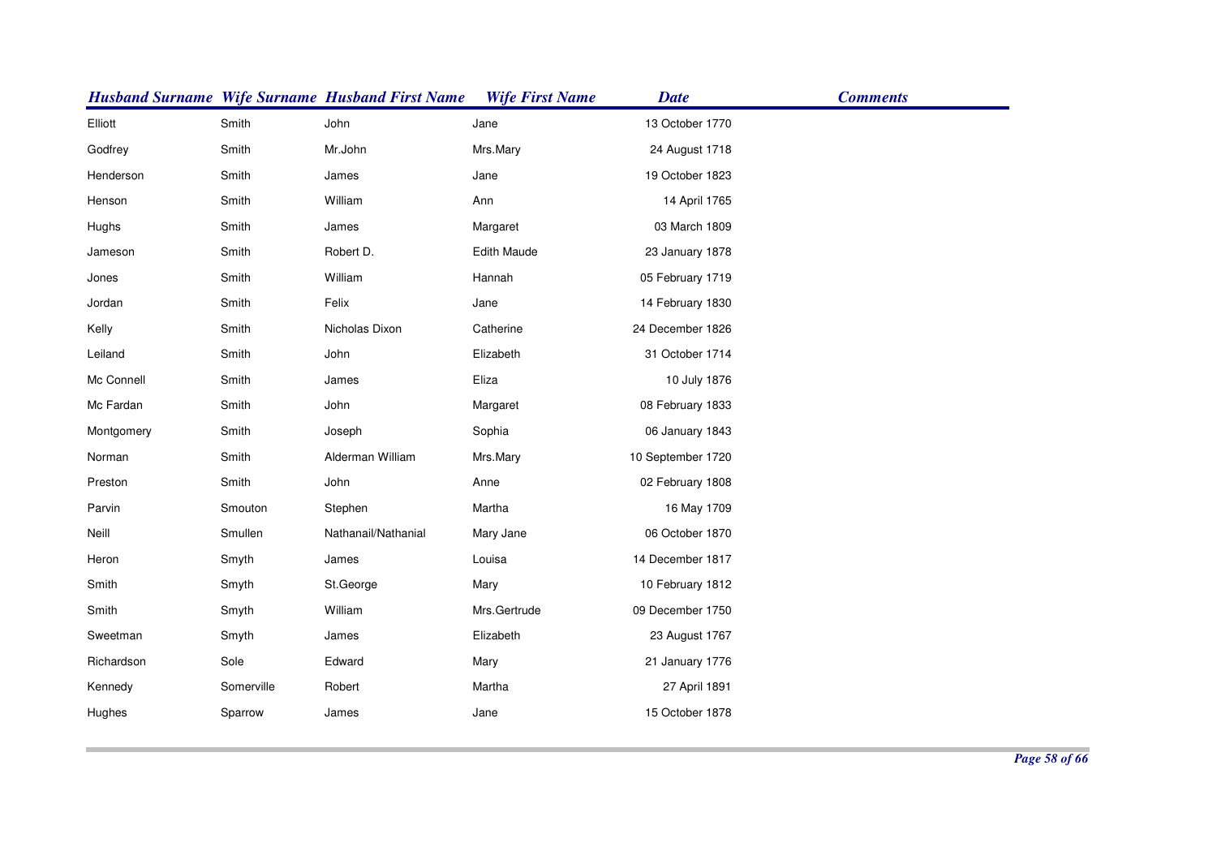| Husband Surname | Wife Surname | Husband First Name | Wife First Name | Date | Comments |
|---|---|---|---|---|---|
| Elliott | Smith | John | Jane | 13 October 1770 | |
| Godfrey | Smith | Mr.John | Mrs.Mary | 24 August 1718 | |
| Henderson | Smith | James | Jane | 19 October 1823 | |
| Henson | Smith | William | Ann | 14 April 1765 | |
| Hughs | Smith | James | Margaret | 03 March 1809 | |
| Jameson | Smith | Robert D. | Edith Maude | 23 January 1878 | |
| Jones | Smith | William | Hannah | 05 February 1719 | |
| Jordan | Smith | Felix | Jane | 14 February 1830 | |
| Kelly | Smith | Nicholas Dixon | Catherine | 24 December 1826 | |
| Leiland | Smith | John | Elizabeth | 31 October 1714 | |
| Mc Connell | Smith | James | Eliza | 10 July 1876 | |
| Mc Fardan | Smith | John | Margaret | 08 February 1833 | |
| Montgomery | Smith | Joseph | Sophia | 06 January 1843 | |
| Norman | Smith | Alderman William | Mrs.Mary | 10 September 1720 | |
| Preston | Smith | John | Anne | 02 February 1808 | |
| Parvin | Smouton | Stephen | Martha | 16 May 1709 | |
| Neill | Smullen | Nathanail/Nathanial | Mary Jane | 06 October 1870 | |
| Heron | Smyth | James | Louisa | 14 December 1817 | |
| Smith | Smyth | St.George | Mary | 10 February 1812 | |
| Smith | Smyth | William | Mrs.Gertrude | 09 December 1750 | |
| Sweetman | Smyth | James | Elizabeth | 23 August 1767 | |
| Richardson | Sole | Edward | Mary | 21 January 1776 | |
| Kennedy | Somerville | Robert | Martha | 27 April 1891 | |
| Hughes | Sparrow | James | Jane | 15 October 1878 | |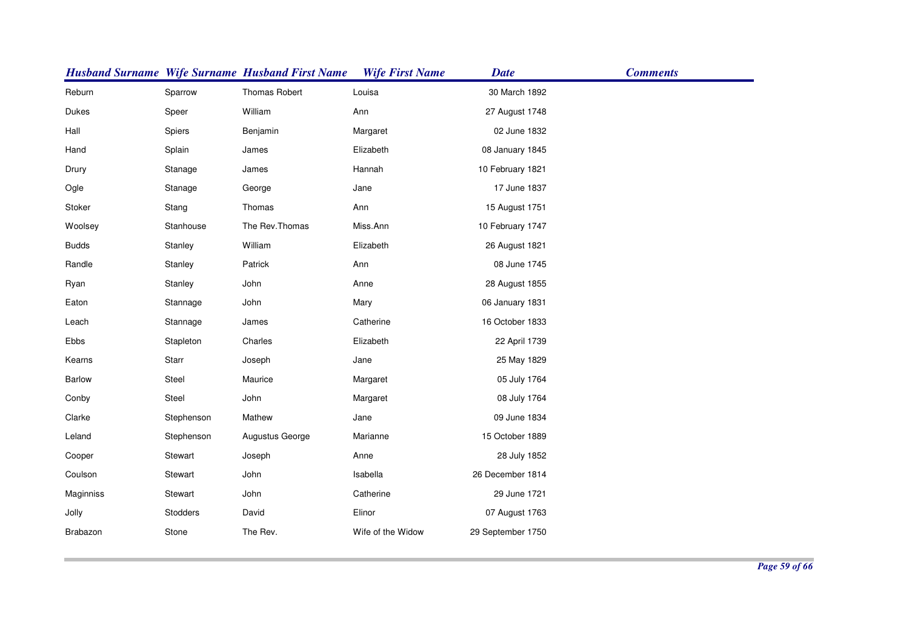| Husband Surname | Wife Surname | Husband First Name | Wife First Name | Date | Comments |
|---|---|---|---|---|---|
| Reburn | Sparrow | Thomas Robert | Louisa | 30 March 1892 | |
| Dukes | Speer | William | Ann | 27 August 1748 | |
| Hall | Spiers | Benjamin | Margaret | 02 June 1832 | |
| Hand | Splain | James | Elizabeth | 08 January 1845 | |
| Drury | Stanage | James | Hannah | 10 February 1821 | |
| Ogle | Stanage | George | Jane | 17 June 1837 | |
| Stoker | Stang | Thomas | Ann | 15 August 1751 | |
| Woolsey | Stanhouse | The Rev.Thomas | Miss.Ann | 10 February 1747 | |
| Budds | Stanley | William | Elizabeth | 26 August 1821 | |
| Randle | Stanley | Patrick | Ann | 08 June 1745 | |
| Ryan | Stanley | John | Anne | 28 August 1855 | |
| Eaton | Stannage | John | Mary | 06 January 1831 | |
| Leach | Stannage | James | Catherine | 16 October 1833 | |
| Ebbs | Stapleton | Charles | Elizabeth | 22 April 1739 | |
| Kearns | Starr | Joseph | Jane | 25 May 1829 | |
| Barlow | Steel | Maurice | Margaret | 05 July 1764 | |
| Conby | Steel | John | Margaret | 08 July 1764 | |
| Clarke | Stephenson | Mathew | Jane | 09 June 1834 | |
| Leland | Stephenson | Augustus George | Marianne | 15 October 1889 | |
| Cooper | Stewart | Joseph | Anne | 28 July 1852 | |
| Coulson | Stewart | John | Isabella | 26 December 1814 | |
| Maginniss | Stewart | John | Catherine | 29 June 1721 | |
| Jolly | Stodders | David | Elinor | 07 August 1763 | |
| Brabazon | Stone | The Rev. | Wife of the Widow | 29 September 1750 | |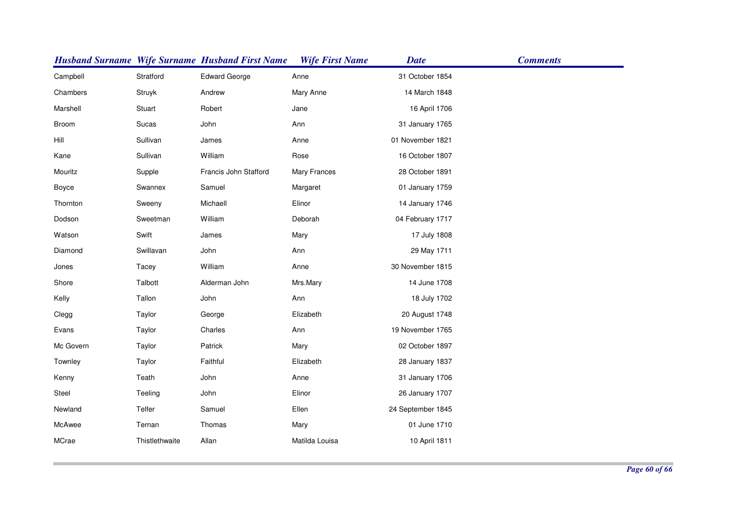| Husband Surname | Wife Surname | Husband First Name | Wife First Name | Date | Comments |
|---|---|---|---|---|---|
| Campbell | Stratford | Edward George | Anne | 31 October 1854 | |
| Chambers | Struyk | Andrew | Mary Anne | 14 March 1848 | |
| Marshell | Stuart | Robert | Jane | 16 April 1706 | |
| Broom | Sucas | John | Ann | 31 January 1765 | |
| Hill | Sullivan | James | Anne | 01 November 1821 | |
| Kane | Sullivan | William | Rose | 16 October 1807 | |
| Mouritz | Supple | Francis John Stafford | Mary Frances | 28 October 1891 | |
| Boyce | Swannex | Samuel | Margaret | 01 January 1759 | |
| Thornton | Sweeny | Michaell | Elinor | 14 January 1746 | |
| Dodson | Sweetman | William | Deborah | 04 February 1717 | |
| Watson | Swift | James | Mary | 17 July 1808 | |
| Diamond | Swillavan | John | Ann | 29 May 1711 | |
| Jones | Tacey | William | Anne | 30 November 1815 | |
| Shore | Talbott | Alderman John | Mrs.Mary | 14 June 1708 | |
| Kelly | Tallon | John | Ann | 18 July 1702 | |
| Clegg | Taylor | George | Elizabeth | 20 August 1748 | |
| Evans | Taylor | Charles | Ann | 19 November 1765 | |
| Mc Govern | Taylor | Patrick | Mary | 02 October 1897 | |
| Townley | Taylor | Faithful | Elizabeth | 28 January 1837 | |
| Kenny | Teath | John | Anne | 31 January 1706 | |
| Steel | Teeling | John | Elinor | 26 January 1707 | |
| Newland | Telfer | Samuel | Ellen | 24 September 1845 | |
| McAwee | Ternan | Thomas | Mary | 01 June 1710 | |
| MCrae | Thistlethwaite | Allan | Matilda Louisa | 10 April 1811 | |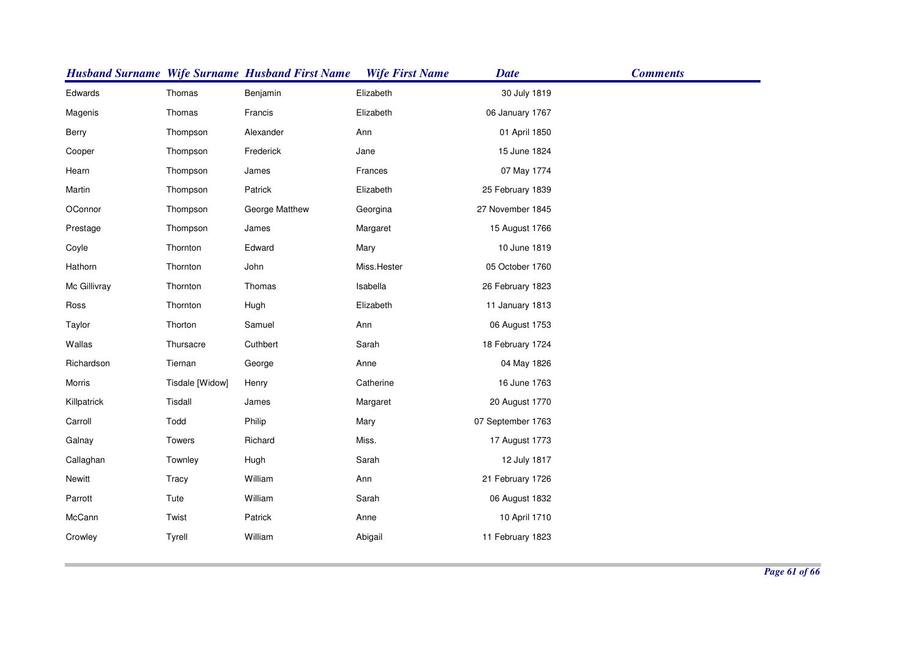| Husband Surname | Wife Surname | Husband First Name | Wife First Name | Date | Comments |
|---|---|---|---|---|---|
| Edwards | Thomas | Benjamin | Elizabeth | 30 July 1819 | |
| Magenis | Thomas | Francis | Elizabeth | 06 January 1767 | |
| Berry | Thompson | Alexander | Ann | 01 April 1850 | |
| Cooper | Thompson | Frederick | Jane | 15 June 1824 | |
| Hearn | Thompson | James | Frances | 07 May 1774 | |
| Martin | Thompson | Patrick | Elizabeth | 25 February 1839 | |
| OConnor | Thompson | George Matthew | Georgina | 27 November 1845 | |
| Prestage | Thompson | James | Margaret | 15 August 1766 | |
| Coyle | Thornton | Edward | Mary | 10 June 1819 | |
| Hathorn | Thornton | John | Miss.Hester | 05 October 1760 | |
| Mc Gillivray | Thornton | Thomas | Isabella | 26 February 1823 | |
| Ross | Thornton | Hugh | Elizabeth | 11 January 1813 | |
| Taylor | Thorton | Samuel | Ann | 06 August 1753 | |
| Wallas | Thursacre | Cuthbert | Sarah | 18 February 1724 | |
| Richardson | Tiernan | George | Anne | 04 May 1826 | |
| Morris | Tisdale [Widow] | Henry | Catherine | 16 June 1763 | |
| Killpatrick | Tisdall | James | Margaret | 20 August 1770 | |
| Carroll | Todd | Philip | Mary | 07 September 1763 | |
| Galnay | Towers | Richard | Miss. | 17 August 1773 | |
| Callaghan | Townley | Hugh | Sarah | 12 July 1817 | |
| Newitt | Tracy | William | Ann | 21 February 1726 | |
| Parrott | Tute | William | Sarah | 06 August 1832 | |
| McCann | Twist | Patrick | Anne | 10 April 1710 | |
| Crowley | Tyrell | William | Abigail | 11 February 1823 | |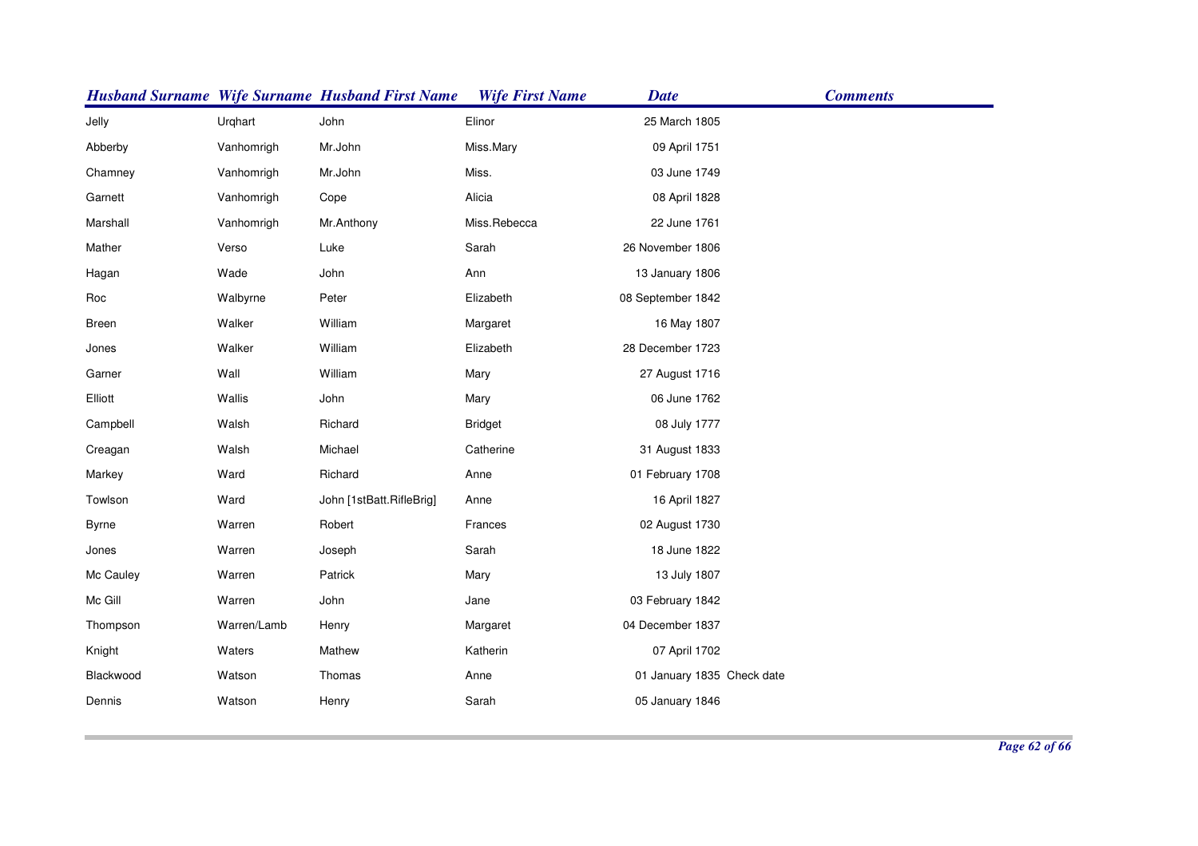| Husband Surname | Wife Surname | Husband First Name | Wife First Name | Date | Comments |
|---|---|---|---|---|---|
| Jelly | Urqhart | John | Elinor | 25 March 1805 | |
| Abberby | Vanhomrigh | Mr.John | Miss.Mary | 09 April 1751 | |
| Chamney | Vanhomrigh | Mr.John | Miss. | 03 June 1749 | |
| Garnett | Vanhomrigh | Cope | Alicia | 08 April 1828 | |
| Marshall | Vanhomrigh | Mr.Anthony | Miss.Rebecca | 22 June 1761 | |
| Mather | Verso | Luke | Sarah | 26 November 1806 | |
| Hagan | Wade | John | Ann | 13 January 1806 | |
| Roc | Walbyrne | Peter | Elizabeth | 08 September 1842 | |
| Breen | Walker | William | Margaret | 16 May 1807 | |
| Jones | Walker | William | Elizabeth | 28 December 1723 | |
| Garner | Wall | William | Mary | 27 August 1716 | |
| Elliott | Wallis | John | Mary | 06 June 1762 | |
| Campbell | Walsh | Richard | Bridget | 08 July 1777 | |
| Creagan | Walsh | Michael | Catherine | 31 August 1833 | |
| Markey | Ward | Richard | Anne | 01 February 1708 | |
| Towlson | Ward | John [1stBatt.RifleBrig] | Anne | 16 April 1827 | |
| Byrne | Warren | Robert | Frances | 02 August 1730 | |
| Jones | Warren | Joseph | Sarah | 18 June 1822 | |
| Mc Cauley | Warren | Patrick | Mary | 13 July 1807 | |
| Mc Gill | Warren | John | Jane | 03 February 1842 | |
| Thompson | Warren/Lamb | Henry | Margaret | 04 December 1837 | |
| Knight | Waters | Mathew | Katherin | 07 April 1702 | |
| Blackwood | Watson | Thomas | Anne | 01 January 1835 | Check date |
| Dennis | Watson | Henry | Sarah | 05 January 1846 | |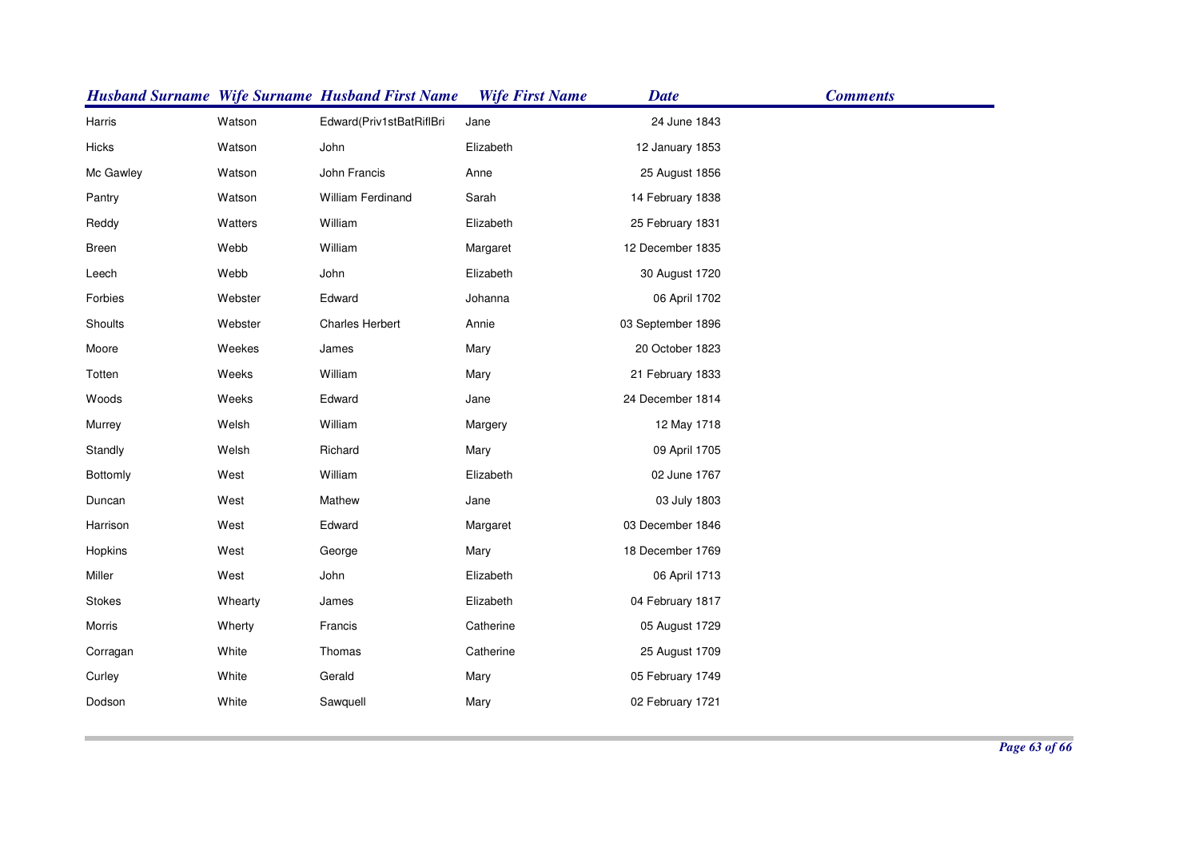| Husband Surname | Wife Surname | Husband First Name | Wife First Name | Date | Comments |
|---|---|---|---|---|---|
| Harris | Watson | Edward(Priv1stBatRiflBri | Jane | 24 June 1843 | |
| Hicks | Watson | John | Elizabeth | 12 January 1853 | |
| Mc Gawley | Watson | John Francis | Anne | 25 August 1856 | |
| Pantry | Watson | William Ferdinand | Sarah | 14 February 1838 | |
| Reddy | Watters | William | Elizabeth | 25 February 1831 | |
| Breen | Webb | William | Margaret | 12 December 1835 | |
| Leech | Webb | John | Elizabeth | 30 August 1720 | |
| Forbies | Webster | Edward | Johanna | 06 April 1702 | |
| Shoults | Webster | Charles Herbert | Annie | 03 September 1896 | |
| Moore | Weekes | James | Mary | 20 October 1823 | |
| Totten | Weeks | William | Mary | 21 February 1833 | |
| Woods | Weeks | Edward | Jane | 24 December 1814 | |
| Murrey | Welsh | William | Margery | 12 May 1718 | |
| Standly | Welsh | Richard | Mary | 09 April 1705 | |
| Bottomly | West | William | Elizabeth | 02 June 1767 | |
| Duncan | West | Mathew | Jane | 03 July 1803 | |
| Harrison | West | Edward | Margaret | 03 December 1846 | |
| Hopkins | West | George | Mary | 18 December 1769 | |
| Miller | West | John | Elizabeth | 06 April 1713 | |
| Stokes | Whearty | James | Elizabeth | 04 February 1817 | |
| Morris | Wherty | Francis | Catherine | 05 August 1729 | |
| Corragan | White | Thomas | Catherine | 25 August 1709 | |
| Curley | White | Gerald | Mary | 05 February 1749 | |
| Dodson | White | Sawquell | Mary | 02 February 1721 | |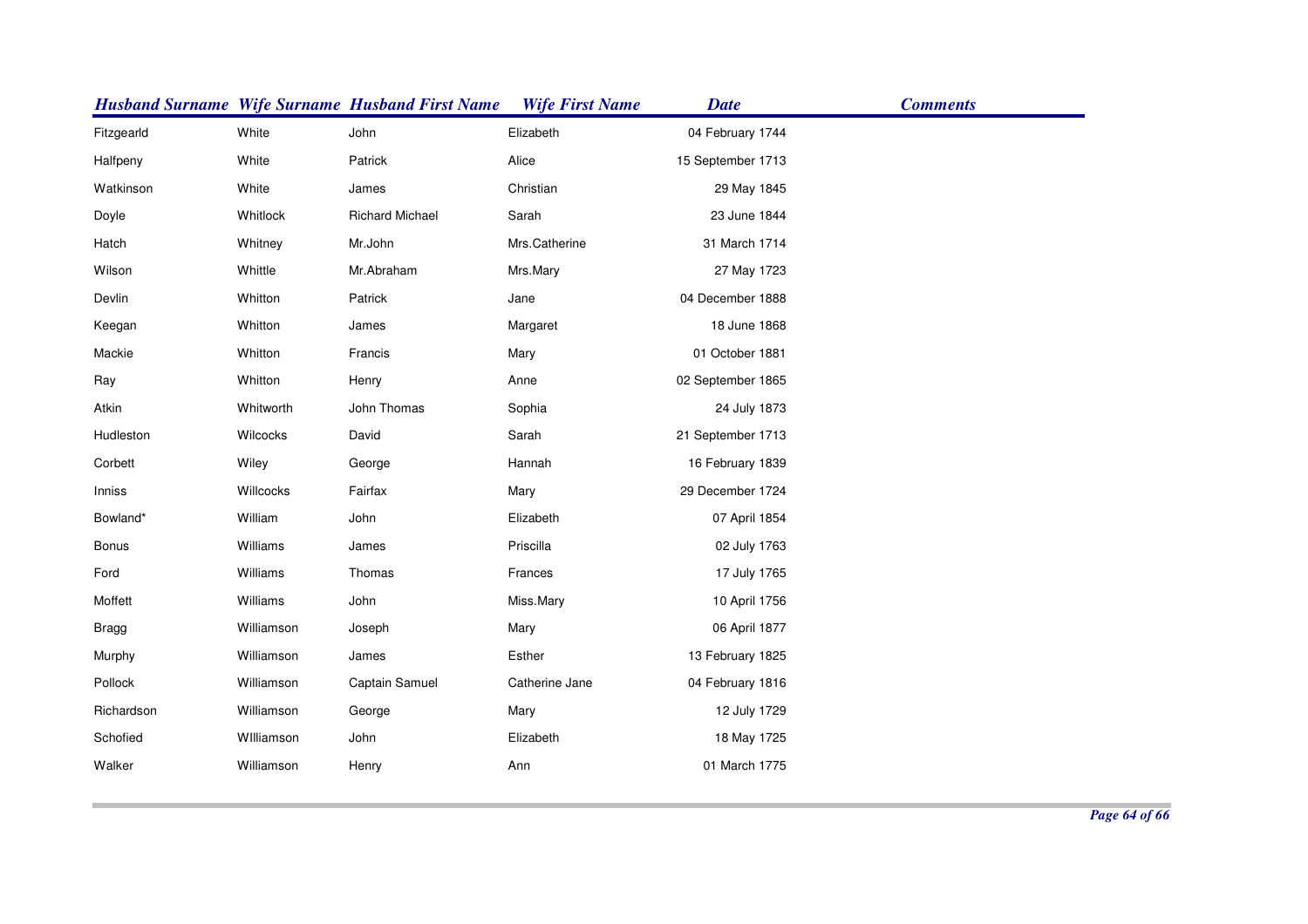| Husband Surname | Wife Surname | Husband First Name | Wife First Name | Date | Comments |
|---|---|---|---|---|---|
| Fitzgearld | White | John | Elizabeth | 04 February 1744 | |
| Halfpeny | White | Patrick | Alice | 15 September 1713 | |
| Watkinson | White | James | Christian | 29 May 1845 | |
| Doyle | Whitlock | Richard Michael | Sarah | 23 June 1844 | |
| Hatch | Whitney | Mr.John | Mrs.Catherine | 31 March 1714 | |
| Wilson | Whittle | Mr.Abraham | Mrs.Mary | 27 May 1723 | |
| Devlin | Whitton | Patrick | Jane | 04 December 1888 | |
| Keegan | Whitton | James | Margaret | 18 June 1868 | |
| Mackie | Whitton | Francis | Mary | 01 October 1881 | |
| Ray | Whitton | Henry | Anne | 02 September 1865 | |
| Atkin | Whitworth | John Thomas | Sophia | 24 July 1873 | |
| Hudleston | Wilcocks | David | Sarah | 21 September 1713 | |
| Corbett | Wiley | George | Hannah | 16 February 1839 | |
| Inniss | Willcocks | Fairfax | Mary | 29 December 1724 | |
| Bowland* | William | John | Elizabeth | 07 April 1854 | |
| Bonus | Williams | James | Priscilla | 02 July 1763 | |
| Ford | Williams | Thomas | Frances | 17 July 1765 | |
| Moffett | Williams | John | Miss.Mary | 10 April 1756 | |
| Bragg | Williamson | Joseph | Mary | 06 April 1877 | |
| Murphy | Williamson | James | Esther | 13 February 1825 | |
| Pollock | Williamson | Captain Samuel | Catherine Jane | 04 February 1816 | |
| Richardson | Williamson | George | Mary | 12 July 1729 | |
| Schofied | WIlliamson | John | Elizabeth | 18 May 1725 | |
| Walker | Williamson | Henry | Ann | 01 March 1775 | |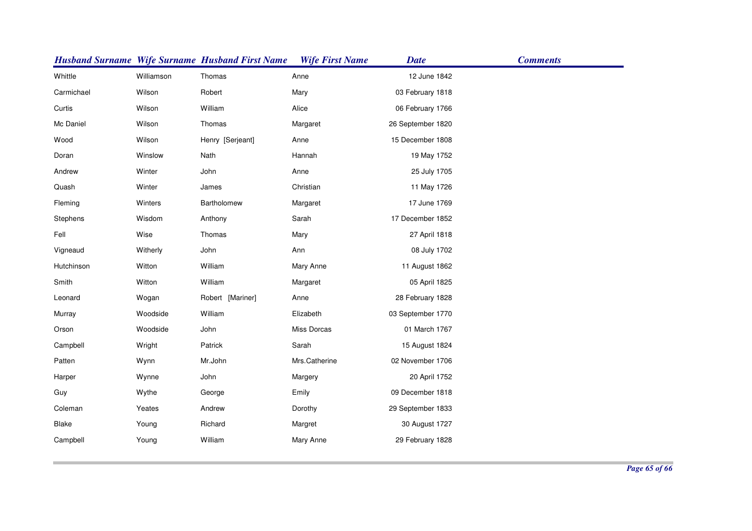| Husband Surname | Wife Surname | Husband First Name | Wife First Name | Date | Comments |
|---|---|---|---|---|---|
| Whittle | Williamson | Thomas | Anne | 12 June 1842 | |
| Carmichael | Wilson | Robert | Mary | 03 February 1818 | |
| Curtis | Wilson | William | Alice | 06 February 1766 | |
| Mc Daniel | Wilson | Thomas | Margaret | 26 September 1820 | |
| Wood | Wilson | Henry [Serjeant] | Anne | 15 December 1808 | |
| Doran | Winslow | Nath | Hannah | 19 May 1752 | |
| Andrew | Winter | John | Anne | 25 July 1705 | |
| Quash | Winter | James | Christian | 11 May 1726 | |
| Fleming | Winters | Bartholomew | Margaret | 17 June 1769 | |
| Stephens | Wisdom | Anthony | Sarah | 17 December 1852 | |
| Fell | Wise | Thomas | Mary | 27 April 1818 | |
| Vigneaud | Witherly | John | Ann | 08 July 1702 | |
| Hutchinson | Witton | William | Mary Anne | 11 August 1862 | |
| Smith | Witton | William | Margaret | 05 April 1825 | |
| Leonard | Wogan | Robert [Mariner] | Anne | 28 February 1828 | |
| Murray | Woodside | William | Elizabeth | 03 September 1770 | |
| Orson | Woodside | John | Miss Dorcas | 01 March 1767 | |
| Campbell | Wright | Patrick | Sarah | 15 August 1824 | |
| Patten | Wynn | Mr.John | Mrs.Catherine | 02 November 1706 | |
| Harper | Wynne | John | Margery | 20 April 1752 | |
| Guy | Wythe | George | Emily | 09 December 1818 | |
| Coleman | Yeates | Andrew | Dorothy | 29 September 1833 | |
| Blake | Young | Richard | Margret | 30 August 1727 | |
| Campbell | Young | William | Mary Anne | 29 February 1828 | |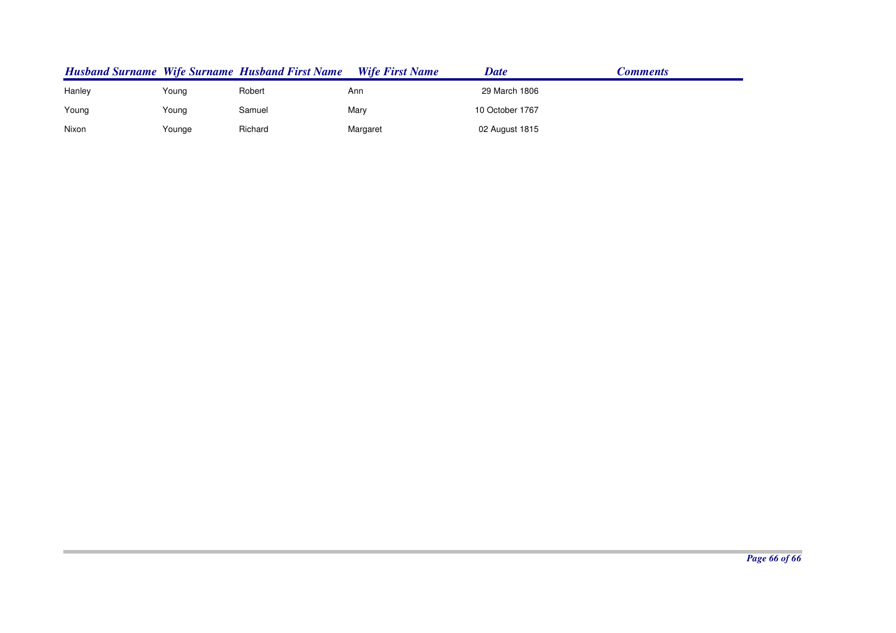| Husband Surname | Wife Surname | Husband First Name | Wife First Name | Date | Comments |
|---|---|---|---|---|---|
| Hanley | Young | Robert | Ann | 29 March 1806 | |
| Young | Young | Samuel | Mary | 10 October 1767 | |
| Nixon | Younge | Richard | Margaret | 02 August 1815 | |